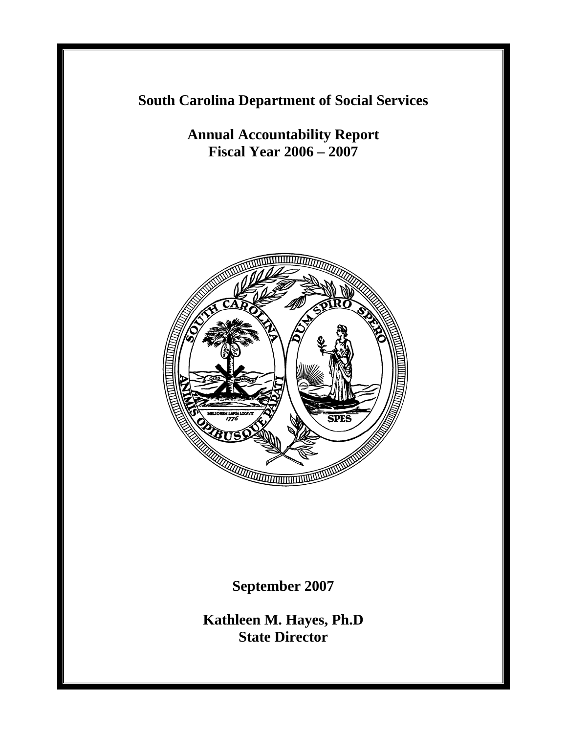# South Carolina Department of Social Services

## Annual Accountability Report
## Fiscal Year 2006 – 2007

September 2007

**Kathleen M. Hayes, Ph.D**
**State Director**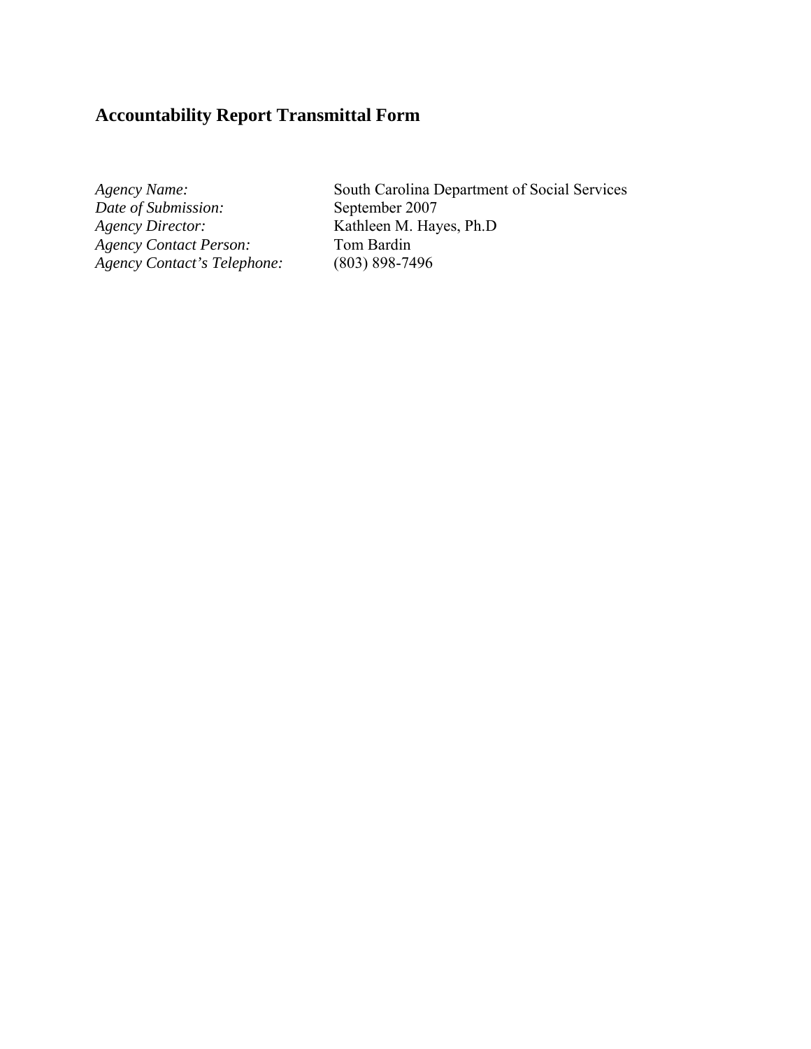## Accountability Report Transmittal Form

| | |
|---|---|
| *Agency Name:* | South Carolina Department of Social Services |
| *Date of Submission:* | September 2007 |
| *Agency Director:* | Kathleen M. Hayes, Ph.D |
| *Agency Contact Person:* | Tom Bardin |
| *Agency Contact's Telephone:* | (803) 898-7496 |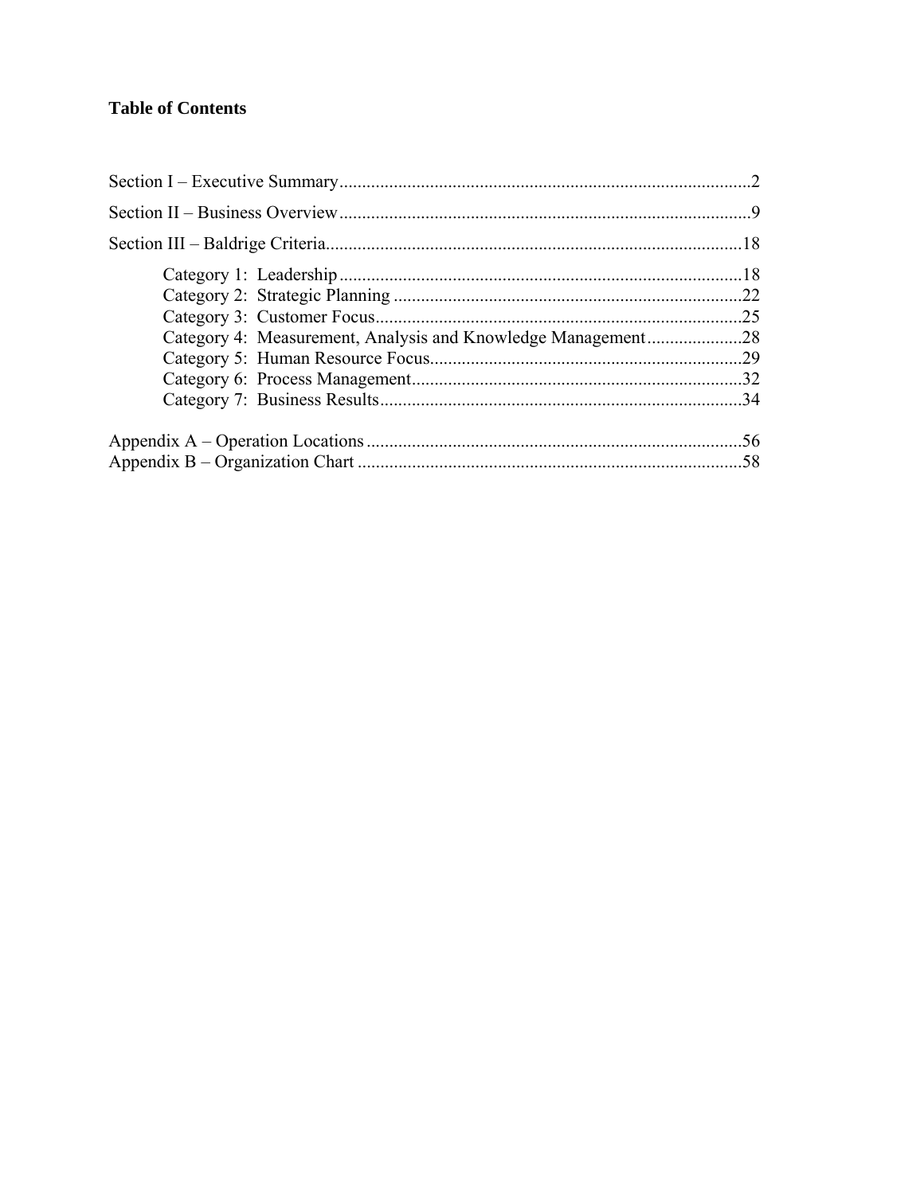**Table of Contents**

Section I – Executive Summary..........................................................................................2

Section II – Business Overview..........................................................................................9

Section III – Baldrige Criteria...........................................................................................18

- Category 1: Leadership........................................................................................18
- Category 2: Strategic Planning ............................................................................22
- Category 3: Customer Focus................................................................................25
- Category 4: Measurement, Analysis and Knowledge Management.....................28
- Category 5: Human Resource Focus....................................................................29
- Category 6: Process Management........................................................................32
- Category 7: Business Results...............................................................................34

Appendix A – Operation Locations...................................................................................56
Appendix B – Organization Chart ....................................................................................58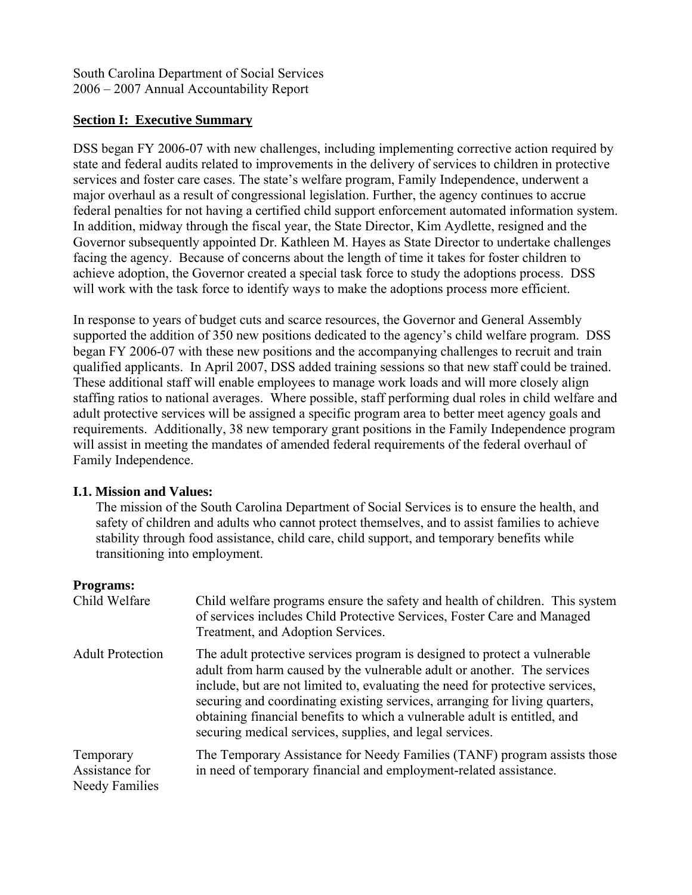South Carolina Department of Social Services
2006 – 2007 Annual Accountability Report

## Section I: Executive Summary

DSS began FY 2006-07 with new challenges, including implementing corrective action required by state and federal audits related to improvements in the delivery of services to children in protective services and foster care cases. The state's welfare program, Family Independence, underwent a major overhaul as a result of congressional legislation. Further, the agency continues to accrue federal penalties for not having a certified child support enforcement automated information system. In addition, midway through the fiscal year, the State Director, Kim Aydlette, resigned and the Governor subsequently appointed Dr. Kathleen M. Hayes as State Director to undertake challenges facing the agency. Because of concerns about the length of time it takes for foster children to achieve adoption, the Governor created a special task force to study the adoptions process. DSS will work with the task force to identify ways to make the adoptions process more efficient.

In response to years of budget cuts and scarce resources, the Governor and General Assembly supported the addition of 350 new positions dedicated to the agency's child welfare program. DSS began FY 2006-07 with these new positions and the accompanying challenges to recruit and train qualified applicants. In April 2007, DSS added training sessions so that new staff could be trained. These additional staff will enable employees to manage work loads and will more closely align staffing ratios to national averages. Where possible, staff performing dual roles in child welfare and adult protective services will be assigned a specific program area to better meet agency goals and requirements. Additionally, 38 new temporary grant positions in the Family Independence program will assist in meeting the mandates of amended federal requirements of the federal overhaul of Family Independence.

### I.1. Mission and Values:

The mission of the South Carolina Department of Social Services is to ensure the health, and safety of children and adults who cannot protect themselves, and to assist families to achieve stability through food assistance, child care, child support, and temporary benefits while transitioning into employment.

**Programs:**

| | |
|---|---|
| Child Welfare | Child welfare programs ensure the safety and health of children. This system of services includes Child Protective Services, Foster Care and Managed Treatment, and Adoption Services. |
| Adult Protection | The adult protective services program is designed to protect a vulnerable adult from harm caused by the vulnerable adult or another. The services include, but are not limited to, evaluating the need for protective services, securing and coordinating existing services, arranging for living quarters, obtaining financial benefits to which a vulnerable adult is entitled, and securing medical services, supplies, and legal services. |
| Temporary Assistance for Needy Families | The Temporary Assistance for Needy Families (TANF) program assists those in need of temporary financial and employment-related assistance. |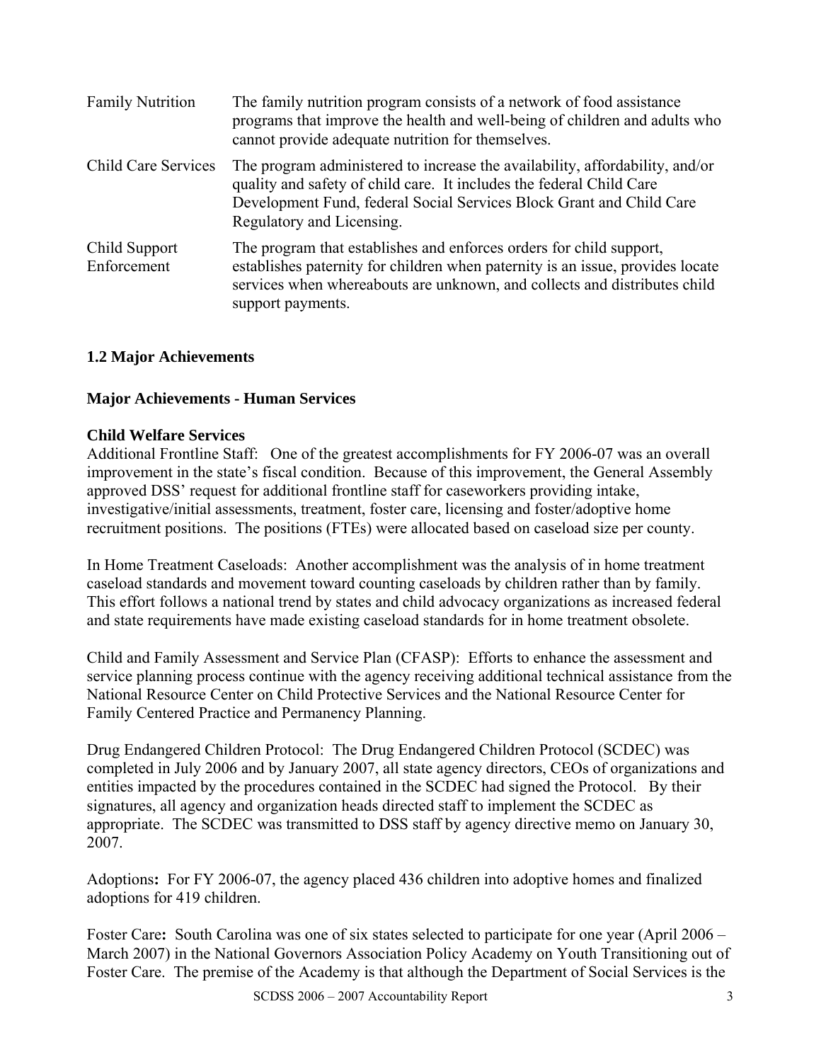| | |
|---|---|
| Family Nutrition | The family nutrition program consists of a network of food assistance programs that improve the health and well-being of children and adults who cannot provide adequate nutrition for themselves. |
| Child Care Services | The program administered to increase the availability, affordability, and/or quality and safety of child care. It includes the federal Child Care Development Fund, federal Social Services Block Grant and Child Care Regulatory and Licensing. |
| Child Support Enforcement | The program that establishes and enforces orders for child support, establishes paternity for children when paternity is an issue, provides locate services when whereabouts are unknown, and collects and distributes child support payments. |

## 1.2 Major Achievements

### Major Achievements - Human Services

#### Child Welfare Services

Additional Frontline Staff: One of the greatest accomplishments for FY 2006-07 was an overall improvement in the state's fiscal condition. Because of this improvement, the General Assembly approved DSS' request for additional frontline staff for caseworkers providing intake, investigative/initial assessments, treatment, foster care, licensing and foster/adoptive home recruitment positions. The positions (FTEs) were allocated based on caseload size per county.

In Home Treatment Caseloads: Another accomplishment was the analysis of in home treatment caseload standards and movement toward counting caseloads by children rather than by family. This effort follows a national trend by states and child advocacy organizations as increased federal and state requirements have made existing caseload standards for in home treatment obsolete.

Child and Family Assessment and Service Plan (CFASP): Efforts to enhance the assessment and service planning process continue with the agency receiving additional technical assistance from the National Resource Center on Child Protective Services and the National Resource Center for Family Centered Practice and Permanency Planning.

Drug Endangered Children Protocol: The Drug Endangered Children Protocol (SCDEC) was completed in July 2006 and by January 2007, all state agency directors, CEOs of organizations and entities impacted by the procedures contained in the SCDEC had signed the Protocol. By their signatures, all agency and organization heads directed staff to implement the SCDEC as appropriate. The SCDEC was transmitted to DSS staff by agency directive memo on January 30, 2007.

Adoptions**:** For FY 2006-07, the agency placed 436 children into adoptive homes and finalized adoptions for 419 children.

Foster Care**:** South Carolina was one of six states selected to participate for one year (April 2006 – March 2007) in the National Governors Association Policy Academy on Youth Transitioning out of Foster Care. The premise of the Academy is that although the Department of Social Services is the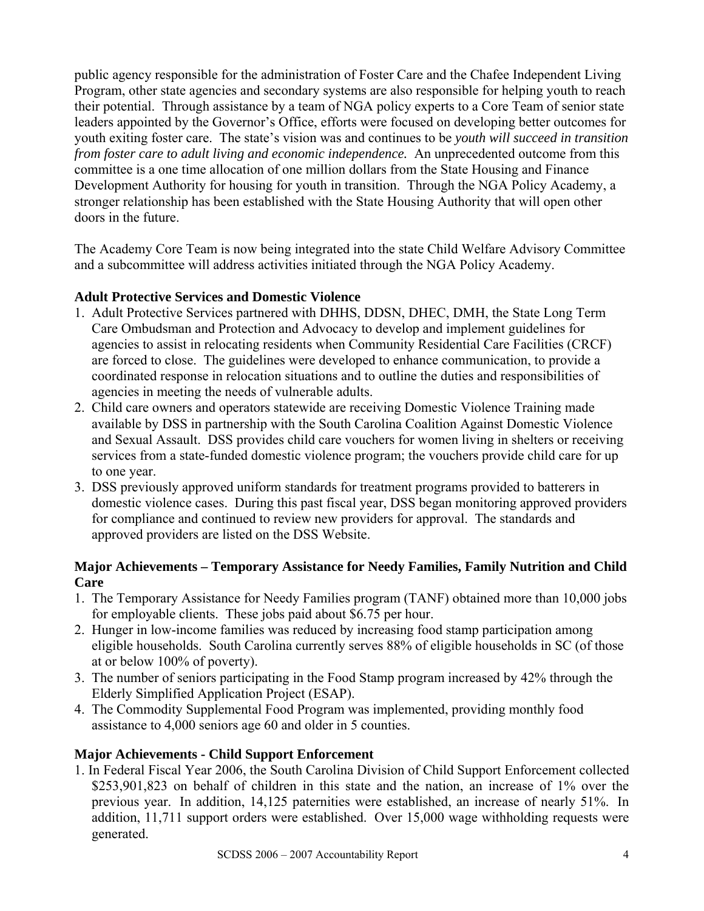public agency responsible for the administration of Foster Care and the Chafee Independent Living Program, other state agencies and secondary systems are also responsible for helping youth to reach their potential. Through assistance by a team of NGA policy experts to a Core Team of senior state leaders appointed by the Governor's Office, efforts were focused on developing better outcomes for youth exiting foster care. The state's vision was and continues to be *youth will succeed in transition from foster care to adult living and economic independence.* An unprecedented outcome from this committee is a one time allocation of one million dollars from the State Housing and Finance Development Authority for housing for youth in transition. Through the NGA Policy Academy, a stronger relationship has been established with the State Housing Authority that will open other doors in the future.

The Academy Core Team is now being integrated into the state Child Welfare Advisory Committee and a subcommittee will address activities initiated through the NGA Policy Academy.

**Adult Protective Services and Domestic Violence**

1. Adult Protective Services partnered with DHHS, DDSN, DHEC, DMH, the State Long Term Care Ombudsman and Protection and Advocacy to develop and implement guidelines for agencies to assist in relocating residents when Community Residential Care Facilities (CRCF) are forced to close. The guidelines were developed to enhance communication, to provide a coordinated response in relocation situations and to outline the duties and responsibilities of agencies in meeting the needs of vulnerable adults.
2. Child care owners and operators statewide are receiving Domestic Violence Training made available by DSS in partnership with the South Carolina Coalition Against Domestic Violence and Sexual Assault. DSS provides child care vouchers for women living in shelters or receiving services from a state-funded domestic violence program; the vouchers provide child care for up to one year.
3. DSS previously approved uniform standards for treatment programs provided to batterers in domestic violence cases. During this past fiscal year, DSS began monitoring approved providers for compliance and continued to review new providers for approval. The standards and approved providers are listed on the DSS Website.

**Major Achievements – Temporary Assistance for Needy Families, Family Nutrition and Child Care**

1. The Temporary Assistance for Needy Families program (TANF) obtained more than 10,000 jobs for employable clients. These jobs paid about $6.75 per hour.
2. Hunger in low-income families was reduced by increasing food stamp participation among eligible households. South Carolina currently serves 88% of eligible households in SC (of those at or below 100% of poverty).
3. The number of seniors participating in the Food Stamp program increased by 42% through the Elderly Simplified Application Project (ESAP).
4. The Commodity Supplemental Food Program was implemented, providing monthly food assistance to 4,000 seniors age 60 and older in 5 counties.

**Major Achievements - Child Support Enforcement**

1. In Federal Fiscal Year 2006, the South Carolina Division of Child Support Enforcement collected $253,901,823 on behalf of children in this state and the nation, an increase of 1% over the previous year. In addition, 14,125 paternities were established, an increase of nearly 51%. In addition, 11,711 support orders were established. Over 15,000 wage withholding requests were generated.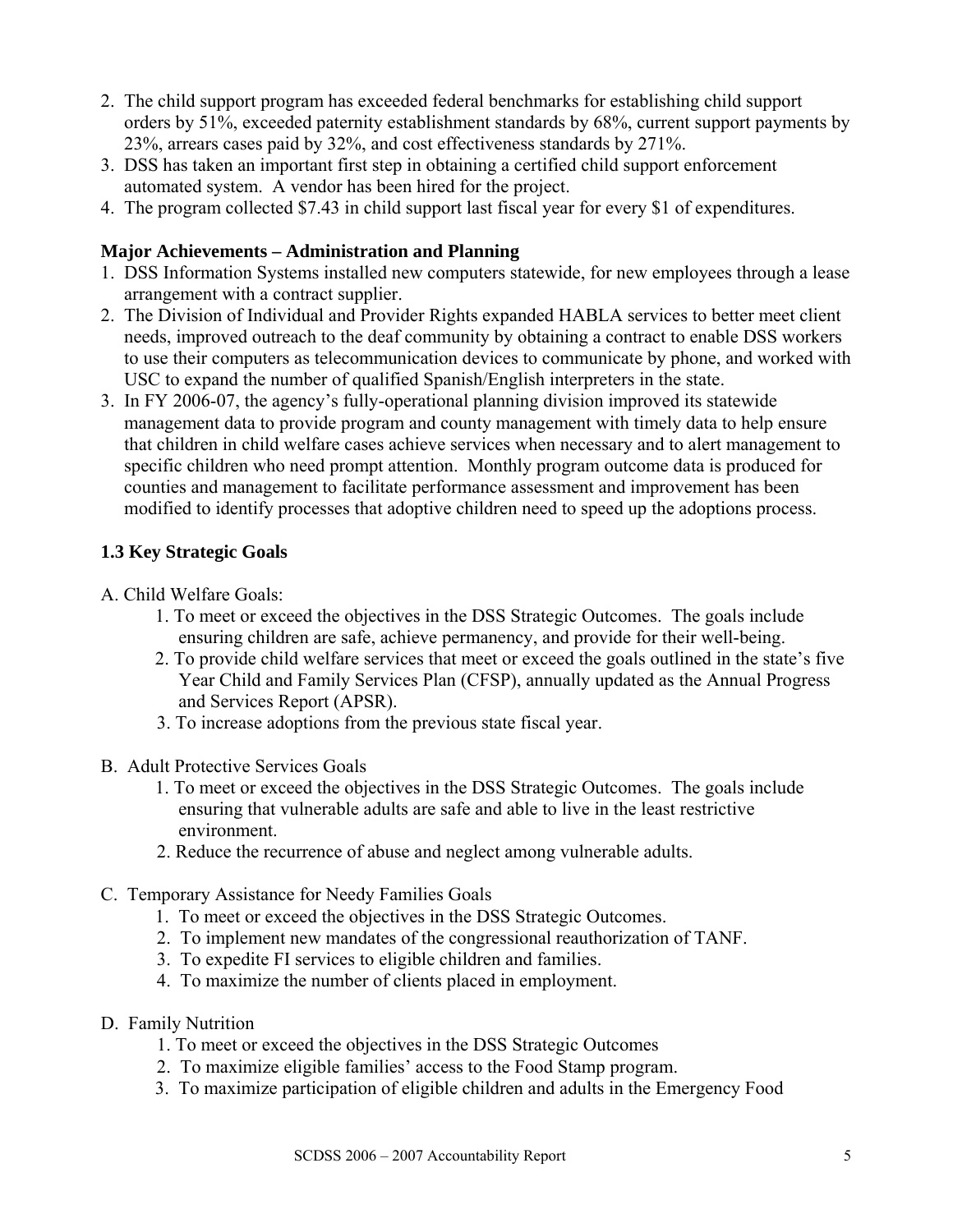2. The child support program has exceeded federal benchmarks for establishing child support orders by 51%, exceeded paternity establishment standards by 68%, current support payments by 23%, arrears cases paid by 32%, and cost effectiveness standards by 271%.
3. DSS has taken an important first step in obtaining a certified child support enforcement automated system. A vendor has been hired for the project.
4. The program collected $7.43 in child support last fiscal year for every $1 of expenditures.

**Major Achievements – Administration and Planning**

1. DSS Information Systems installed new computers statewide, for new employees through a lease arrangement with a contract supplier.
2. The Division of Individual and Provider Rights expanded HABLA services to better meet client needs, improved outreach to the deaf community by obtaining a contract to enable DSS workers to use their computers as telecommunication devices to communicate by phone, and worked with USC to expand the number of qualified Spanish/English interpreters in the state.
3. In FY 2006-07, the agency's fully-operational planning division improved its statewide management data to provide program and county management with timely data to help ensure that children in child welfare cases achieve services when necessary and to alert management to specific children who need prompt attention. Monthly program outcome data is produced for counties and management to facilitate performance assessment and improvement has been modified to identify processes that adoptive children need to speed up the adoptions process.

### 1.3 Key Strategic Goals

A. Child Welfare Goals:

1. To meet or exceed the objectives in the DSS Strategic Outcomes. The goals include ensuring children are safe, achieve permanency, and provide for their well-being.
2. To provide child welfare services that meet or exceed the goals outlined in the state's five Year Child and Family Services Plan (CFSP), annually updated as the Annual Progress and Services Report (APSR).
3. To increase adoptions from the previous state fiscal year.

B. Adult Protective Services Goals

1. To meet or exceed the objectives in the DSS Strategic Outcomes. The goals include ensuring that vulnerable adults are safe and able to live in the least restrictive environment.
2. Reduce the recurrence of abuse and neglect among vulnerable adults.

C. Temporary Assistance for Needy Families Goals

1. To meet or exceed the objectives in the DSS Strategic Outcomes.
2. To implement new mandates of the congressional reauthorization of TANF.
3. To expedite FI services to eligible children and families.
4. To maximize the number of clients placed in employment.

D. Family Nutrition

1. To meet or exceed the objectives in the DSS Strategic Outcomes
2. To maximize eligible families' access to the Food Stamp program.
3. To maximize participation of eligible children and adults in the Emergency Food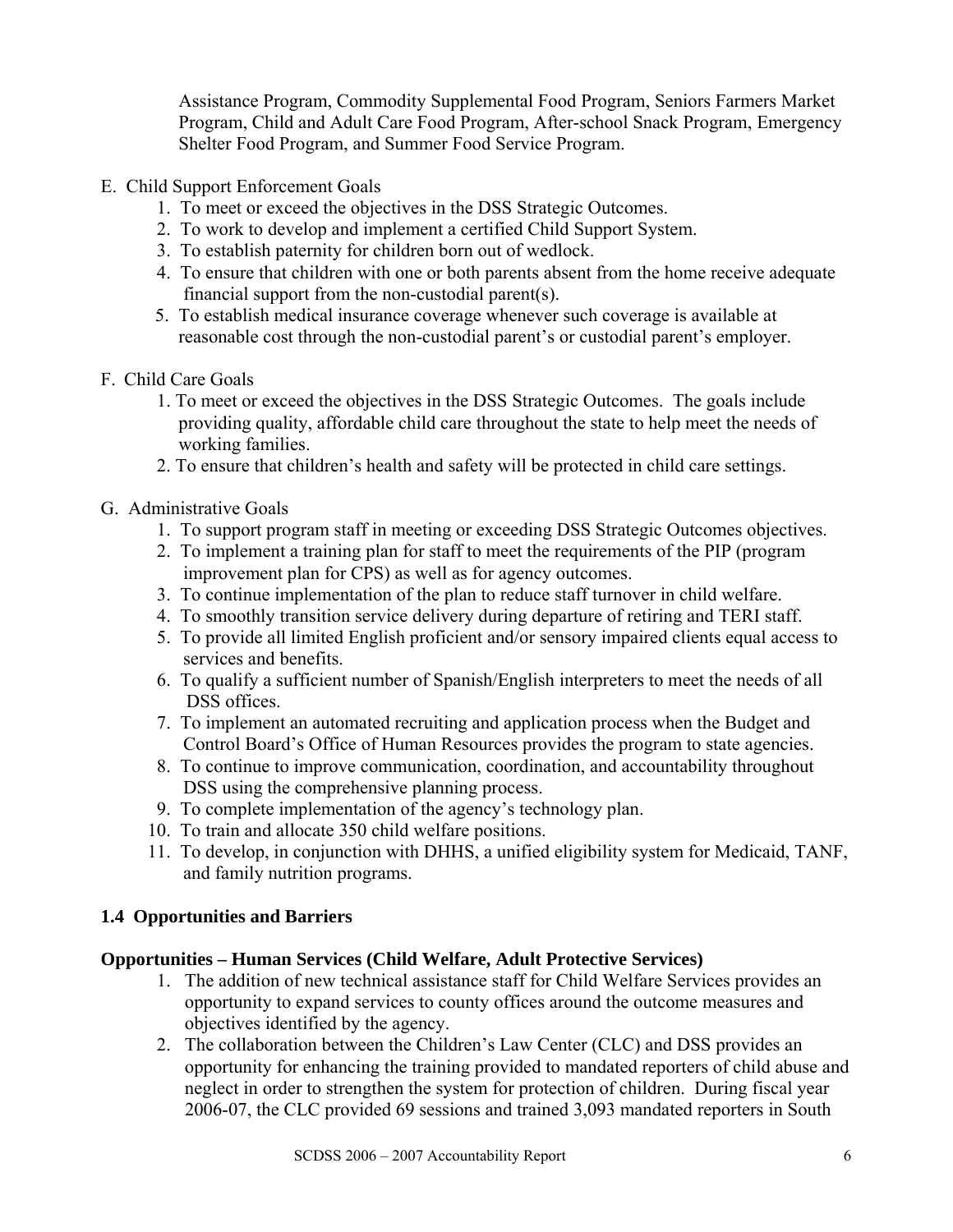Assistance Program, Commodity Supplemental Food Program, Seniors Farmers Market Program, Child and Adult Care Food Program, After-school Snack Program, Emergency Shelter Food Program, and Summer Food Service Program.

E. Child Support Enforcement Goals
   1. To meet or exceed the objectives in the DSS Strategic Outcomes.
   2. To work to develop and implement a certified Child Support System.
   3. To establish paternity for children born out of wedlock.
   4. To ensure that children with one or both parents absent from the home receive adequate financial support from the non-custodial parent(s).
   5. To establish medical insurance coverage whenever such coverage is available at reasonable cost through the non-custodial parent's or custodial parent's employer.

F. Child Care Goals
   1. To meet or exceed the objectives in the DSS Strategic Outcomes. The goals include providing quality, affordable child care throughout the state to help meet the needs of working families.
   2. To ensure that children's health and safety will be protected in child care settings.

G. Administrative Goals
   1. To support program staff in meeting or exceeding DSS Strategic Outcomes objectives.
   2. To implement a training plan for staff to meet the requirements of the PIP (program improvement plan for CPS) as well as for agency outcomes.
   3. To continue implementation of the plan to reduce staff turnover in child welfare.
   4. To smoothly transition service delivery during departure of retiring and TERI staff.
   5. To provide all limited English proficient and/or sensory impaired clients equal access to services and benefits.
   6. To qualify a sufficient number of Spanish/English interpreters to meet the needs of all DSS offices.
   7. To implement an automated recruiting and application process when the Budget and Control Board's Office of Human Resources provides the program to state agencies.
   8. To continue to improve communication, coordination, and accountability throughout DSS using the comprehensive planning process.
   9. To complete implementation of the agency's technology plan.
   10. To train and allocate 350 child welfare positions.
   11. To develop, in conjunction with DHHS, a unified eligibility system for Medicaid, TANF, and family nutrition programs.

## 1.4 Opportunities and Barriers

### Opportunities – Human Services (Child Welfare, Adult Protective Services)

1. The addition of new technical assistance staff for Child Welfare Services provides an opportunity to expand services to county offices around the outcome measures and objectives identified by the agency.
2. The collaboration between the Children's Law Center (CLC) and DSS provides an opportunity for enhancing the training provided to mandated reporters of child abuse and neglect in order to strengthen the system for protection of children. During fiscal year 2006-07, the CLC provided 69 sessions and trained 3,093 mandated reporters in South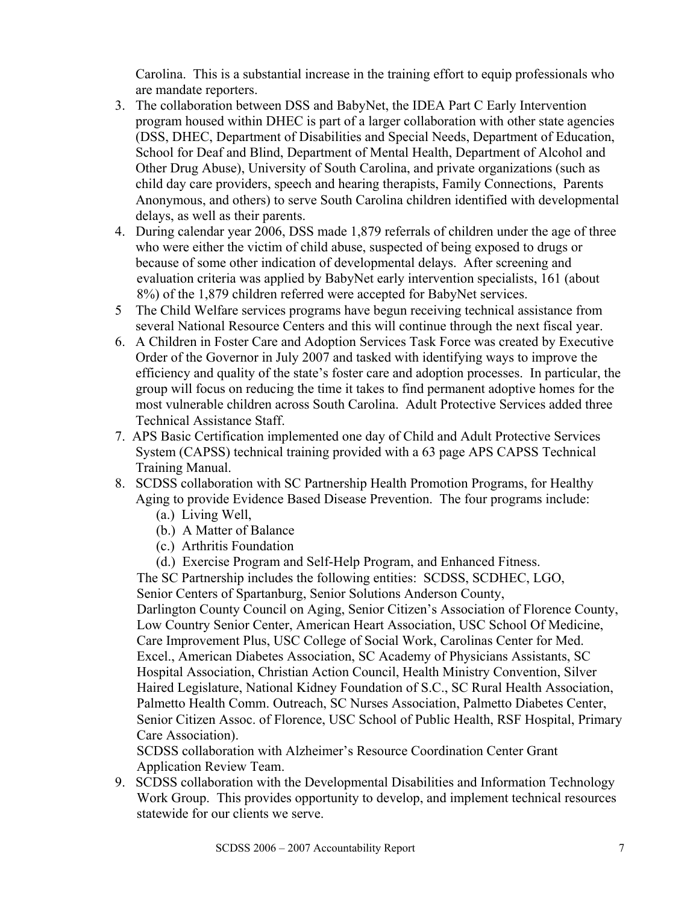Carolina. This is a substantial increase in the training effort to equip professionals who are mandate reporters.

3. The collaboration between DSS and BabyNet, the IDEA Part C Early Intervention program housed within DHEC is part of a larger collaboration with other state agencies (DSS, DHEC, Department of Disabilities and Special Needs, Department of Education, School for Deaf and Blind, Department of Mental Health, Department of Alcohol and Other Drug Abuse), University of South Carolina, and private organizations (such as child day care providers, speech and hearing therapists, Family Connections, Parents Anonymous, and others) to serve South Carolina children identified with developmental delays, as well as their parents.
4. During calendar year 2006, DSS made 1,879 referrals of children under the age of three who were either the victim of child abuse, suspected of being exposed to drugs or because of some other indication of developmental delays. After screening and evaluation criteria was applied by BabyNet early intervention specialists, 161 (about 8%) of the 1,879 children referred were accepted for BabyNet services.
5. The Child Welfare services programs have begun receiving technical assistance from several National Resource Centers and this will continue through the next fiscal year.
6. A Children in Foster Care and Adoption Services Task Force was created by Executive Order of the Governor in July 2007 and tasked with identifying ways to improve the efficiency and quality of the state's foster care and adoption processes. In particular, the group will focus on reducing the time it takes to find permanent adoptive homes for the most vulnerable children across South Carolina. Adult Protective Services added three Technical Assistance Staff.
7. APS Basic Certification implemented one day of Child and Adult Protective Services System (CAPSS) technical training provided with a 63 page APS CAPSS Technical Training Manual.
8. SCDSS collaboration with SC Partnership Health Promotion Programs, for Healthy Aging to provide Evidence Based Disease Prevention. The four programs include:
   (a.) Living Well,
   (b.) A Matter of Balance
   (c.) Arthritis Foundation
   (d.) Exercise Program and Self-Help Program, and Enhanced Fitness.

   The SC Partnership includes the following entities: SCDSS, SCDHEC, LGO, Senior Centers of Spartanburg, Senior Solutions Anderson County, Darlington County Council on Aging, Senior Citizen's Association of Florence County, Low Country Senior Center, American Heart Association, USC School Of Medicine, Care Improvement Plus, USC College of Social Work, Carolinas Center for Med. Excel., American Diabetes Association, SC Academy of Physicians Assistants, SC Hospital Association, Christian Action Council, Health Ministry Convention, Silver Haired Legislature, National Kidney Foundation of S.C., SC Rural Health Association, Palmetto Health Comm. Outreach, SC Nurses Association, Palmetto Diabetes Center, Senior Citizen Assoc. of Florence, USC School of Public Health, RSF Hospital, Primary Care Association).

   SCDSS collaboration with Alzheimer's Resource Coordination Center Grant Application Review Team.
9. SCDSS collaboration with the Developmental Disabilities and Information Technology Work Group. This provides opportunity to develop, and implement technical resources statewide for our clients we serve.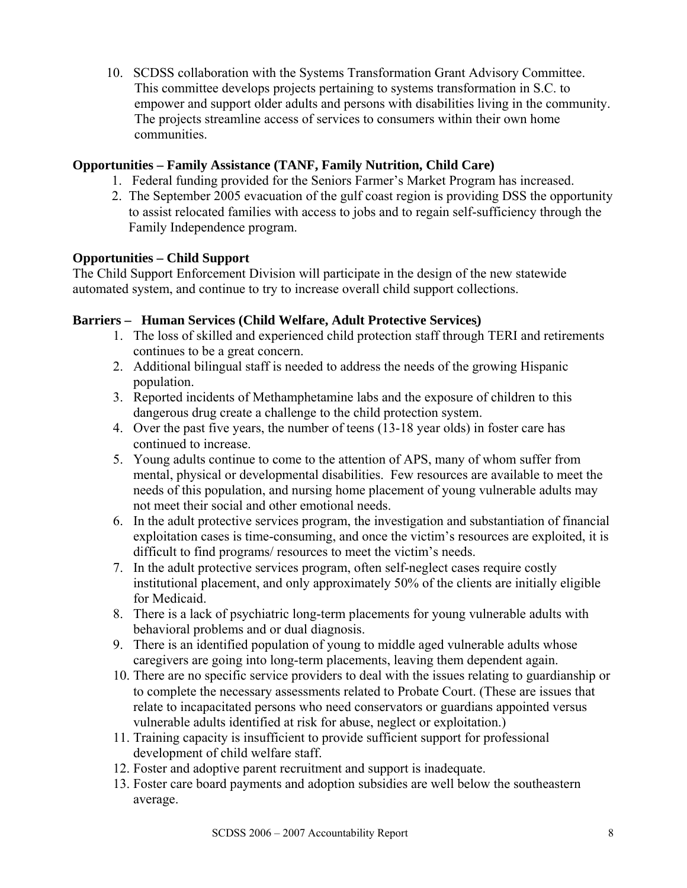10. SCDSS collaboration with the Systems Transformation Grant Advisory Committee. This committee develops projects pertaining to systems transformation in S.C. to empower and support older adults and persons with disabilities living in the community. The projects streamline access of services to consumers within their own home communities.

**Opportunities – Family Assistance (TANF, Family Nutrition, Child Care)**

1. Federal funding provided for the Seniors Farmer's Market Program has increased.
2. The September 2005 evacuation of the gulf coast region is providing DSS the opportunity to assist relocated families with access to jobs and to regain self-sufficiency through the Family Independence program.

**Opportunities – Child Support**

The Child Support Enforcement Division will participate in the design of the new statewide automated system, and continue to try to increase overall child support collections.

**Barriers – Human Services (Child Welfare, Adult Protective Services)**

1. The loss of skilled and experienced child protection staff through TERI and retirements continues to be a great concern.
2. Additional bilingual staff is needed to address the needs of the growing Hispanic population.
3. Reported incidents of Methamphetamine labs and the exposure of children to this dangerous drug create a challenge to the child protection system.
4. Over the past five years, the number of teens (13-18 year olds) in foster care has continued to increase.
5. Young adults continue to come to the attention of APS, many of whom suffer from mental, physical or developmental disabilities. Few resources are available to meet the needs of this population, and nursing home placement of young vulnerable adults may not meet their social and other emotional needs.
6. In the adult protective services program, the investigation and substantiation of financial exploitation cases is time-consuming, and once the victim's resources are exploited, it is difficult to find programs/ resources to meet the victim's needs.
7. In the adult protective services program, often self-neglect cases require costly institutional placement, and only approximately 50% of the clients are initially eligible for Medicaid.
8. There is a lack of psychiatric long-term placements for young vulnerable adults with behavioral problems and or dual diagnosis.
9. There is an identified population of young to middle aged vulnerable adults whose caregivers are going into long-term placements, leaving them dependent again.
10. There are no specific service providers to deal with the issues relating to guardianship or to complete the necessary assessments related to Probate Court. (These are issues that relate to incapacitated persons who need conservators or guardians appointed versus vulnerable adults identified at risk for abuse, neglect or exploitation.)
11. Training capacity is insufficient to provide sufficient support for professional development of child welfare staff.
12. Foster and adoptive parent recruitment and support is inadequate.
13. Foster care board payments and adoption subsidies are well below the southeastern average.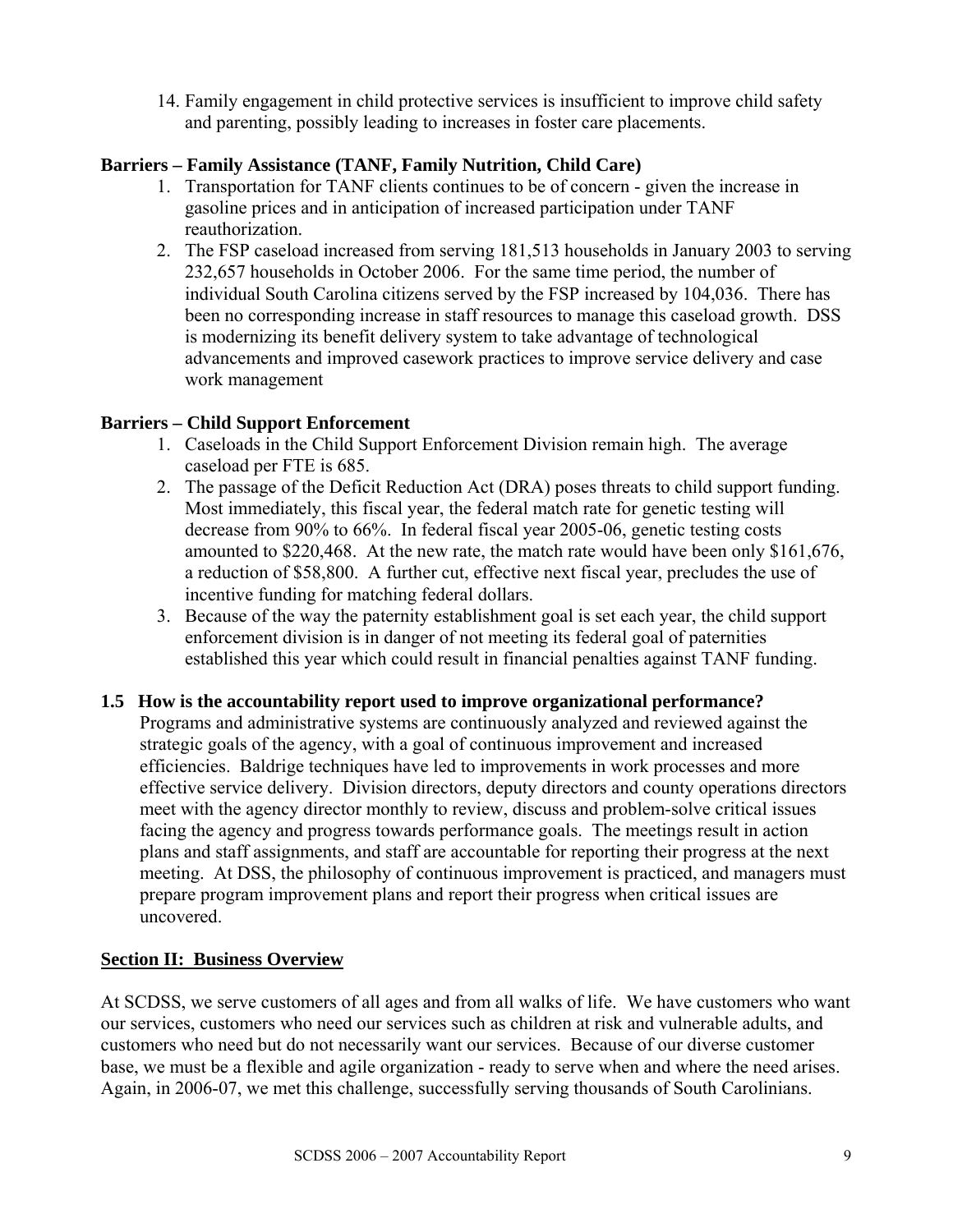14. Family engagement in child protective services is insufficient to improve child safety and parenting, possibly leading to increases in foster care placements.

**Barriers – Family Assistance (TANF, Family Nutrition, Child Care)**

1. Transportation for TANF clients continues to be of concern - given the increase in gasoline prices and in anticipation of increased participation under TANF reauthorization.
2. The FSP caseload increased from serving 181,513 households in January 2003 to serving 232,657 households in October 2006. For the same time period, the number of individual South Carolina citizens served by the FSP increased by 104,036. There has been no corresponding increase in staff resources to manage this caseload growth. DSS is modernizing its benefit delivery system to take advantage of technological advancements and improved casework practices to improve service delivery and case work management

**Barriers – Child Support Enforcement**

1. Caseloads in the Child Support Enforcement Division remain high. The average caseload per FTE is 685.
2. The passage of the Deficit Reduction Act (DRA) poses threats to child support funding. Most immediately, this fiscal year, the federal match rate for genetic testing will decrease from 90% to 66%. In federal fiscal year 2005-06, genetic testing costs amounted to $220,468. At the new rate, the match rate would have been only $161,676, a reduction of $58,800. A further cut, effective next fiscal year, precludes the use of incentive funding for matching federal dollars.
3. Because of the way the paternity establishment goal is set each year, the child support enforcement division is in danger of not meeting its federal goal of paternities established this year which could result in financial penalties against TANF funding.

**1.5 How is the accountability report used to improve organizational performance?**

Programs and administrative systems are continuously analyzed and reviewed against the strategic goals of the agency, with a goal of continuous improvement and increased efficiencies. Baldrige techniques have led to improvements in work processes and more effective service delivery. Division directors, deputy directors and county operations directors meet with the agency director monthly to review, discuss and problem-solve critical issues facing the agency and progress towards performance goals. The meetings result in action plans and staff assignments, and staff are accountable for reporting their progress at the next meeting. At DSS, the philosophy of continuous improvement is practiced, and managers must prepare program improvement plans and report their progress when critical issues are uncovered.

## Section II: Business Overview

At SCDSS, we serve customers of all ages and from all walks of life. We have customers who want our services, customers who need our services such as children at risk and vulnerable adults, and customers who need but do not necessarily want our services. Because of our diverse customer base, we must be a flexible and agile organization - ready to serve when and where the need arises. Again, in 2006-07, we met this challenge, successfully serving thousands of South Carolinians.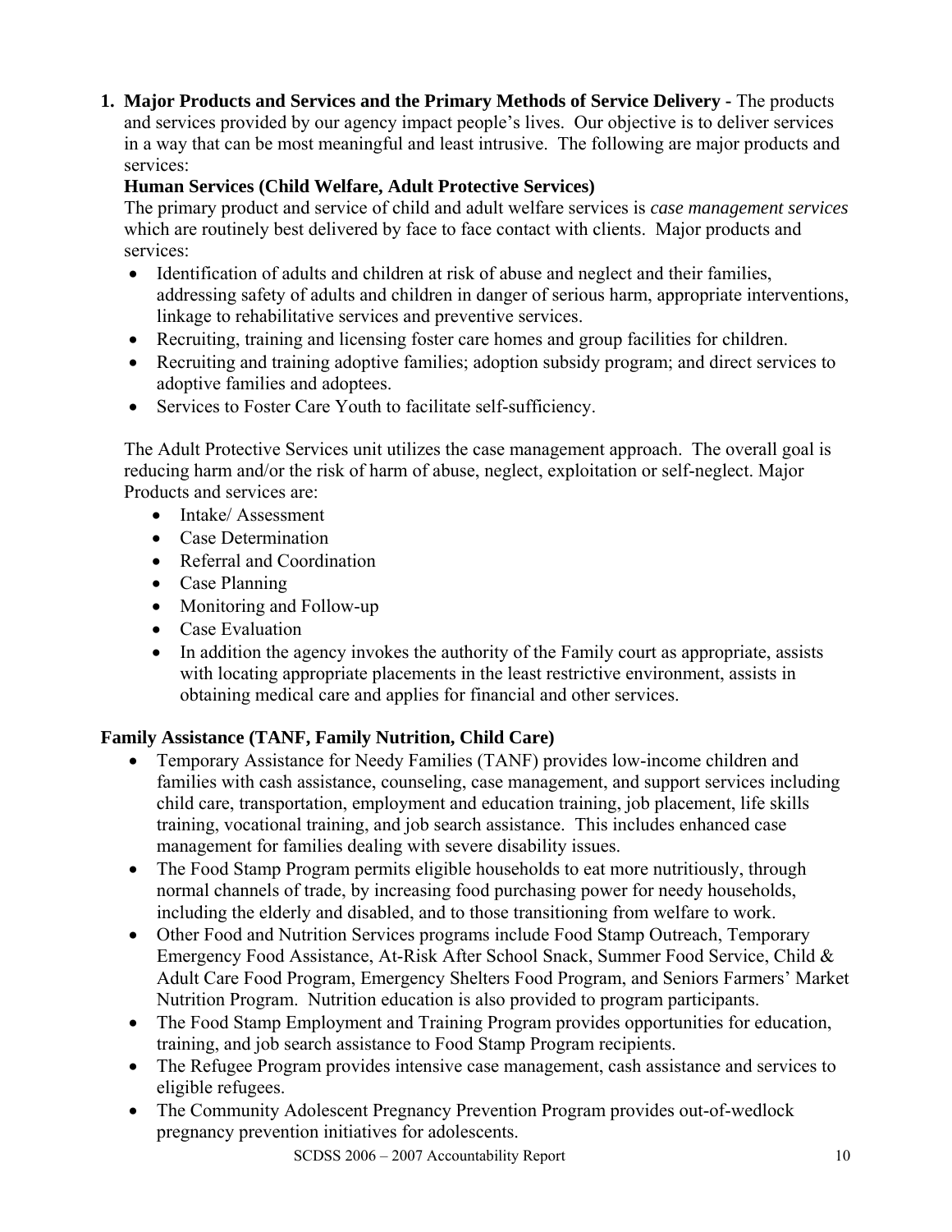1. **Major Products and Services and the Primary Methods of Service Delivery -** The products and services provided by our agency impact people's lives. Our objective is to deliver services in a way that can be most meaningful and least intrusive. The following are major products and services:

   **Human Services (Child Welfare, Adult Protective Services)**

   The primary product and service of child and adult welfare services is *case management services* which are routinely best delivered by face to face contact with clients. Major products and services:

   - Identification of adults and children at risk of abuse and neglect and their families, addressing safety of adults and children in danger of serious harm, appropriate interventions, linkage to rehabilitative services and preventive services.
   - Recruiting, training and licensing foster care homes and group facilities for children.
   - Recruiting and training adoptive families; adoption subsidy program; and direct services to adoptive families and adoptees.
   - Services to Foster Care Youth to facilitate self-sufficiency.

   The Adult Protective Services unit utilizes the case management approach. The overall goal is reducing harm and/or the risk of harm of abuse, neglect, exploitation or self-neglect. Major Products and services are:

   - Intake/ Assessment
   - Case Determination
   - Referral and Coordination
   - Case Planning
   - Monitoring and Follow-up
   - Case Evaluation
   - In addition the agency invokes the authority of the Family court as appropriate, assists with locating appropriate placements in the least restrictive environment, assists in obtaining medical care and applies for financial and other services.

**Family Assistance (TANF, Family Nutrition, Child Care)**

- Temporary Assistance for Needy Families (TANF) provides low-income children and families with cash assistance, counseling, case management, and support services including child care, transportation, employment and education training, job placement, life skills training, vocational training, and job search assistance. This includes enhanced case management for families dealing with severe disability issues.
- The Food Stamp Program permits eligible households to eat more nutritiously, through normal channels of trade, by increasing food purchasing power for needy households, including the elderly and disabled, and to those transitioning from welfare to work.
- Other Food and Nutrition Services programs include Food Stamp Outreach, Temporary Emergency Food Assistance, At-Risk After School Snack, Summer Food Service, Child & Adult Care Food Program, Emergency Shelters Food Program, and Seniors Farmers' Market Nutrition Program. Nutrition education is also provided to program participants.
- The Food Stamp Employment and Training Program provides opportunities for education, training, and job search assistance to Food Stamp Program recipients.
- The Refugee Program provides intensive case management, cash assistance and services to eligible refugees.
- The Community Adolescent Pregnancy Prevention Program provides out-of-wedlock pregnancy prevention initiatives for adolescents.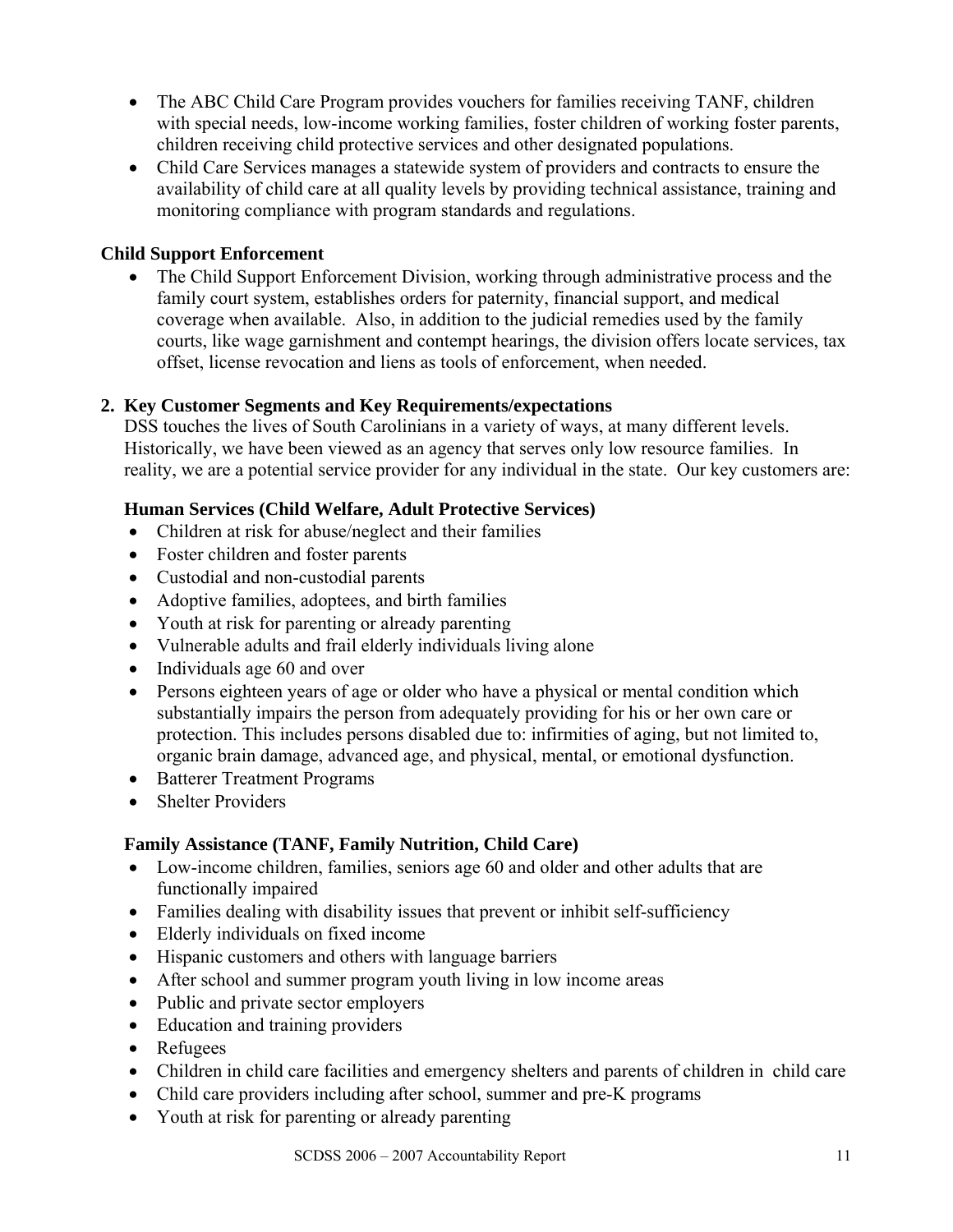- The ABC Child Care Program provides vouchers for families receiving TANF, children with special needs, low-income working families, foster children of working foster parents, children receiving child protective services and other designated populations.
- Child Care Services manages a statewide system of providers and contracts to ensure the availability of child care at all quality levels by providing technical assistance, training and monitoring compliance with program standards and regulations.

**Child Support Enforcement**

- The Child Support Enforcement Division, working through administrative process and the family court system, establishes orders for paternity, financial support, and medical coverage when available. Also, in addition to the judicial remedies used by the family courts, like wage garnishment and contempt hearings, the division offers locate services, tax offset, license revocation and liens as tools of enforcement, when needed.

**2. Key Customer Segments and Key Requirements/expectations**

DSS touches the lives of South Carolinians in a variety of ways, at many different levels. Historically, we have been viewed as an agency that serves only low resource families. In reality, we are a potential service provider for any individual in the state. Our key customers are:

**Human Services (Child Welfare, Adult Protective Services)**

- Children at risk for abuse/neglect and their families
- Foster children and foster parents
- Custodial and non-custodial parents
- Adoptive families, adoptees, and birth families
- Youth at risk for parenting or already parenting
- Vulnerable adults and frail elderly individuals living alone
- Individuals age 60 and over
- Persons eighteen years of age or older who have a physical or mental condition which substantially impairs the person from adequately providing for his or her own care or protection. This includes persons disabled due to: infirmities of aging, but not limited to, organic brain damage, advanced age, and physical, mental, or emotional dysfunction.
- Batterer Treatment Programs
- Shelter Providers

**Family Assistance (TANF, Family Nutrition, Child Care)**

- Low-income children, families, seniors age 60 and older and other adults that are functionally impaired
- Families dealing with disability issues that prevent or inhibit self-sufficiency
- Elderly individuals on fixed income
- Hispanic customers and others with language barriers
- After school and summer program youth living in low income areas
- Public and private sector employers
- Education and training providers
- Refugees
- Children in child care facilities and emergency shelters and parents of children in child care
- Child care providers including after school, summer and pre-K programs
- Youth at risk for parenting or already parenting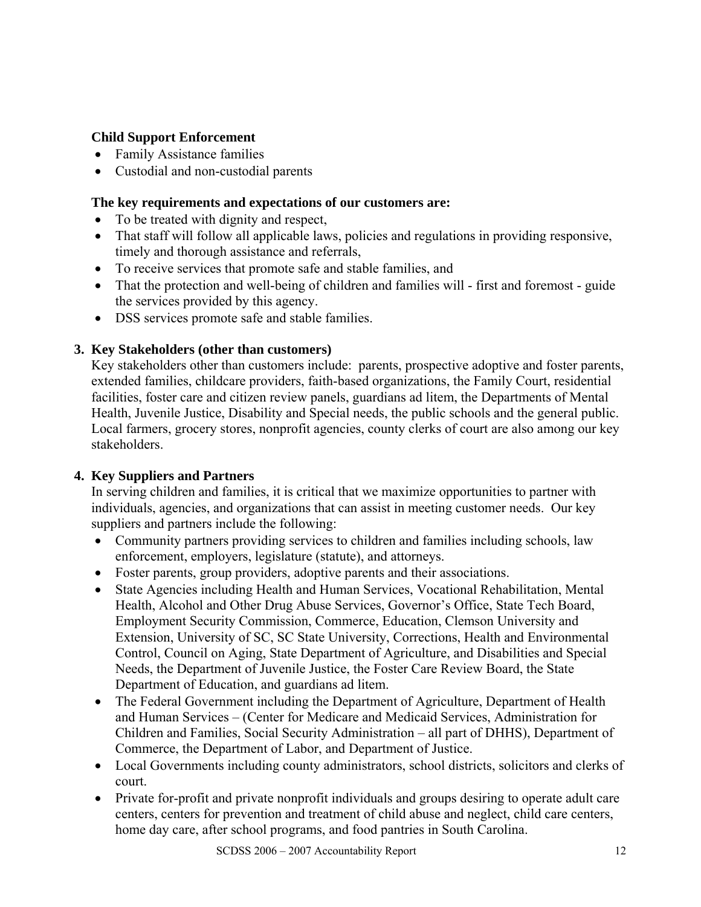**Child Support Enforcement**

- Family Assistance families
- Custodial and non-custodial parents

**The key requirements and expectations of our customers are:**

- To be treated with dignity and respect,
- That staff will follow all applicable laws, policies and regulations in providing responsive, timely and thorough assistance and referrals,
- To receive services that promote safe and stable families, and
- That the protection and well-being of children and families will - first and foremost - guide the services provided by this agency.
- DSS services promote safe and stable families.

**3. Key Stakeholders (other than customers)**

Key stakeholders other than customers include: parents, prospective adoptive and foster parents, extended families, childcare providers, faith-based organizations, the Family Court, residential facilities, foster care and citizen review panels, guardians ad litem, the Departments of Mental Health, Juvenile Justice, Disability and Special needs, the public schools and the general public. Local farmers, grocery stores, nonprofit agencies, county clerks of court are also among our key stakeholders.

**4. Key Suppliers and Partners**

In serving children and families, it is critical that we maximize opportunities to partner with individuals, agencies, and organizations that can assist in meeting customer needs. Our key suppliers and partners include the following:

- Community partners providing services to children and families including schools, law enforcement, employers, legislature (statute), and attorneys.
- Foster parents, group providers, adoptive parents and their associations.
- State Agencies including Health and Human Services, Vocational Rehabilitation, Mental Health, Alcohol and Other Drug Abuse Services, Governor's Office, State Tech Board, Employment Security Commission, Commerce, Education, Clemson University and Extension, University of SC, SC State University, Corrections, Health and Environmental Control, Council on Aging, State Department of Agriculture, and Disabilities and Special Needs, the Department of Juvenile Justice, the Foster Care Review Board, the State Department of Education, and guardians ad litem.
- The Federal Government including the Department of Agriculture, Department of Health and Human Services – (Center for Medicare and Medicaid Services, Administration for Children and Families, Social Security Administration – all part of DHHS), Department of Commerce, the Department of Labor, and Department of Justice.
- Local Governments including county administrators, school districts, solicitors and clerks of court.
- Private for-profit and private nonprofit individuals and groups desiring to operate adult care centers, centers for prevention and treatment of child abuse and neglect, child care centers, home day care, after school programs, and food pantries in South Carolina.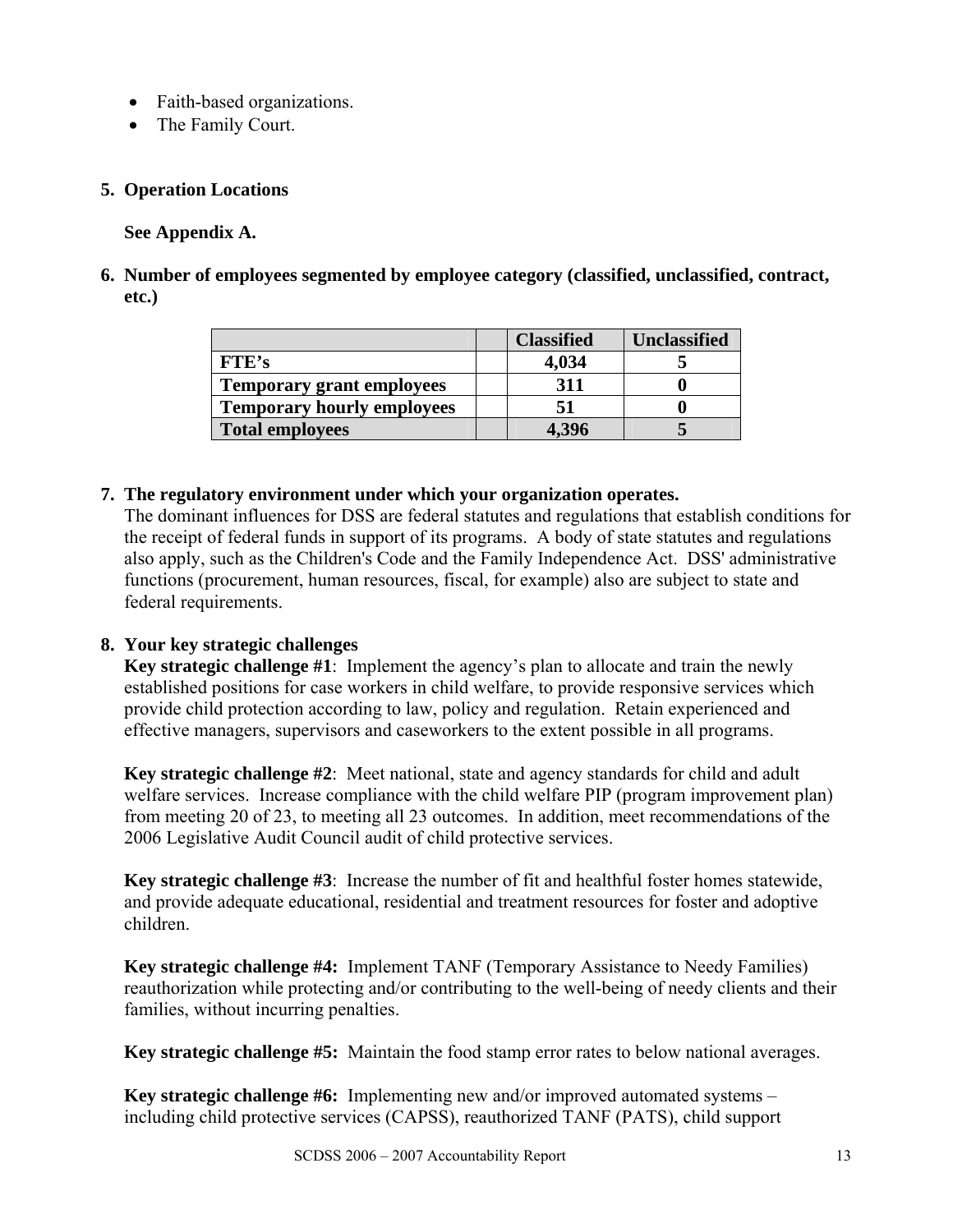- Faith-based organizations.
- The Family Court.

**5. Operation Locations**

**See Appendix A.**

**6. Number of employees segmented by employee category (classified, unclassified, contract, etc.)**

| | | Classified | Unclassified |
|---|---|---|---|
| **FTE's** | | **4,034** | **5** |
| **Temporary grant employees** | | **311** | **0** |
| **Temporary hourly employees** | | **51** | **0** |
| **Total employees** | | **4,396** | **5** |

**7. The regulatory environment under which your organization operates.**

The dominant influences for DSS are federal statutes and regulations that establish conditions for the receipt of federal funds in support of its programs. A body of state statutes and regulations also apply, such as the Children's Code and the Family Independence Act. DSS' administrative functions (procurement, human resources, fiscal, for example) also are subject to state and federal requirements.

**8. Your key strategic challenges**

**Key strategic challenge #1**: Implement the agency's plan to allocate and train the newly established positions for case workers in child welfare, to provide responsive services which provide child protection according to law, policy and regulation. Retain experienced and effective managers, supervisors and caseworkers to the extent possible in all programs.

**Key strategic challenge #2**: Meet national, state and agency standards for child and adult welfare services. Increase compliance with the child welfare PIP (program improvement plan) from meeting 20 of 23, to meeting all 23 outcomes. In addition, meet recommendations of the 2006 Legislative Audit Council audit of child protective services.

**Key strategic challenge #3**: Increase the number of fit and healthful foster homes statewide, and provide adequate educational, residential and treatment resources for foster and adoptive children.

**Key strategic challenge #4:** Implement TANF (Temporary Assistance to Needy Families) reauthorization while protecting and/or contributing to the well-being of needy clients and their families, without incurring penalties.

**Key strategic challenge #5:** Maintain the food stamp error rates to below national averages.

**Key strategic challenge #6:** Implementing new and/or improved automated systems – including child protective services (CAPSS), reauthorized TANF (PATS), child support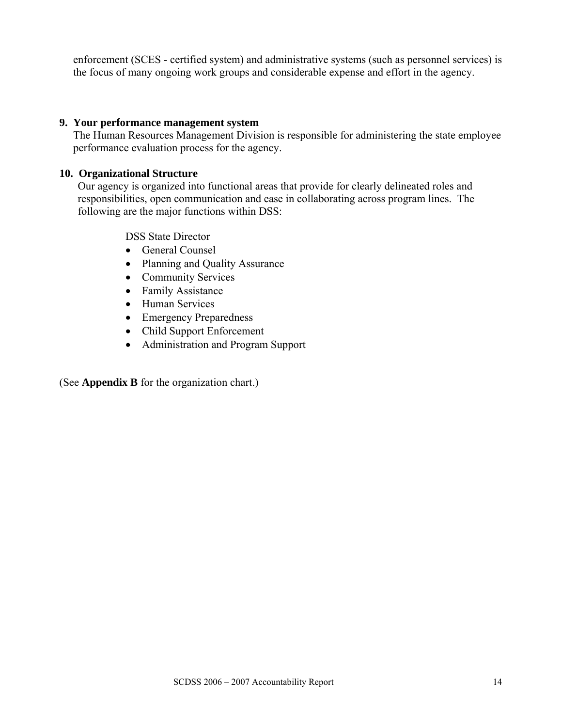enforcement (SCES - certified system) and administrative systems (such as personnel services) is the focus of many ongoing work groups and considerable expense and effort in the agency.

**9. Your performance management system**

The Human Resources Management Division is responsible for administering the state employee performance evaluation process for the agency.

**10. Organizational Structure**

Our agency is organized into functional areas that provide for clearly delineated roles and responsibilities, open communication and ease in collaborating across program lines. The following are the major functions within DSS:

DSS State Director

- General Counsel
- Planning and Quality Assurance
- Community Services
- Family Assistance
- Human Services
- Emergency Preparedness
- Child Support Enforcement
- Administration and Program Support

(See **Appendix B** for the organization chart.)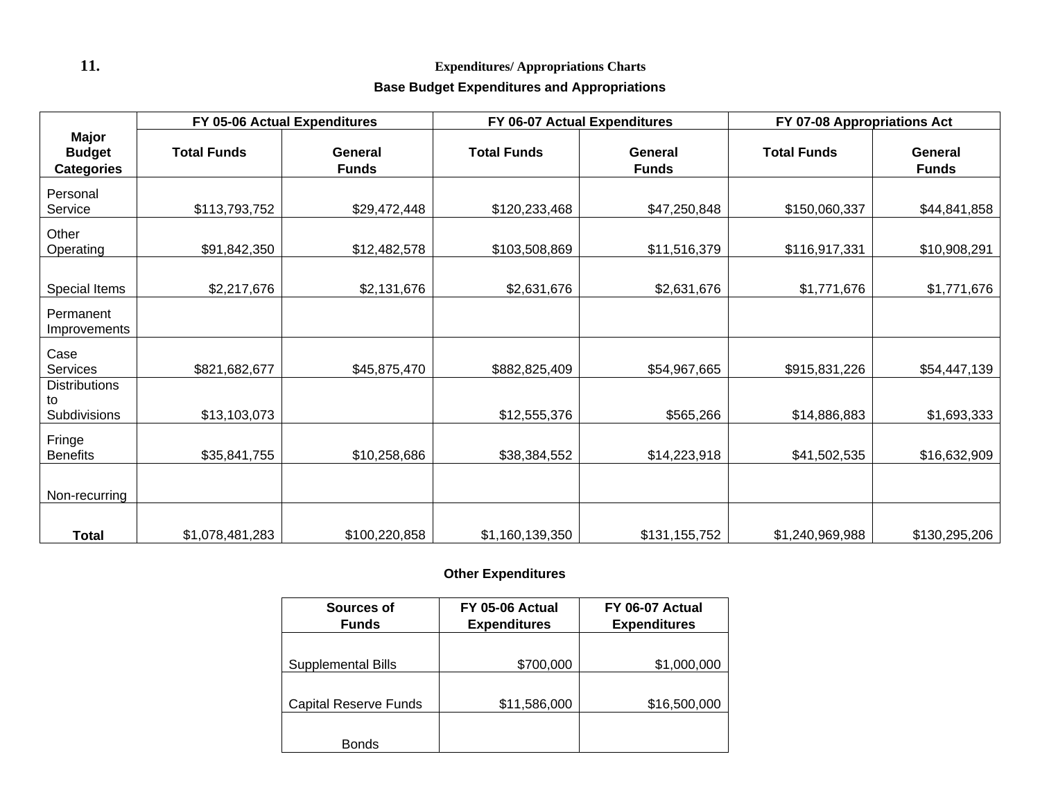**11.** **Expenditures/ Appropriations Charts**

**Base Budget Expenditures and Appropriations**

| Major Budget Categories | FY 05-06 Actual Expenditures | | FY 06-07 Actual Expenditures | | FY 07-08 Appropriations Act | |
|---|---|---|---|---|---|---|
| | Total Funds | General Funds | Total Funds | General Funds | Total Funds | General Funds |
| Personal Service | $113,793,752 | $29,472,448 | $120,233,468 | $47,250,848 | $150,060,337 | $44,841,858 |
| Other Operating | $91,842,350 | $12,482,578 | $103,508,869 | $11,516,379 | $116,917,331 | $10,908,291 |
| Special Items | $2,217,676 | $2,131,676 | $2,631,676 | $2,631,676 | $1,771,676 | $1,771,676 |
| Permanent Improvements | | | | | | |
| Case Services | $821,682,677 | $45,875,470 | $882,825,409 | $54,967,665 | $915,831,226 | $54,447,139 |
| Distributions to Subdivisions | $13,103,073 | | $12,555,376 | $565,266 | $14,886,883 | $1,693,333 |
| Fringe Benefits | $35,841,755 | $10,258,686 | $38,384,552 | $14,223,918 | $41,502,535 | $16,632,909 |
| Non-recurring | | | | | | |
| **Total** | $1,078,481,283 | $100,220,858 | $1,160,139,350 | $131,155,752 | $1,240,969,988 | $130,295,206 |

**Other Expenditures**

| Sources of Funds | FY 05-06 Actual Expenditures | FY 06-07 Actual Expenditures |
|---|---|---|
| Supplemental Bills | $700,000 | $1,000,000 |
| Capital Reserve Funds | $11,586,000 | $16,500,000 |
| Bonds | | |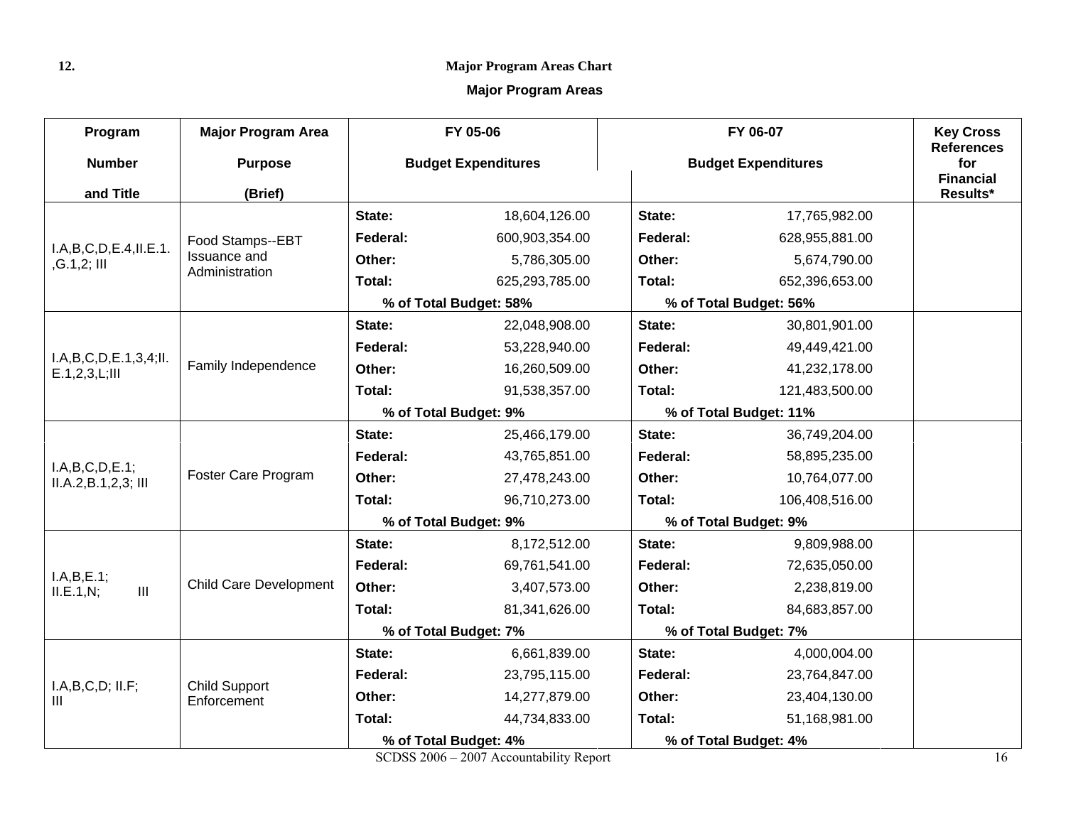12. **Major Program Areas Chart**

## Major Program Areas

| Program Number and Title | Major Program Area Purpose (Brief) | FY 05-06 Budget Expenditures | | FY 06-07 Budget Expenditures | | Key Cross References for Financial Results* |
|---|---|---|---|---|---|---|
| I.A,B,C,D,E.4,II.E.1.,G.1,2; III | Food Stamps--EBT Issuance and Administration | State: | 18,604,126.00 | State: | 17,765,982.00 | |
| | | Federal: | 600,903,354.00 | Federal: | 628,955,881.00 | |
| | | Other: | 5,786,305.00 | Other: | 5,674,790.00 | |
| | | Total: | 625,293,785.00 | Total: | 652,396,653.00 | |
| | | % of Total Budget: 58% | | % of Total Budget: 56% | | |
| I.A,B,C,D,E.1,3,4;II.E.1,2,3,L;III | Family Independence | State: | 22,048,908.00 | State: | 30,801,901.00 | |
| | | Federal: | 53,228,940.00 | Federal: | 49,449,421.00 | |
| | | Other: | 16,260,509.00 | Other: | 41,232,178.00 | |
| | | Total: | 91,538,357.00 | Total: | 121,483,500.00 | |
| | | % of Total Budget: 9% | | % of Total Budget: 11% | | |
| I.A,B,C,D,E.1; II.A.2,B.1,2,3; III | Foster Care Program | State: | 25,466,179.00 | State: | 36,749,204.00 | |
| | | Federal: | 43,765,851.00 | Federal: | 58,895,235.00 | |
| | | Other: | 27,478,243.00 | Other: | 10,764,077.00 | |
| | | Total: | 96,710,273.00 | Total: | 106,408,516.00 | |
| | | % of Total Budget: 9% | | % of Total Budget: 9% | | |
| I.A,B,E.1; II.E.1,N; III | Child Care Development | State: | 8,172,512.00 | State: | 9,809,988.00 | |
| | | Federal: | 69,761,541.00 | Federal: | 72,635,050.00 | |
| | | Other: | 3,407,573.00 | Other: | 2,238,819.00 | |
| | | Total: | 81,341,626.00 | Total: | 84,683,857.00 | |
| | | % of Total Budget: 7% | | % of Total Budget: 7% | | |
| I.A,B,C,D; II.F; III | Child Support Enforcement | State: | 6,661,839.00 | State: | 4,000,004.00 | |
| | | Federal: | 23,795,115.00 | Federal: | 23,764,847.00 | |
| | | Other: | 14,277,879.00 | Other: | 23,404,130.00 | |
| | | Total: | 44,734,833.00 | Total: | 51,168,981.00 | |
| | | % of Total Budget: 4% | | % of Total Budget: 4% | | |

SCDSS 2006 – 2007 Accountability Report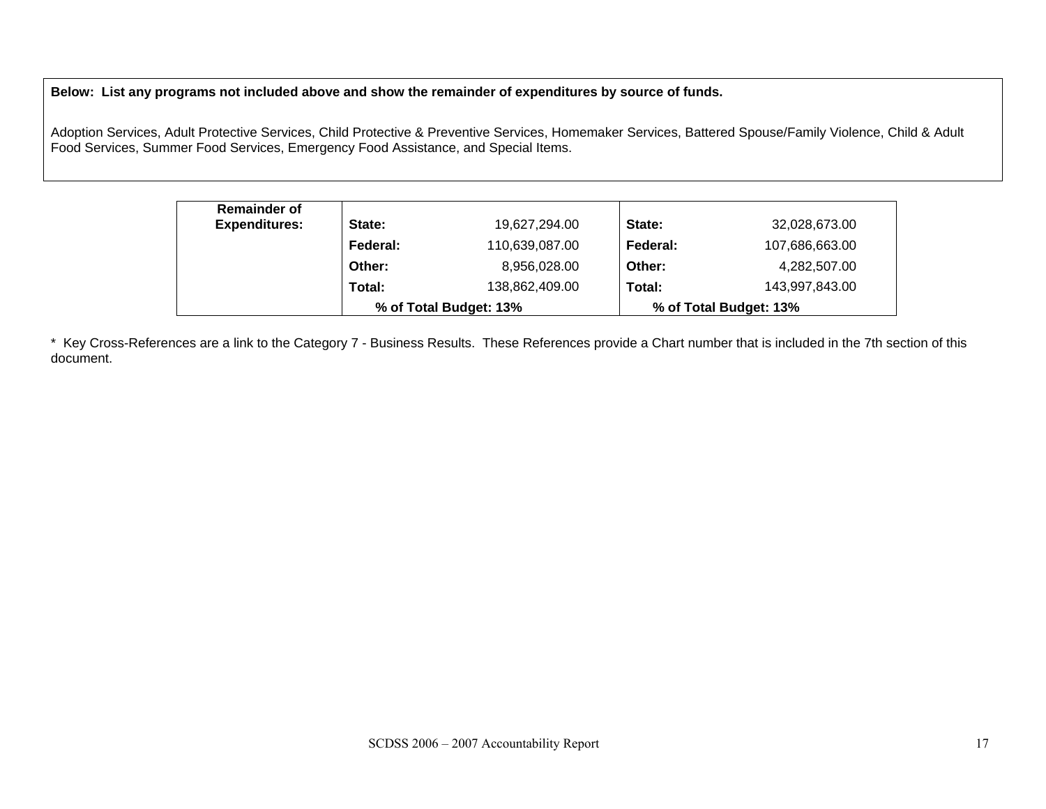**Below: List any programs not included above and show the remainder of expenditures by source of funds.**

Adoption Services, Adult Protective Services, Child Protective & Preventive Services, Homemaker Services, Battered Spouse/Family Violence, Child & Adult Food Services, Summer Food Services, Emergency Food Assistance, and Special Items.

| **Remainder of Expenditures:** | | | | |
|---|---|---|---|---|
| | **State:** | 19,627,294.00 | **State:** | 32,028,673.00 |
| | **Federal:** | 110,639,087.00 | **Federal:** | 107,686,663.00 |
| | **Other:** | 8,956,028.00 | **Other:** | 4,282,507.00 |
| | **Total:** | 138,862,409.00 | **Total:** | 143,997,843.00 |
| | **% of Total Budget: 13%** | | **% of Total Budget: 13%** | |

* Key Cross-References are a link to the Category 7 - Business Results. These References provide a Chart number that is included in the 7th section of this document.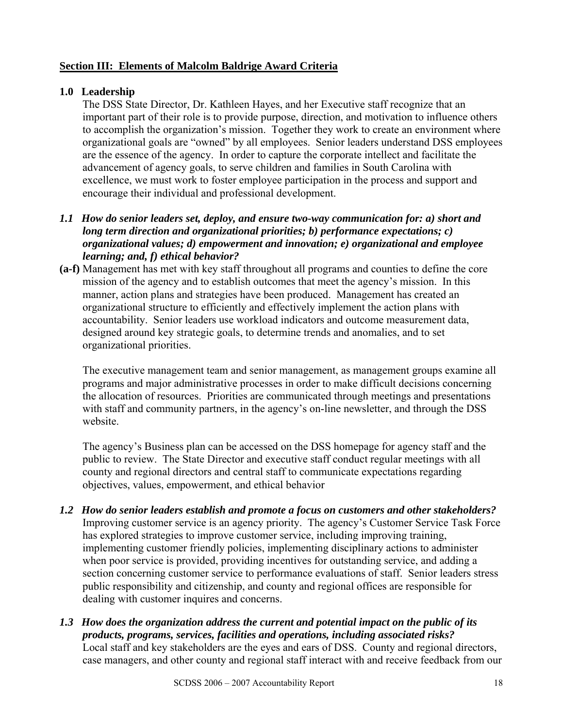## Section III: Elements of Malcolm Baldrige Award Criteria

### 1.0 Leadership

The DSS State Director, Dr. Kathleen Hayes, and her Executive staff recognize that an important part of their role is to provide purpose, direction, and motivation to influence others to accomplish the organization's mission. Together they work to create an environment where organizational goals are "owned" by all employees. Senior leaders understand DSS employees are the essence of the agency. In order to capture the corporate intellect and facilitate the advancement of agency goals, to serve children and families in South Carolina with excellence, we must work to foster employee participation in the process and support and encourage their individual and professional development.

***1.1 How do senior leaders set, deploy, and ensure two-way communication for: a) short and long term direction and organizational priorities; b) performance expectations; c) organizational values; d) empowerment and innovation; e) organizational and employee learning; and, f) ethical behavior?***

**(a-f)** Management has met with key staff throughout all programs and counties to define the core mission of the agency and to establish outcomes that meet the agency's mission. In this manner, action plans and strategies have been produced. Management has created an organizational structure to efficiently and effectively implement the action plans with accountability. Senior leaders use workload indicators and outcome measurement data, designed around key strategic goals, to determine trends and anomalies, and to set organizational priorities.

The executive management team and senior management, as management groups examine all programs and major administrative processes in order to make difficult decisions concerning the allocation of resources. Priorities are communicated through meetings and presentations with staff and community partners, in the agency's on-line newsletter, and through the DSS website.

The agency's Business plan can be accessed on the DSS homepage for agency staff and the public to review. The State Director and executive staff conduct regular meetings with all county and regional directors and central staff to communicate expectations regarding objectives, values, empowerment, and ethical behavior

***1.2 How do senior leaders establish and promote a focus on customers and other stakeholders?***

Improving customer service is an agency priority. The agency's Customer Service Task Force has explored strategies to improve customer service, including improving training, implementing customer friendly policies, implementing disciplinary actions to administer when poor service is provided, providing incentives for outstanding service, and adding a section concerning customer service to performance evaluations of staff. Senior leaders stress public responsibility and citizenship, and county and regional offices are responsible for dealing with customer inquires and concerns.

***1.3 How does the organization address the current and potential impact on the public of its products, programs, services, facilities and operations, including associated risks?***

Local staff and key stakeholders are the eyes and ears of DSS. County and regional directors, case managers, and other county and regional staff interact with and receive feedback from our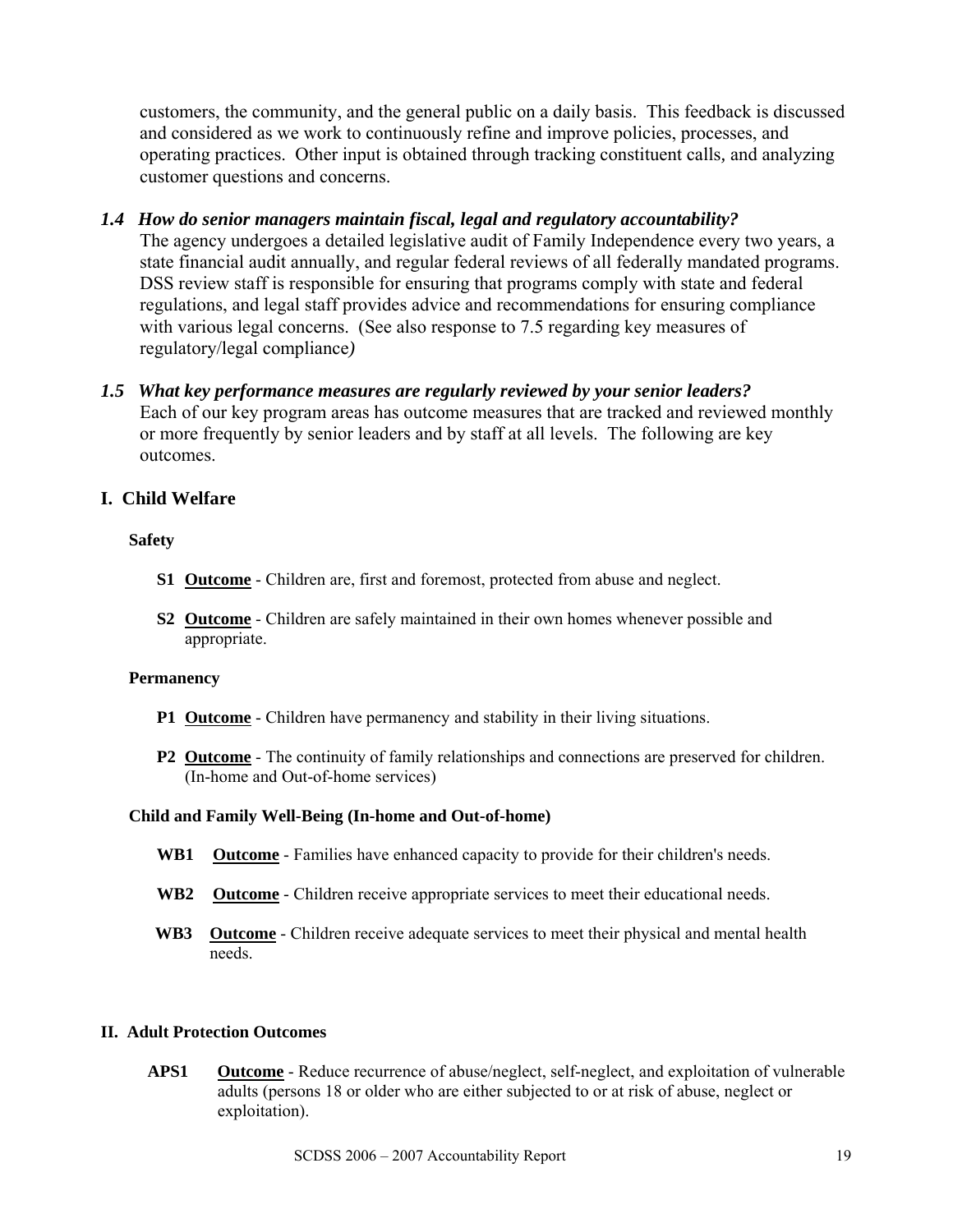customers, the community, and the general public on a daily basis. This feedback is discussed and considered as we work to continuously refine and improve policies, processes, and operating practices. Other input is obtained through tracking constituent calls, and analyzing customer questions and concerns.

### *1.4 How do senior managers maintain fiscal, legal and regulatory accountability?*

The agency undergoes a detailed legislative audit of Family Independence every two years, a state financial audit annually, and regular federal reviews of all federally mandated programs. DSS review staff is responsible for ensuring that programs comply with state and federal regulations, and legal staff provides advice and recommendations for ensuring compliance with various legal concerns. (See also response to 7.5 regarding key measures of regulatory/legal compliance*)*

### *1.5 What key performance measures are regularly reviewed by your senior leaders?*

Each of our key program areas has outcome measures that are tracked and reviewed monthly or more frequently by senior leaders and by staff at all levels. The following are key outcomes.

## I. Child Welfare

**Safety**

**S1** **<u>Outcome</u>** - Children are, first and foremost, protected from abuse and neglect.

**S2** **<u>Outcome</u>** - Children are safely maintained in their own homes whenever possible and appropriate.

**Permanency**

**P1** **<u>Outcome</u>** - Children have permanency and stability in their living situations.

**P2** **<u>Outcome</u>** - The continuity of family relationships and connections are preserved for children. (In-home and Out-of-home services)

**Child and Family Well-Being (In-home and Out-of-home)**

**WB1** **<u>Outcome</u>** - Families have enhanced capacity to provide for their children's needs.

**WB2** **<u>Outcome</u>** - Children receive appropriate services to meet their educational needs.

**WB3** **<u>Outcome</u>** - Children receive adequate services to meet their physical and mental health needs.

## II. Adult Protection Outcomes

**APS1** **<u>Outcome</u>** - Reduce recurrence of abuse/neglect, self-neglect, and exploitation of vulnerable adults (persons 18 or older who are either subjected to or at risk of abuse, neglect or exploitation).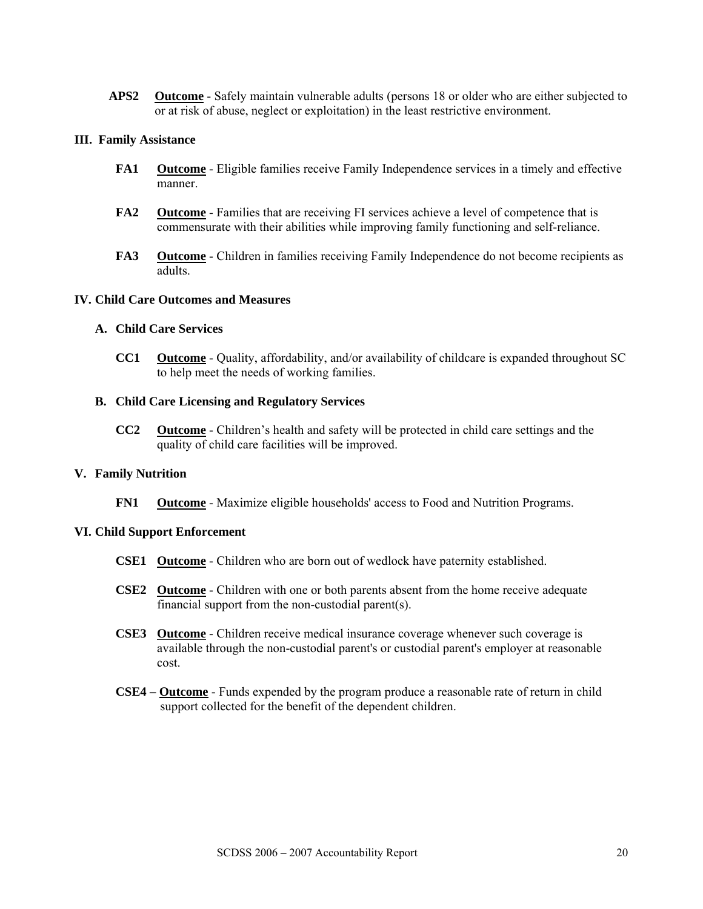**APS2** **<u>Outcome</u>** - Safely maintain vulnerable adults (persons 18 or older who are either subjected to or at risk of abuse, neglect or exploitation) in the least restrictive environment.

### III. Family Assistance

**FA1** **<u>Outcome</u>** - Eligible families receive Family Independence services in a timely and effective manner.

**FA2** **<u>Outcome</u>** - Families that are receiving FI services achieve a level of competence that is commensurate with their abilities while improving family functioning and self-reliance.

**FA3** **<u>Outcome</u>** - Children in families receiving Family Independence do not become recipients as adults.

### IV. Child Care Outcomes and Measures

#### A. Child Care Services

**CC1** **<u>Outcome</u>** - Quality, affordability, and/or availability of childcare is expanded throughout SC to help meet the needs of working families.

#### B. Child Care Licensing and Regulatory Services

**CC2** **<u>Outcome</u>** - Children's health and safety will be protected in child care settings and the quality of child care facilities will be improved.

### V. Family Nutrition

**FN1** **<u>Outcome</u>** - Maximize eligible households' access to Food and Nutrition Programs.

### VI. Child Support Enforcement

**CSE1** **<u>Outcome</u>** - Children who are born out of wedlock have paternity established.

**CSE2** **<u>Outcome</u>** - Children with one or both parents absent from the home receive adequate financial support from the non-custodial parent(s).

**CSE3** **<u>Outcome</u>** - Children receive medical insurance coverage whenever such coverage is available through the non-custodial parent's or custodial parent's employer at reasonable cost.

**CSE4 –** **<u>Outcome</u>** - Funds expended by the program produce a reasonable rate of return in child support collected for the benefit of the dependent children.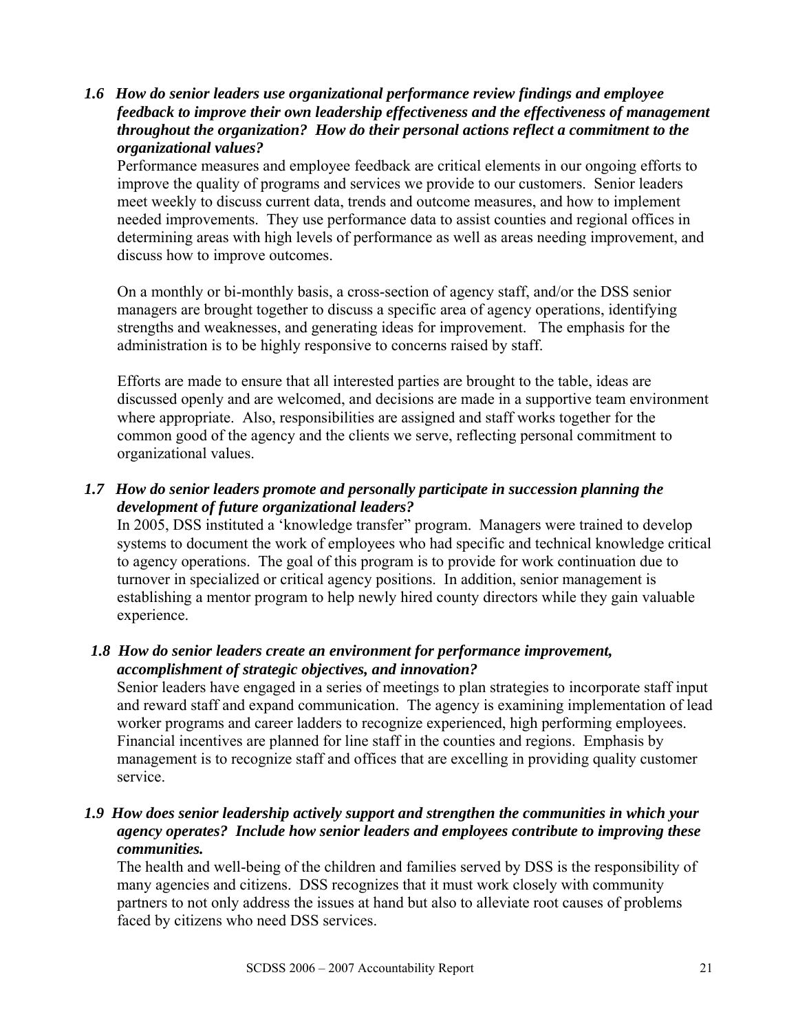***1.6 How do senior leaders use organizational performance review findings and employee feedback to improve their own leadership effectiveness and the effectiveness of management throughout the organization? How do their personal actions reflect a commitment to the organizational values?***

Performance measures and employee feedback are critical elements in our ongoing efforts to improve the quality of programs and services we provide to our customers. Senior leaders meet weekly to discuss current data, trends and outcome measures, and how to implement needed improvements. They use performance data to assist counties and regional offices in determining areas with high levels of performance as well as areas needing improvement, and discuss how to improve outcomes.

On a monthly or bi-monthly basis, a cross-section of agency staff, and/or the DSS senior managers are brought together to discuss a specific area of agency operations, identifying strengths and weaknesses, and generating ideas for improvement. The emphasis for the administration is to be highly responsive to concerns raised by staff.

Efforts are made to ensure that all interested parties are brought to the table, ideas are discussed openly and are welcomed, and decisions are made in a supportive team environment where appropriate. Also, responsibilities are assigned and staff works together for the common good of the agency and the clients we serve, reflecting personal commitment to organizational values.

***1.7 How do senior leaders promote and personally participate in succession planning the development of future organizational leaders?***

In 2005, DSS instituted a 'knowledge transfer" program. Managers were trained to develop systems to document the work of employees who had specific and technical knowledge critical to agency operations. The goal of this program is to provide for work continuation due to turnover in specialized or critical agency positions. In addition, senior management is establishing a mentor program to help newly hired county directors while they gain valuable experience.

***1.8 How do senior leaders create an environment for performance improvement, accomplishment of strategic objectives, and innovation?***

Senior leaders have engaged in a series of meetings to plan strategies to incorporate staff input and reward staff and expand communication. The agency is examining implementation of lead worker programs and career ladders to recognize experienced, high performing employees. Financial incentives are planned for line staff in the counties and regions. Emphasis by management is to recognize staff and offices that are excelling in providing quality customer service.

***1.9 How does senior leadership actively support and strengthen the communities in which your agency operates? Include how senior leaders and employees contribute to improving these communities.***

The health and well-being of the children and families served by DSS is the responsibility of many agencies and citizens. DSS recognizes that it must work closely with community partners to not only address the issues at hand but also to alleviate root causes of problems faced by citizens who need DSS services.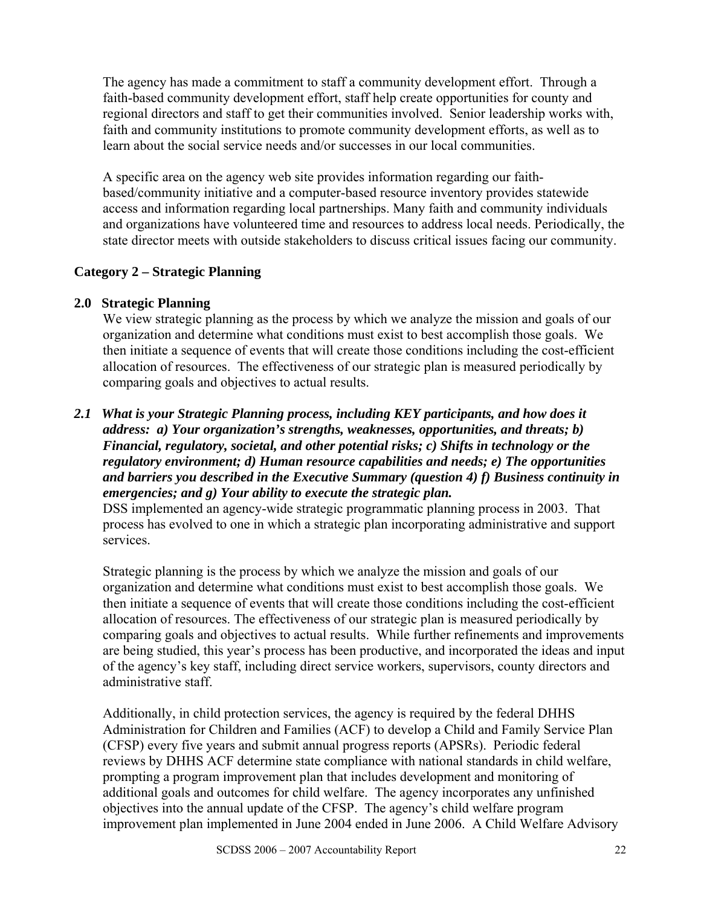The agency has made a commitment to staff a community development effort. Through a faith-based community development effort, staff help create opportunities for county and regional directors and staff to get their communities involved. Senior leadership works with, faith and community institutions to promote community development efforts, as well as to learn about the social service needs and/or successes in our local communities.

A specific area on the agency web site provides information regarding our faith-based/community initiative and a computer-based resource inventory provides statewide access and information regarding local partnerships. Many faith and community individuals and organizations have volunteered time and resources to address local needs. Periodically, the state director meets with outside stakeholders to discuss critical issues facing our community.

## Category 2 – Strategic Planning

### 2.0 Strategic Planning

We view strategic planning as the process by which we analyze the mission and goals of our organization and determine what conditions must exist to best accomplish those goals. We then initiate a sequence of events that will create those conditions including the cost-efficient allocation of resources. The effectiveness of our strategic plan is measured periodically by comparing goals and objectives to actual results.

***2.1 What is your Strategic Planning process, including KEY participants, and how does it address: a) Your organization's strengths, weaknesses, opportunities, and threats; b) Financial, regulatory, societal, and other potential risks; c) Shifts in technology or the regulatory environment; d) Human resource capabilities and needs; e) The opportunities and barriers you described in the Executive Summary (question 4) f) Business continuity in emergencies; and g) Your ability to execute the strategic plan.***

DSS implemented an agency-wide strategic programmatic planning process in 2003. That process has evolved to one in which a strategic plan incorporating administrative and support services.

Strategic planning is the process by which we analyze the mission and goals of our organization and determine what conditions must exist to best accomplish those goals. We then initiate a sequence of events that will create those conditions including the cost-efficient allocation of resources. The effectiveness of our strategic plan is measured periodically by comparing goals and objectives to actual results. While further refinements and improvements are being studied, this year's process has been productive, and incorporated the ideas and input of the agency's key staff, including direct service workers, supervisors, county directors and administrative staff.

Additionally, in child protection services, the agency is required by the federal DHHS Administration for Children and Families (ACF) to develop a Child and Family Service Plan (CFSP) every five years and submit annual progress reports (APSRs). Periodic federal reviews by DHHS ACF determine state compliance with national standards in child welfare, prompting a program improvement plan that includes development and monitoring of additional goals and outcomes for child welfare. The agency incorporates any unfinished objectives into the annual update of the CFSP. The agency's child welfare program improvement plan implemented in June 2004 ended in June 2006. A Child Welfare Advisory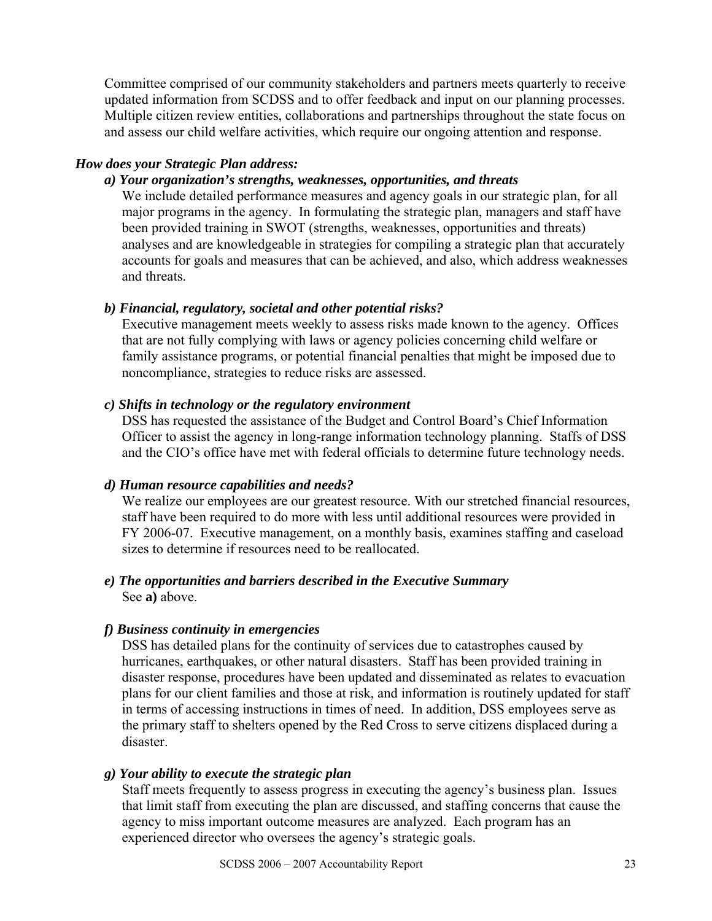Committee comprised of our community stakeholders and partners meets quarterly to receive updated information from SCDSS and to offer feedback and input on our planning processes. Multiple citizen review entities, collaborations and partnerships throughout the state focus on and assess our child welfare activities, which require our ongoing attention and response.

***How does your Strategic Plan address:***

***a) Your organization's strengths, weaknesses, opportunities, and threats***

We include detailed performance measures and agency goals in our strategic plan, for all major programs in the agency. In formulating the strategic plan, managers and staff have been provided training in SWOT (strengths, weaknesses, opportunities and threats) analyses and are knowledgeable in strategies for compiling a strategic plan that accurately accounts for goals and measures that can be achieved, and also, which address weaknesses and threats.

***b) Financial, regulatory, societal and other potential risks?***

Executive management meets weekly to assess risks made known to the agency. Offices that are not fully complying with laws or agency policies concerning child welfare or family assistance programs, or potential financial penalties that might be imposed due to noncompliance, strategies to reduce risks are assessed.

***c) Shifts in technology or the regulatory environment***

DSS has requested the assistance of the Budget and Control Board's Chief Information Officer to assist the agency in long-range information technology planning. Staffs of DSS and the CIO's office have met with federal officials to determine future technology needs.

***d) Human resource capabilities and needs?***

We realize our employees are our greatest resource. With our stretched financial resources, staff have been required to do more with less until additional resources were provided in FY 2006-07. Executive management, on a monthly basis, examines staffing and caseload sizes to determine if resources need to be reallocated.

***e) The opportunities and barriers described in the Executive Summary***

See **a)** above.

***f) Business continuity in emergencies***

DSS has detailed plans for the continuity of services due to catastrophes caused by hurricanes, earthquakes, or other natural disasters. Staff has been provided training in disaster response, procedures have been updated and disseminated as relates to evacuation plans for our client families and those at risk, and information is routinely updated for staff in terms of accessing instructions in times of need. In addition, DSS employees serve as the primary staff to shelters opened by the Red Cross to serve citizens displaced during a disaster.

***g) Your ability to execute the strategic plan***

Staff meets frequently to assess progress in executing the agency's business plan. Issues that limit staff from executing the plan are discussed, and staffing concerns that cause the agency to miss important outcome measures are analyzed. Each program has an experienced director who oversees the agency's strategic goals.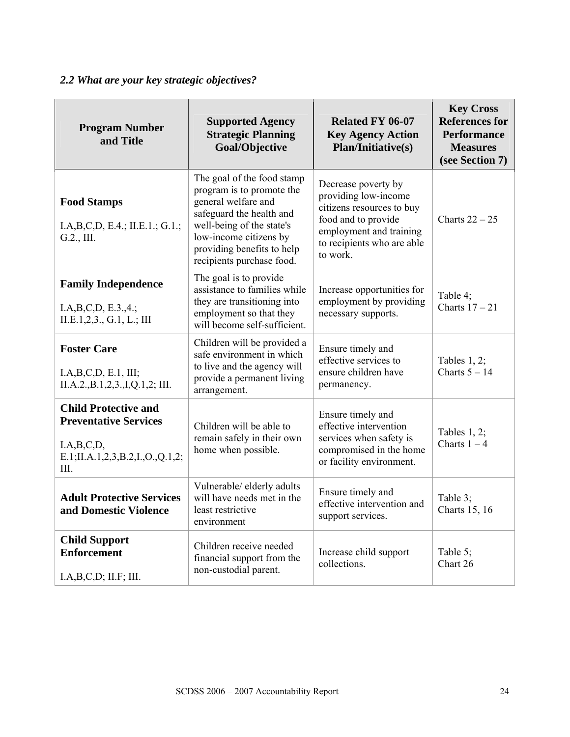### *2.2 What are your key strategic objectives?*

| Program Number and Title | Supported Agency Strategic Planning Goal/Objective | Related FY 06-07 Key Agency Action Plan/Initiative(s) | Key Cross References for Performance Measures (see Section 7) |
|---|---|---|---|
| **Food Stamps**<br><br>I.A,B,C,D, E.4.; II.E.1.; G.1.; G.2., III. | The goal of the food stamp program is to promote the general welfare and safeguard the health and well-being of the state's low-income citizens by providing benefits to help recipients purchase food. | Decrease poverty by providing low-income citizens resources to buy food and to provide employment and training to recipients who are able to work. | Charts 22 – 25 |
| **Family Independence**<br><br>I.A,B,C,D, E.3.,4.; II.E.1,2,3., G.1, L.; III | The goal is to provide assistance to families while they are transitioning into employment so that they will become self-sufficient. | Increase opportunities for employment by providing necessary supports. | Table 4; Charts 17 – 21 |
| **Foster Care**<br><br>I.A,B,C,D, E.1, III; II.A.2.,B.1,2,3.,I,Q.1,2; III. | Children will be provided a safe environment in which to live and the agency will provide a permanent living arrangement. | Ensure timely and effective services to ensure children have permanency. | Tables 1, 2; Charts 5 – 14 |
| **Child Protective and Preventative Services**<br><br>I.A,B,C,D, E.1;II.A.1,2,3,B.2,I.,O.,Q.1,2; III. | Children will be able to remain safely in their own home when possible. | Ensure timely and effective intervention services when safety is compromised in the home or facility environment. | Tables 1, 2; Charts 1 – 4 |
| **Adult Protective Services and Domestic Violence** | Vulnerable/ elderly adults will have needs met in the least restrictive environment | Ensure timely and effective intervention and support services. | Table 3; Charts 15, 16 |
| **Child Support Enforcement**<br><br>I.A,B,C,D; II.F; III. | Children receive needed financial support from the non-custodial parent. | Increase child support collections. | Table 5; Chart 26 |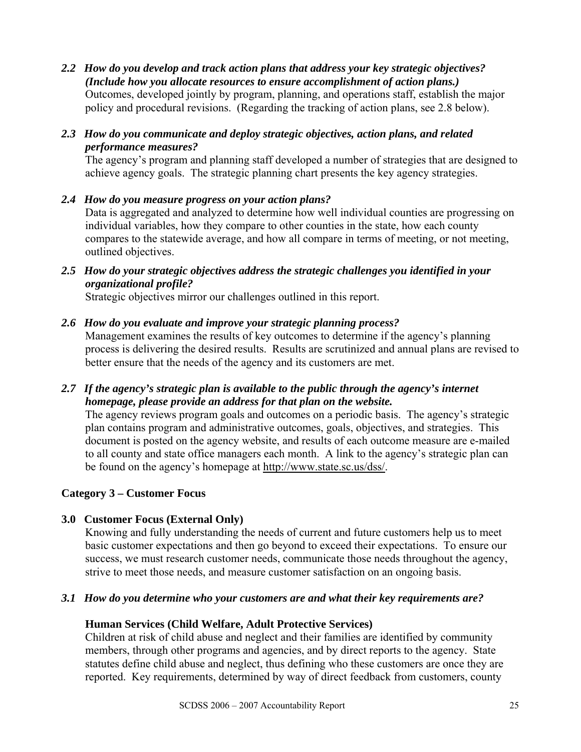***2.2 How do you develop and track action plans that address your key strategic objectives? (Include how you allocate resources to ensure accomplishment of action plans.)***

Outcomes, developed jointly by program, planning, and operations staff, establish the major policy and procedural revisions. (Regarding the tracking of action plans, see 2.8 below).

***2.3 How do you communicate and deploy strategic objectives, action plans, and related performance measures?***

The agency's program and planning staff developed a number of strategies that are designed to achieve agency goals. The strategic planning chart presents the key agency strategies.

***2.4 How do you measure progress on your action plans?***

Data is aggregated and analyzed to determine how well individual counties are progressing on individual variables, how they compare to other counties in the state, how each county compares to the statewide average, and how all compare in terms of meeting, or not meeting, outlined objectives.

***2.5 How do your strategic objectives address the strategic challenges you identified in your organizational profile?***

Strategic objectives mirror our challenges outlined in this report.

***2.6 How do you evaluate and improve your strategic planning process?***

Management examines the results of key outcomes to determine if the agency's planning process is delivering the desired results. Results are scrutinized and annual plans are revised to better ensure that the needs of the agency and its customers are met.

***2.7 If the agency's strategic plan is available to the public through the agency's internet homepage, please provide an address for that plan on the website.***

The agency reviews program goals and outcomes on a periodic basis. The agency's strategic plan contains program and administrative outcomes, goals, objectives, and strategies. This document is posted on the agency website, and results of each outcome measure are e-mailed to all county and state office managers each month. A link to the agency's strategic plan can be found on the agency's homepage at http://www.state.sc.us/dss/.

## Category 3 – Customer Focus

### 3.0 Customer Focus (External Only)

Knowing and fully understanding the needs of current and future customers help us to meet basic customer expectations and then go beyond to exceed their expectations. To ensure our success, we must research customer needs, communicate those needs throughout the agency, strive to meet those needs, and measure customer satisfaction on an ongoing basis.

***3.1 How do you determine who your customers are and what their key requirements are?***

**Human Services (Child Welfare, Adult Protective Services)**

Children at risk of child abuse and neglect and their families are identified by community members, through other programs and agencies, and by direct reports to the agency. State statutes define child abuse and neglect, thus defining who these customers are once they are reported. Key requirements, determined by way of direct feedback from customers, county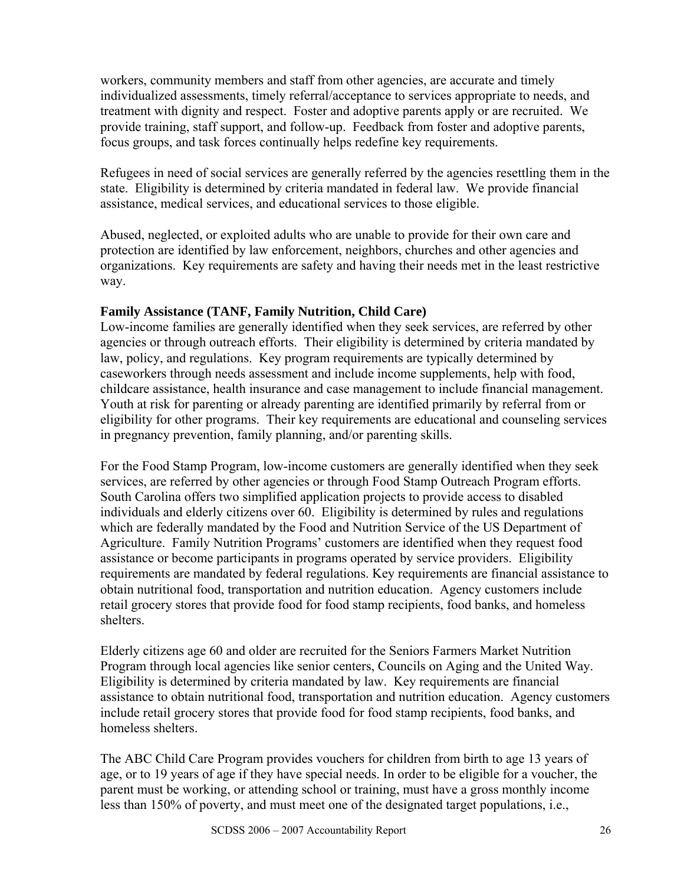workers, community members and staff from other agencies, are accurate and timely individualized assessments, timely referral/acceptance to services appropriate to needs, and treatment with dignity and respect. Foster and adoptive parents apply or are recruited. We provide training, staff support, and follow-up. Feedback from foster and adoptive parents, focus groups, and task forces continually helps redefine key requirements.

Refugees in need of social services are generally referred by the agencies resettling them in the state. Eligibility is determined by criteria mandated in federal law. We provide financial assistance, medical services, and educational services to those eligible.

Abused, neglected, or exploited adults who are unable to provide for their own care and protection are identified by law enforcement, neighbors, churches and other agencies and organizations. Key requirements are safety and having their needs met in the least restrictive way.

**Family Assistance (TANF, Family Nutrition, Child Care)**
Low-income families are generally identified when they seek services, are referred by other agencies or through outreach efforts. Their eligibility is determined by criteria mandated by law, policy, and regulations. Key program requirements are typically determined by caseworkers through needs assessment and include income supplements, help with food, childcare assistance, health insurance and case management to include financial management. Youth at risk for parenting or already parenting are identified primarily by referral from or eligibility for other programs. Their key requirements are educational and counseling services in pregnancy prevention, family planning, and/or parenting skills.

For the Food Stamp Program, low-income customers are generally identified when they seek services, are referred by other agencies or through Food Stamp Outreach Program efforts. South Carolina offers two simplified application projects to provide access to disabled individuals and elderly citizens over 60. Eligibility is determined by rules and regulations which are federally mandated by the Food and Nutrition Service of the US Department of Agriculture. Family Nutrition Programs' customers are identified when they request food assistance or become participants in programs operated by service providers. Eligibility requirements are mandated by federal regulations. Key requirements are financial assistance to obtain nutritional food, transportation and nutrition education. Agency customers include retail grocery stores that provide food for food stamp recipients, food banks, and homeless shelters.

Elderly citizens age 60 and older are recruited for the Seniors Farmers Market Nutrition Program through local agencies like senior centers, Councils on Aging and the United Way. Eligibility is determined by criteria mandated by law. Key requirements are financial assistance to obtain nutritional food, transportation and nutrition education. Agency customers include retail grocery stores that provide food for food stamp recipients, food banks, and homeless shelters.

The ABC Child Care Program provides vouchers for children from birth to age 13 years of age, or to 19 years of age if they have special needs. In order to be eligible for a voucher, the parent must be working, or attending school or training, must have a gross monthly income less than 150% of poverty, and must meet one of the designated target populations, i.e.,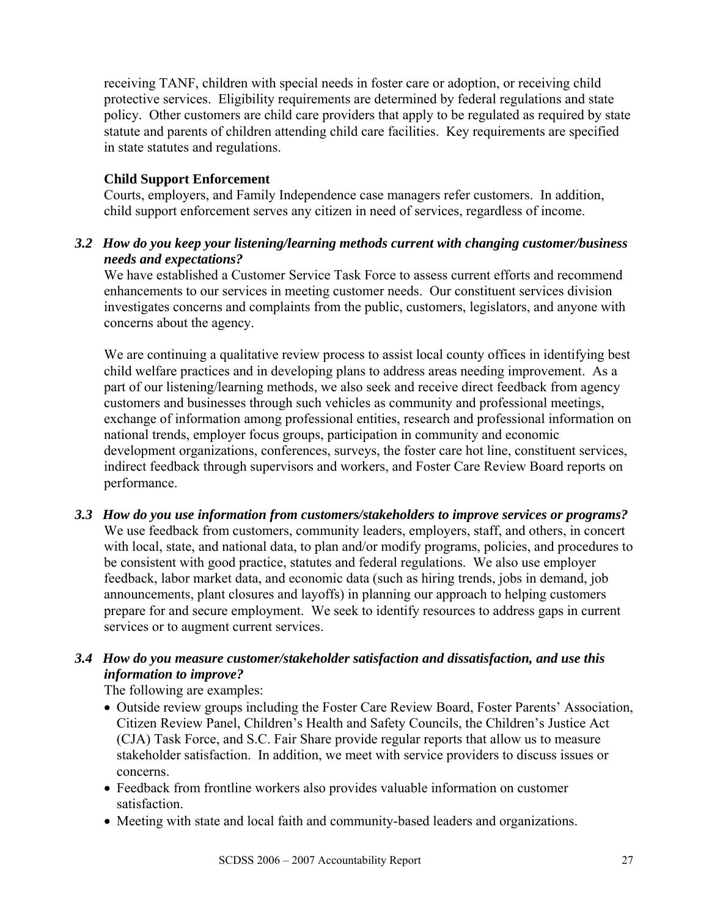receiving TANF, children with special needs in foster care or adoption, or receiving child protective services. Eligibility requirements are determined by federal regulations and state policy. Other customers are child care providers that apply to be regulated as required by state statute and parents of children attending child care facilities. Key requirements are specified in state statutes and regulations.

**Child Support Enforcement**

Courts, employers, and Family Independence case managers refer customers. In addition, child support enforcement serves any citizen in need of services, regardless of income.

***3.2 How do you keep your listening/learning methods current with changing customer/business needs and expectations?***

We have established a Customer Service Task Force to assess current efforts and recommend enhancements to our services in meeting customer needs. Our constituent services division investigates concerns and complaints from the public, customers, legislators, and anyone with concerns about the agency.

We are continuing a qualitative review process to assist local county offices in identifying best child welfare practices and in developing plans to address areas needing improvement. As a part of our listening/learning methods, we also seek and receive direct feedback from agency customers and businesses through such vehicles as community and professional meetings, exchange of information among professional entities, research and professional information on national trends, employer focus groups, participation in community and economic development organizations, conferences, surveys, the foster care hot line, constituent services, indirect feedback through supervisors and workers, and Foster Care Review Board reports on performance.

***3.3 How do you use information from customers/stakeholders to improve services or programs?***

We use feedback from customers, community leaders, employers, staff, and others, in concert with local, state, and national data, to plan and/or modify programs, policies, and procedures to be consistent with good practice, statutes and federal regulations. We also use employer feedback, labor market data, and economic data (such as hiring trends, jobs in demand, job announcements, plant closures and layoffs) in planning our approach to helping customers prepare for and secure employment. We seek to identify resources to address gaps in current services or to augment current services.

***3.4 How do you measure customer/stakeholder satisfaction and dissatisfaction, and use this information to improve?***

The following are examples:

- Outside review groups including the Foster Care Review Board, Foster Parents' Association, Citizen Review Panel, Children's Health and Safety Councils, the Children's Justice Act (CJA) Task Force, and S.C. Fair Share provide regular reports that allow us to measure stakeholder satisfaction. In addition, we meet with service providers to discuss issues or concerns.
- Feedback from frontline workers also provides valuable information on customer satisfaction.
- Meeting with state and local faith and community-based leaders and organizations.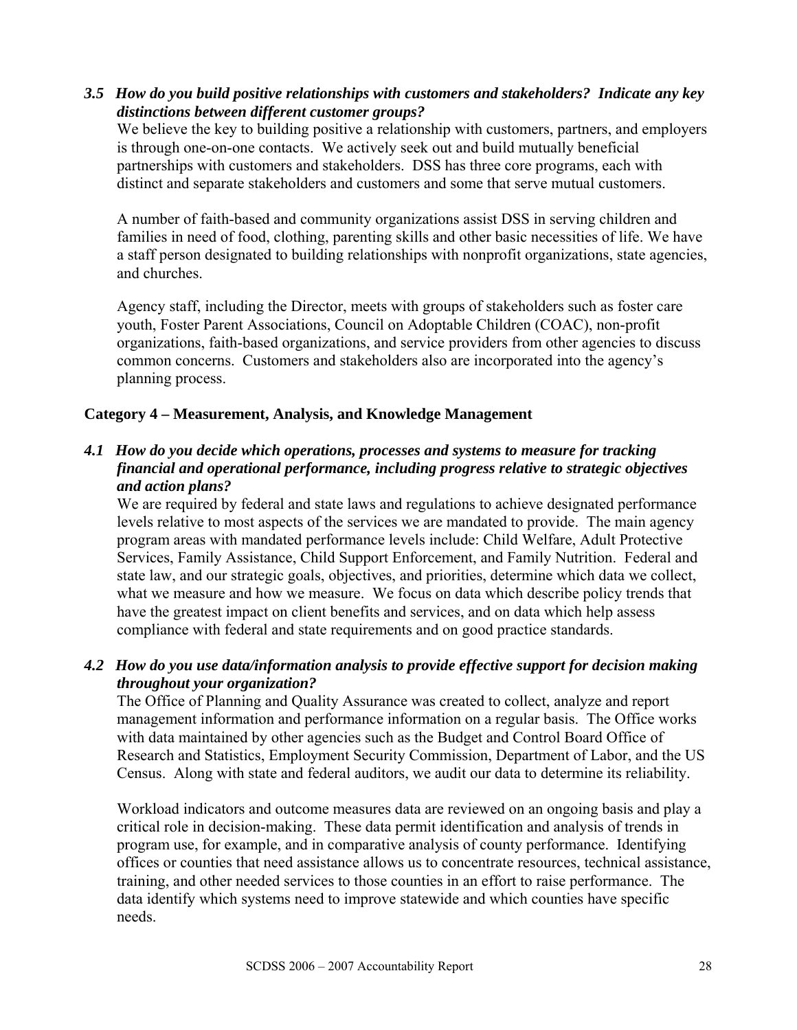### *3.5 How do you build positive relationships with customers and stakeholders? Indicate any key distinctions between different customer groups?*

We believe the key to building positive a relationship with customers, partners, and employers is through one-on-one contacts. We actively seek out and build mutually beneficial partnerships with customers and stakeholders. DSS has three core programs, each with distinct and separate stakeholders and customers and some that serve mutual customers.

A number of faith-based and community organizations assist DSS in serving children and families in need of food, clothing, parenting skills and other basic necessities of life. We have a staff person designated to building relationships with nonprofit organizations, state agencies, and churches.

Agency staff, including the Director, meets with groups of stakeholders such as foster care youth, Foster Parent Associations, Council on Adoptable Children (COAC), non-profit organizations, faith-based organizations, and service providers from other agencies to discuss common concerns. Customers and stakeholders also are incorporated into the agency's planning process.

## Category 4 – Measurement, Analysis, and Knowledge Management

### *4.1 How do you decide which operations, processes and systems to measure for tracking financial and operational performance, including progress relative to strategic objectives and action plans?*

We are required by federal and state laws and regulations to achieve designated performance levels relative to most aspects of the services we are mandated to provide. The main agency program areas with mandated performance levels include: Child Welfare, Adult Protective Services, Family Assistance, Child Support Enforcement, and Family Nutrition. Federal and state law, and our strategic goals, objectives, and priorities, determine which data we collect, what we measure and how we measure. We focus on data which describe policy trends that have the greatest impact on client benefits and services, and on data which help assess compliance with federal and state requirements and on good practice standards.

### *4.2 How do you use data/information analysis to provide effective support for decision making throughout your organization?*

The Office of Planning and Quality Assurance was created to collect, analyze and report management information and performance information on a regular basis. The Office works with data maintained by other agencies such as the Budget and Control Board Office of Research and Statistics, Employment Security Commission, Department of Labor, and the US Census. Along with state and federal auditors, we audit our data to determine its reliability.

Workload indicators and outcome measures data are reviewed on an ongoing basis and play a critical role in decision-making. These data permit identification and analysis of trends in program use, for example, and in comparative analysis of county performance. Identifying offices or counties that need assistance allows us to concentrate resources, technical assistance, training, and other needed services to those counties in an effort to raise performance. The data identify which systems need to improve statewide and which counties have specific needs.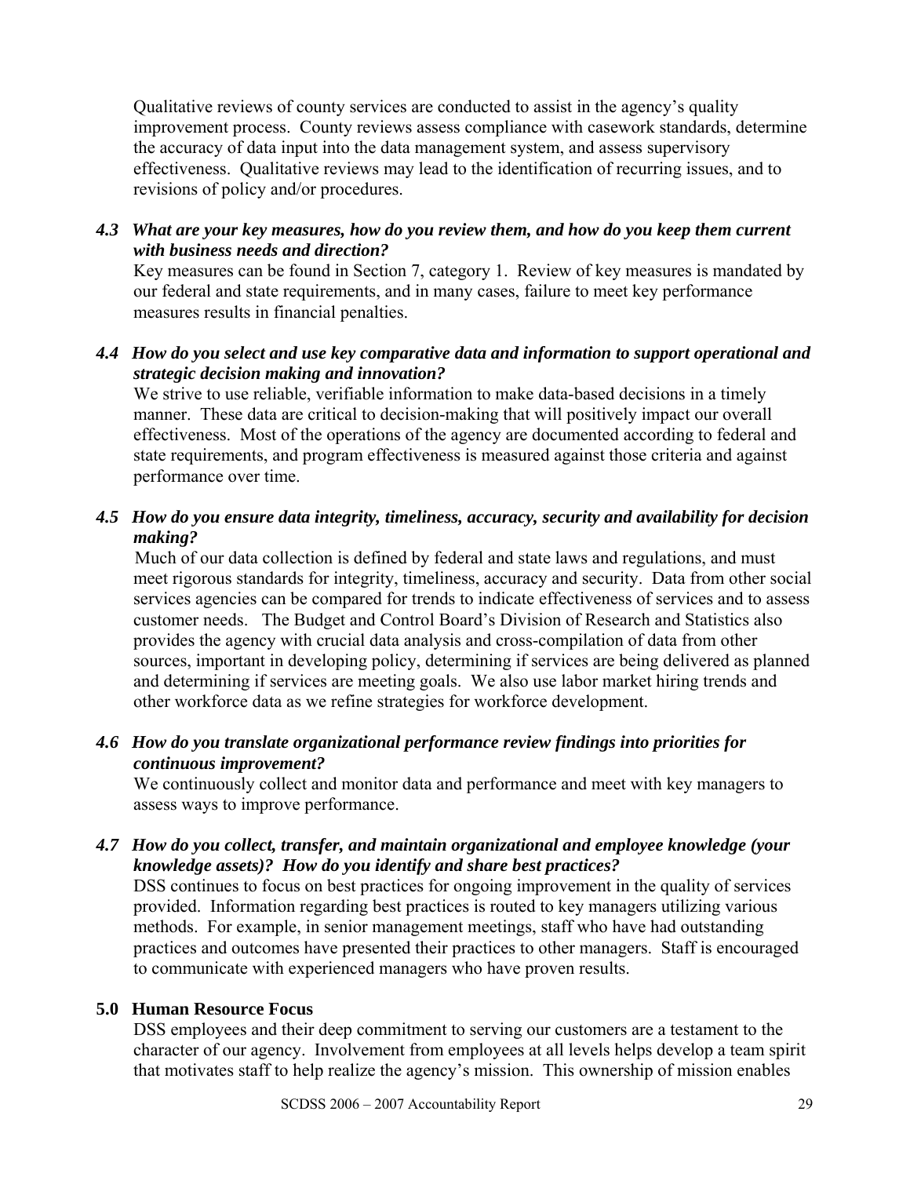Qualitative reviews of county services are conducted to assist in the agency's quality improvement process. County reviews assess compliance with casework standards, determine the accuracy of data input into the data management system, and assess supervisory effectiveness. Qualitative reviews may lead to the identification of recurring issues, and to revisions of policy and/or procedures.

### *4.3 What are your key measures, how do you review them, and how do you keep them current with business needs and direction?*

Key measures can be found in Section 7, category 1. Review of key measures is mandated by our federal and state requirements, and in many cases, failure to meet key performance measures results in financial penalties.

### *4.4 How do you select and use key comparative data and information to support operational and strategic decision making and innovation?*

We strive to use reliable, verifiable information to make data-based decisions in a timely manner. These data are critical to decision-making that will positively impact our overall effectiveness. Most of the operations of the agency are documented according to federal and state requirements, and program effectiveness is measured against those criteria and against performance over time.

### *4.5 How do you ensure data integrity, timeliness, accuracy, security and availability for decision making?*

Much of our data collection is defined by federal and state laws and regulations, and must meet rigorous standards for integrity, timeliness, accuracy and security. Data from other social services agencies can be compared for trends to indicate effectiveness of services and to assess customer needs. The Budget and Control Board's Division of Research and Statistics also provides the agency with crucial data analysis and cross-compilation of data from other sources, important in developing policy, determining if services are being delivered as planned and determining if services are meeting goals. We also use labor market hiring trends and other workforce data as we refine strategies for workforce development.

### *4.6 How do you translate organizational performance review findings into priorities for continuous improvement?*

We continuously collect and monitor data and performance and meet with key managers to assess ways to improve performance.

### *4.7 How do you collect, transfer, and maintain organizational and employee knowledge (your knowledge assets)? How do you identify and share best practices?*

DSS continues to focus on best practices for ongoing improvement in the quality of services provided. Information regarding best practices is routed to key managers utilizing various methods. For example, in senior management meetings, staff who have had outstanding practices and outcomes have presented their practices to other managers. Staff is encouraged to communicate with experienced managers who have proven results.

## 5.0 Human Resource Focus

DSS employees and their deep commitment to serving our customers are a testament to the character of our agency. Involvement from employees at all levels helps develop a team spirit that motivates staff to help realize the agency's mission. This ownership of mission enables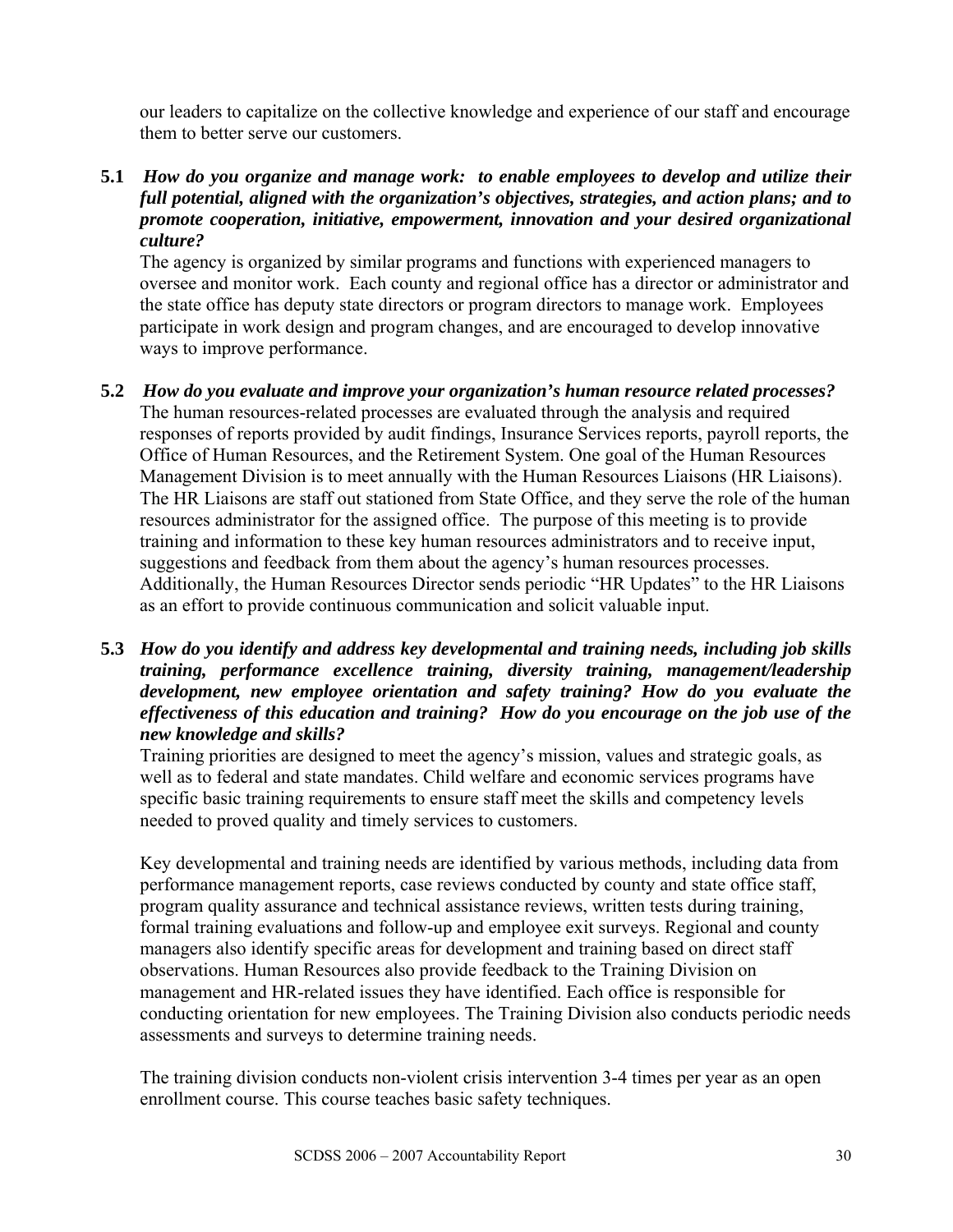our leaders to capitalize on the collective knowledge and experience of our staff and encourage them to better serve our customers.

**5.1** ***How do you organize and manage work: to enable employees to develop and utilize their full potential, aligned with the organization's objectives, strategies, and action plans; and to promote cooperation, initiative, empowerment, innovation and your desired organizational culture?***

The agency is organized by similar programs and functions with experienced managers to oversee and monitor work. Each county and regional office has a director or administrator and the state office has deputy state directors or program directors to manage work. Employees participate in work design and program changes, and are encouraged to develop innovative ways to improve performance.

**5.2** ***How do you evaluate and improve your organization's human resource related processes?***

The human resources-related processes are evaluated through the analysis and required responses of reports provided by audit findings, Insurance Services reports, payroll reports, the Office of Human Resources, and the Retirement System. One goal of the Human Resources Management Division is to meet annually with the Human Resources Liaisons (HR Liaisons). The HR Liaisons are staff out stationed from State Office, and they serve the role of the human resources administrator for the assigned office. The purpose of this meeting is to provide training and information to these key human resources administrators and to receive input, suggestions and feedback from them about the agency's human resources processes. Additionally, the Human Resources Director sends periodic "HR Updates" to the HR Liaisons as an effort to provide continuous communication and solicit valuable input.

**5.3** ***How do you identify and address key developmental and training needs, including job skills training, performance excellence training, diversity training, management/leadership development, new employee orientation and safety training? How do you evaluate the effectiveness of this education and training? How do you encourage on the job use of the new knowledge and skills?***

Training priorities are designed to meet the agency's mission, values and strategic goals, as well as to federal and state mandates. Child welfare and economic services programs have specific basic training requirements to ensure staff meet the skills and competency levels needed to proved quality and timely services to customers.

Key developmental and training needs are identified by various methods, including data from performance management reports, case reviews conducted by county and state office staff, program quality assurance and technical assistance reviews, written tests during training, formal training evaluations and follow-up and employee exit surveys. Regional and county managers also identify specific areas for development and training based on direct staff observations. Human Resources also provide feedback to the Training Division on management and HR-related issues they have identified. Each office is responsible for conducting orientation for new employees. The Training Division also conducts periodic needs assessments and surveys to determine training needs.

The training division conducts non-violent crisis intervention 3-4 times per year as an open enrollment course. This course teaches basic safety techniques.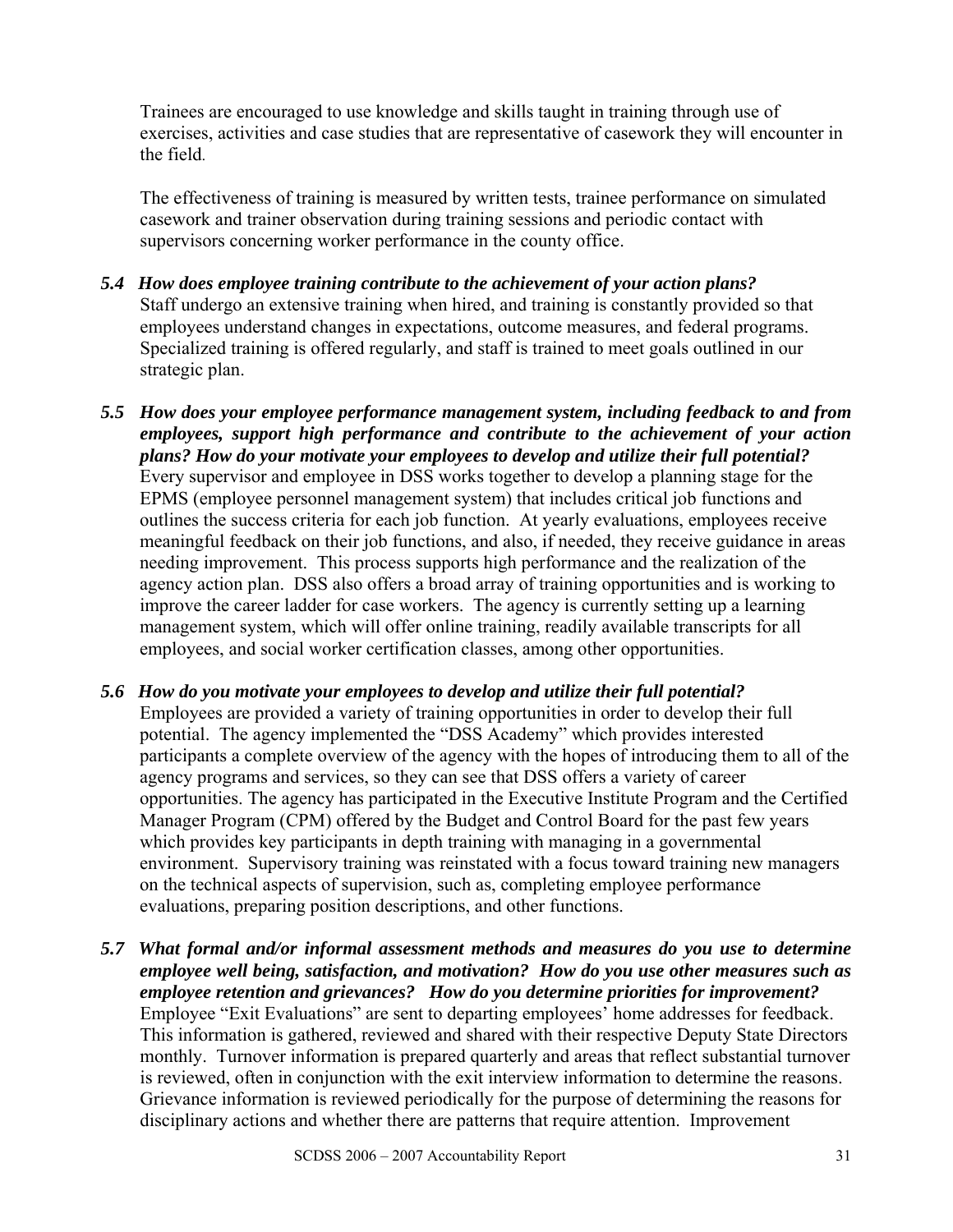Trainees are encouraged to use knowledge and skills taught in training through use of exercises, activities and case studies that are representative of casework they will encounter in the field.

The effectiveness of training is measured by written tests, trainee performance on simulated casework and trainer observation during training sessions and periodic contact with supervisors concerning worker performance in the county office.

***5.4 How does employee training contribute to the achievement of your action plans?***

Staff undergo an extensive training when hired, and training is constantly provided so that employees understand changes in expectations, outcome measures, and federal programs. Specialized training is offered regularly, and staff is trained to meet goals outlined in our strategic plan.

***5.5 How does your employee performance management system, including feedback to and from employees, support high performance and contribute to the achievement of your action plans? How do your motivate your employees to develop and utilize their full potential?***

Every supervisor and employee in DSS works together to develop a planning stage for the EPMS (employee personnel management system) that includes critical job functions and outlines the success criteria for each job function. At yearly evaluations, employees receive meaningful feedback on their job functions, and also, if needed, they receive guidance in areas needing improvement. This process supports high performance and the realization of the agency action plan. DSS also offers a broad array of training opportunities and is working to improve the career ladder for case workers. The agency is currently setting up a learning management system, which will offer online training, readily available transcripts for all employees, and social worker certification classes, among other opportunities.

***5.6 How do you motivate your employees to develop and utilize their full potential?***

Employees are provided a variety of training opportunities in order to develop their full potential. The agency implemented the "DSS Academy" which provides interested participants a complete overview of the agency with the hopes of introducing them to all of the agency programs and services, so they can see that DSS offers a variety of career opportunities. The agency has participated in the Executive Institute Program and the Certified Manager Program (CPM) offered by the Budget and Control Board for the past few years which provides key participants in depth training with managing in a governmental environment. Supervisory training was reinstated with a focus toward training new managers on the technical aspects of supervision, such as, completing employee performance evaluations, preparing position descriptions, and other functions.

***5.7 What formal and/or informal assessment methods and measures do you use to determine employee well being, satisfaction, and motivation? How do you use other measures such as employee retention and grievances? How do you determine priorities for improvement?***

Employee "Exit Evaluations" are sent to departing employees' home addresses for feedback. This information is gathered, reviewed and shared with their respective Deputy State Directors monthly. Turnover information is prepared quarterly and areas that reflect substantial turnover is reviewed, often in conjunction with the exit interview information to determine the reasons. Grievance information is reviewed periodically for the purpose of determining the reasons for disciplinary actions and whether there are patterns that require attention. Improvement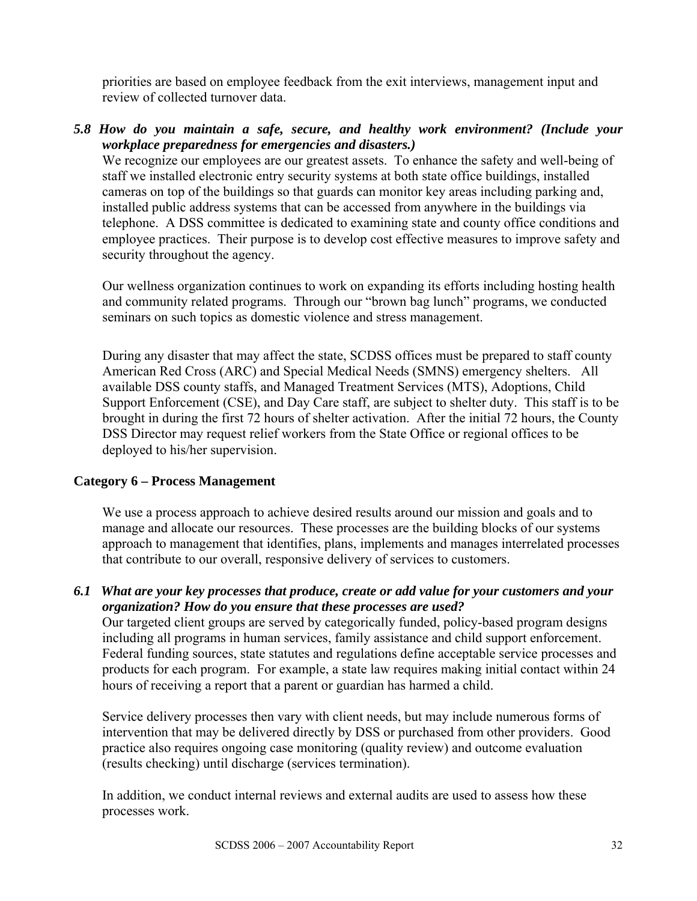priorities are based on employee feedback from the exit interviews, management input and review of collected turnover data.

***5.8 How do you maintain a safe, secure, and healthy work environment? (Include your workplace preparedness for emergencies and disasters.)***

We recognize our employees are our greatest assets. To enhance the safety and well-being of staff we installed electronic entry security systems at both state office buildings, installed cameras on top of the buildings so that guards can monitor key areas including parking and, installed public address systems that can be accessed from anywhere in the buildings via telephone. A DSS committee is dedicated to examining state and county office conditions and employee practices. Their purpose is to develop cost effective measures to improve safety and security throughout the agency.

Our wellness organization continues to work on expanding its efforts including hosting health and community related programs. Through our "brown bag lunch" programs, we conducted seminars on such topics as domestic violence and stress management.

During any disaster that may affect the state, SCDSS offices must be prepared to staff county American Red Cross (ARC) and Special Medical Needs (SMNS) emergency shelters. All available DSS county staffs, and Managed Treatment Services (MTS), Adoptions, Child Support Enforcement (CSE), and Day Care staff, are subject to shelter duty. This staff is to be brought in during the first 72 hours of shelter activation. After the initial 72 hours, the County DSS Director may request relief workers from the State Office or regional offices to be deployed to his/her supervision.

## Category 6 – Process Management

We use a process approach to achieve desired results around our mission and goals and to manage and allocate our resources. These processes are the building blocks of our systems approach to management that identifies, plans, implements and manages interrelated processes that contribute to our overall, responsive delivery of services to customers.

***6.1 What are your key processes that produce, create or add value for your customers and your organization? How do you ensure that these processes are used?***

Our targeted client groups are served by categorically funded, policy-based program designs including all programs in human services, family assistance and child support enforcement. Federal funding sources, state statutes and regulations define acceptable service processes and products for each program. For example, a state law requires making initial contact within 24 hours of receiving a report that a parent or guardian has harmed a child.

Service delivery processes then vary with client needs, but may include numerous forms of intervention that may be delivered directly by DSS or purchased from other providers. Good practice also requires ongoing case monitoring (quality review) and outcome evaluation (results checking) until discharge (services termination).

In addition, we conduct internal reviews and external audits are used to assess how these processes work.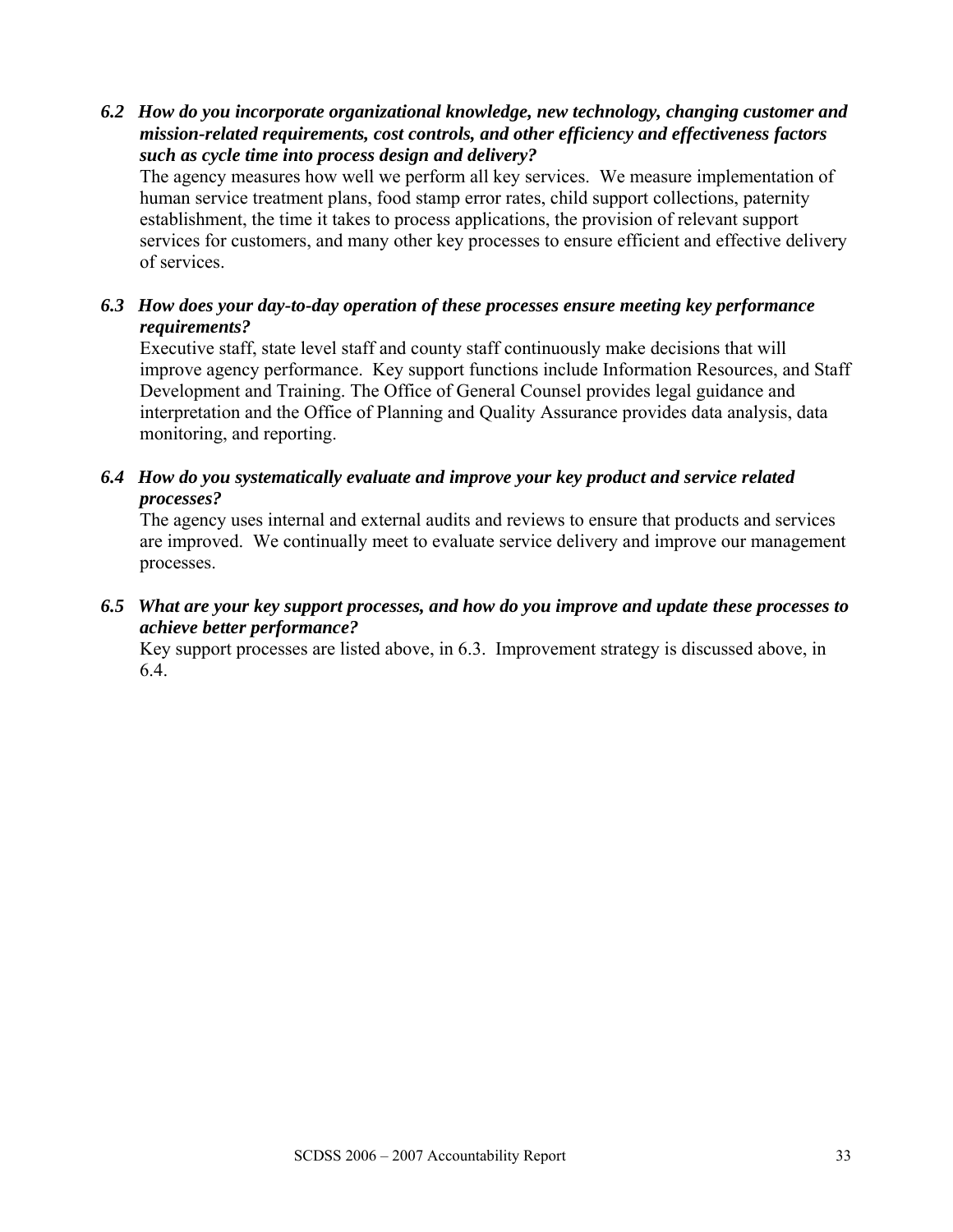***6.2 How do you incorporate organizational knowledge, new technology, changing customer and mission-related requirements, cost controls, and other efficiency and effectiveness factors such as cycle time into process design and delivery?***

The agency measures how well we perform all key services. We measure implementation of human service treatment plans, food stamp error rates, child support collections, paternity establishment, the time it takes to process applications, the provision of relevant support services for customers, and many other key processes to ensure efficient and effective delivery of services.

***6.3 How does your day-to-day operation of these processes ensure meeting key performance requirements?***

Executive staff, state level staff and county staff continuously make decisions that will improve agency performance. Key support functions include Information Resources, and Staff Development and Training. The Office of General Counsel provides legal guidance and interpretation and the Office of Planning and Quality Assurance provides data analysis, data monitoring, and reporting.

***6.4 How do you systematically evaluate and improve your key product and service related processes?***

The agency uses internal and external audits and reviews to ensure that products and services are improved. We continually meet to evaluate service delivery and improve our management processes.

***6.5 What are your key support processes, and how do you improve and update these processes to achieve better performance?***

Key support processes are listed above, in 6.3. Improvement strategy is discussed above, in 6.4.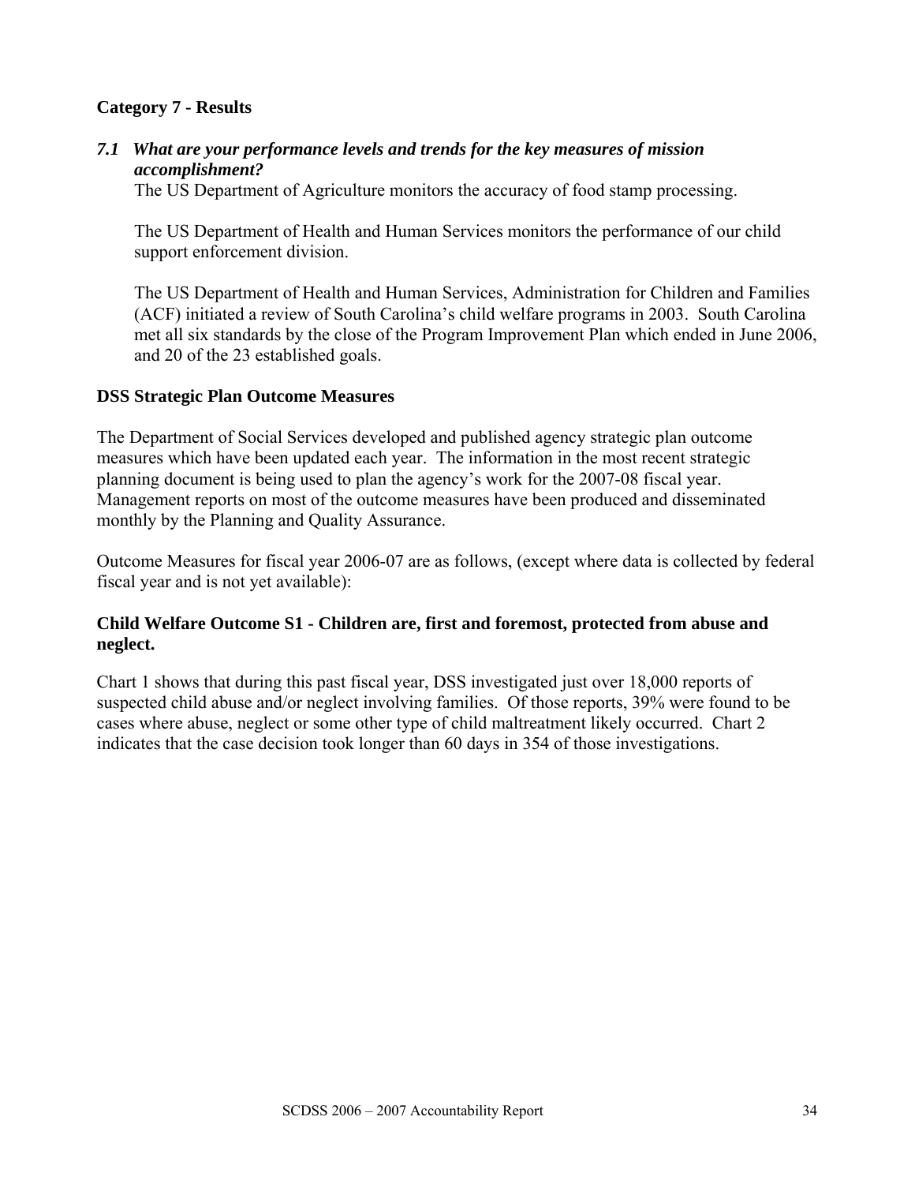## Category 7 - Results

***7.1 What are your performance levels and trends for the key measures of mission accomplishment?***

The US Department of Agriculture monitors the accuracy of food stamp processing.

The US Department of Health and Human Services monitors the performance of our child support enforcement division.

The US Department of Health and Human Services, Administration for Children and Families (ACF) initiated a review of South Carolina's child welfare programs in 2003. South Carolina met all six standards by the close of the Program Improvement Plan which ended in June 2006, and 20 of the 23 established goals.

### DSS Strategic Plan Outcome Measures

The Department of Social Services developed and published agency strategic plan outcome measures which have been updated each year. The information in the most recent strategic planning document is being used to plan the agency's work for the 2007-08 fiscal year. Management reports on most of the outcome measures have been produced and disseminated monthly by the Planning and Quality Assurance.

Outcome Measures for fiscal year 2006-07 are as follows, (except where data is collected by federal fiscal year and is not yet available):

### Child Welfare Outcome S1 - Children are, first and foremost, protected from abuse and neglect.

Chart 1 shows that during this past fiscal year, DSS investigated just over 18,000 reports of suspected child abuse and/or neglect involving families. Of those reports, 39% were found to be cases where abuse, neglect or some other type of child maltreatment likely occurred. Chart 2 indicates that the case decision took longer than 60 days in 354 of those investigations.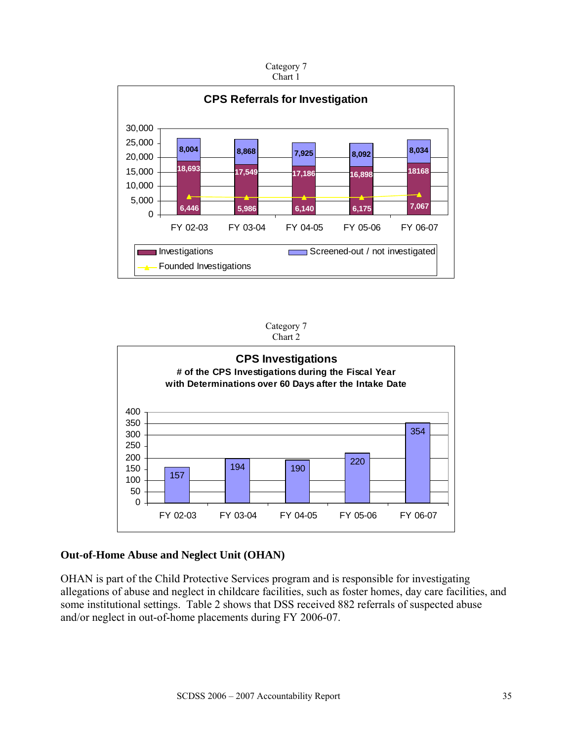Category 7
Chart 1

**CPS Referrals for Investigation**

| | FY 02-03 | FY 03-04 | FY 04-05 | FY 05-06 | FY 06-07 |
|---|---|---|---|---|---|
| Screened-out / not investigated | 8,004 | 8,868 | 7,925 | 8,092 | 8,034 |
| Investigations | 18,693 | 17,549 | 17,186 | 16,898 | 18168 |
| Founded Investigations | 6,446 | 5,986 | 6,140 | 6,175 | 7,067 |

Category 7
Chart 2

**CPS Investigations**
**# of the CPS Investigations during the Fiscal Year with Determinations over 60 Days after the Intake Date**

| FY 02-03 | FY 03-04 | FY 04-05 | FY 05-06 | FY 06-07 |
|---|---|---|---|---|
| 157 | 194 | 190 | 220 | 354 |

## Out-of-Home Abuse and Neglect Unit (OHAN)

OHAN is part of the Child Protective Services program and is responsible for investigating allegations of abuse and neglect in childcare facilities, such as foster homes, day care facilities, and some institutional settings. Table 2 shows that DSS received 882 referrals of suspected abuse and/or neglect in out-of-home placements during FY 2006-07.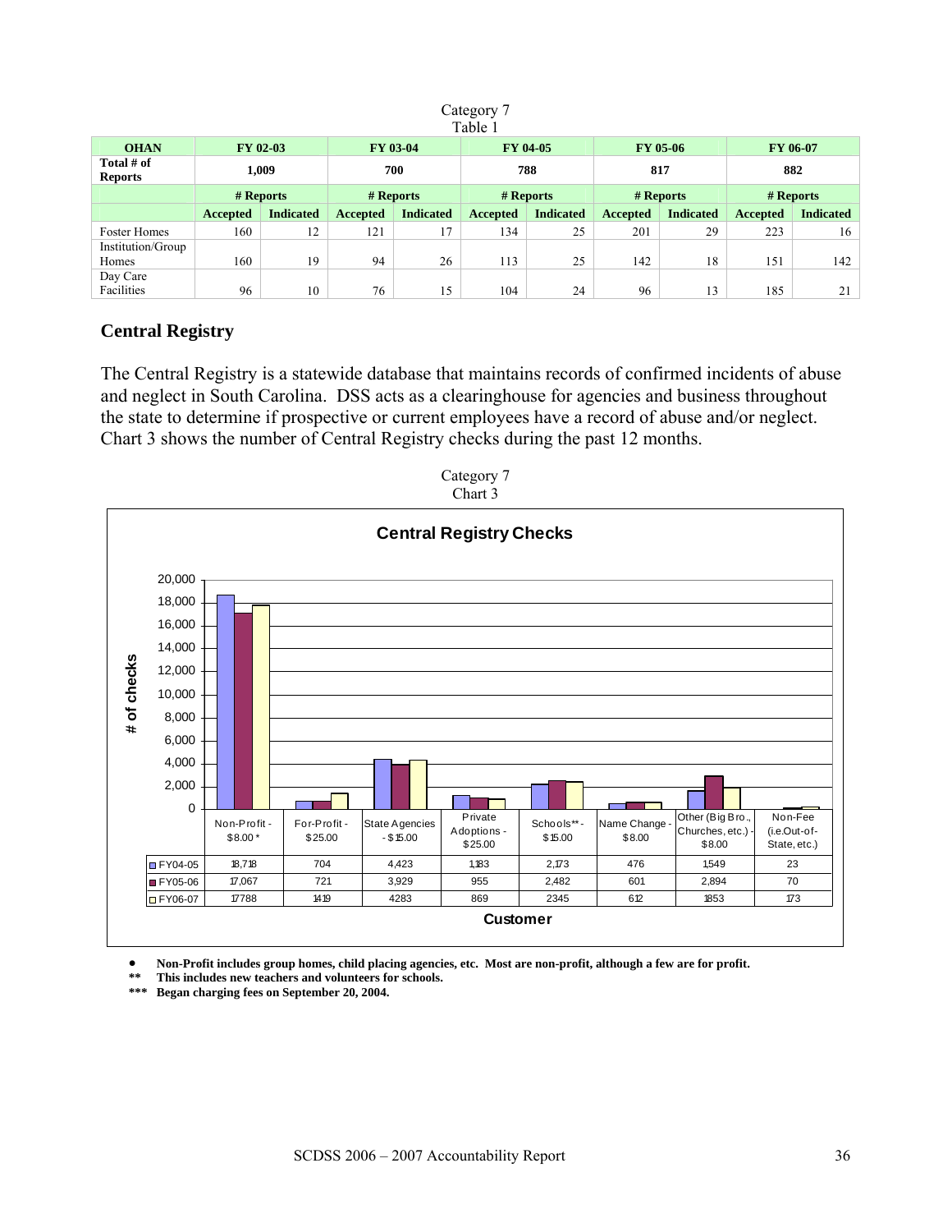Category 7
Table 1

| OHAN | FY 02-03 | | FY 03-04 | | FY 04-05 | | FY 05-06 | | FY 06-07 | |
|---|---|---|---|---|---|---|---|---|---|---|
| **Total # of Reports** | **1,009** | | **700** | | **788** | | **817** | | **882** | |
| | **# Reports** | | **# Reports** | | **# Reports** | | **# Reports** | | **# Reports** | |
| | **Accepted** | **Indicated** | **Accepted** | **Indicated** | **Accepted** | **Indicated** | **Accepted** | **Indicated** | **Accepted** | **Indicated** |
| Foster Homes | 160 | 12 | 121 | 17 | 134 | 25 | 201 | 29 | 223 | 16 |
| Institution/Group Homes | 160 | 19 | 94 | 26 | 113 | 25 | 142 | 18 | 151 | 142 |
| Day Care Facilities | 96 | 10 | 76 | 15 | 104 | 24 | 96 | 13 | 185 | 21 |

## Central Registry

The Central Registry is a statewide database that maintains records of confirmed incidents of abuse and neglect in South Carolina. DSS acts as a clearinghouse for agencies and business throughout the state to determine if prospective or current employees have a record of abuse and/or neglect. Chart 3 shows the number of Central Registry checks during the past 12 months.

Category 7
Chart 3

**Central Registry Checks**

| Customer | Non-Profit - $8.00 * | For-Profit - $25.00 | State Agencies - $15.00 | Private Adoptions - $25.00 | Schools** - $15.00 | Name Change - $8.00 | Other (Big Bro., Churches, etc.) - $8.00 | Non-Fee (i.e.Out-of-State, etc.) |
|---|---|---|---|---|---|---|---|---|
| FY04-05 | 18,718 | 704 | 4,423 | 1,183 | 2,173 | 476 | 1,549 | 23 |
| FY05-06 | 17,067 | 721 | 3,929 | 955 | 2,482 | 601 | 2,894 | 70 |
| FY06-07 | 17788 | 1419 | 4283 | 869 | 2345 | 612 | 1853 | 173 |

- **Non-Profit includes group homes, child placing agencies, etc. Most are non-profit, although a few are for profit.**

** **This includes new teachers and volunteers for schools.**

*** **Began charging fees on September 20, 2004.**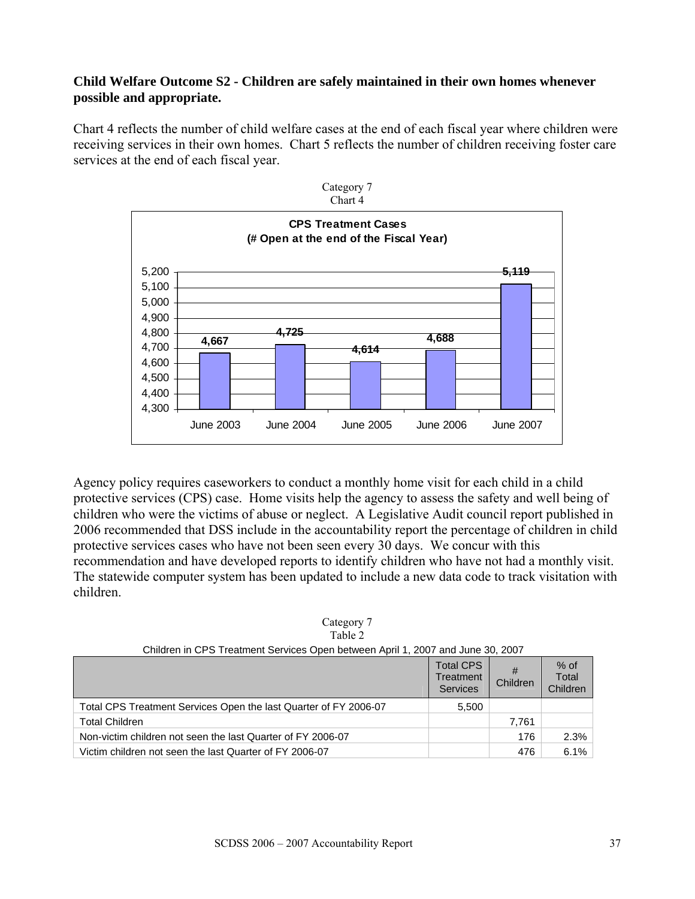**Child Welfare Outcome S2 - Children are safely maintained in their own homes whenever possible and appropriate.**

Chart 4 reflects the number of child welfare cases at the end of each fiscal year where children were receiving services in their own homes. Chart 5 reflects the number of children receiving foster care services at the end of each fiscal year.

Category 7
Chart 4

**CPS Treatment Cases**
**(# Open at the end of the Fiscal Year)**

| | June 2003 | June 2004 | June 2005 | June 2006 | June 2007 |
|---|---|---|---|---|---|
| CPS Treatment Cases | 4,667 | 4,725 | 4,614 | 4,688 | 5,119 |

Agency policy requires caseworkers to conduct a monthly home visit for each child in a child protective services (CPS) case. Home visits help the agency to assess the safety and well being of children who were the victims of abuse or neglect. A Legislative Audit council report published in 2006 recommended that DSS include in the accountability report the percentage of children in child protective services cases who have not been seen every 30 days. We concur with this recommendation and have developed reports to identify children who have not had a monthly visit. The statewide computer system has been updated to include a new data code to track visitation with children.

Category 7
Table 2
Children in CPS Treatment Services Open between April 1, 2007 and June 30, 2007

| | Total CPS Treatment Services | # Children | % of Total Children |
|---|---|---|---|
| Total CPS Treatment Services Open the last Quarter of FY 2006-07 | 5,500 | | |
| Total Children | | 7,761 | |
| Non-victim children not seen the last Quarter of FY 2006-07 | | 176 | 2.3% |
| Victim children not seen the last Quarter of FY 2006-07 | | 476 | 6.1% |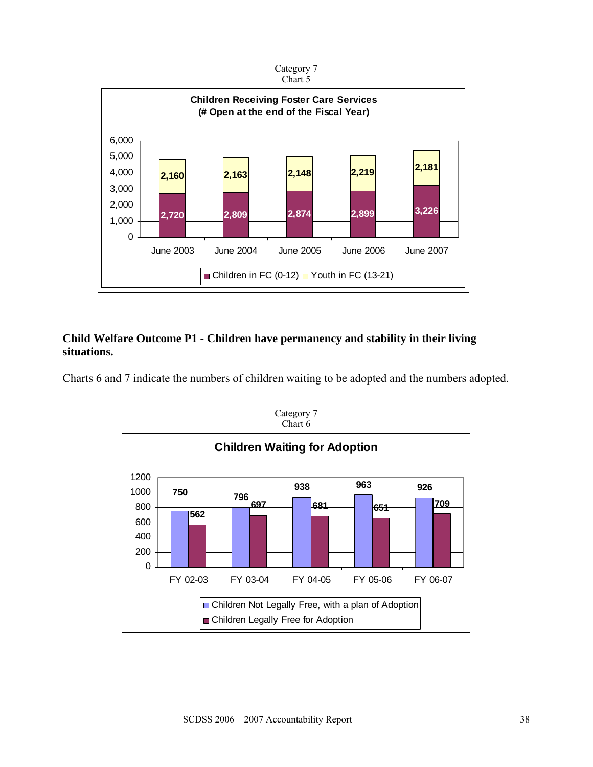Category 7
Chart 5

**Children Receiving Foster Care Services (# Open at the end of the Fiscal Year)**

| | June 2003 | June 2004 | June 2005 | June 2006 | June 2007 |
|---|---|---|---|---|---|
| Children in FC (0-12) | 2,720 | 2,809 | 2,874 | 2,899 | 3,226 |
| Youth in FC (13-21) | 2,160 | 2,163 | 2,148 | 2,219 | 2,181 |

**Child Welfare Outcome P1 - Children have permanency and stability in their living situations.**

Charts 6 and 7 indicate the numbers of children waiting to be adopted and the numbers adopted.

Category 7
Chart 6

**Children Waiting for Adoption**

| | FY 02-03 | FY 03-04 | FY 04-05 | FY 05-06 | FY 06-07 |
|---|---|---|---|---|---|
| Children Not Legally Free, with a plan of Adoption | 750 | 796 | 938 | 963 | 926 |
| Children Legally Free for Adoption | 562 | 697 | 681 | 651 | 709 |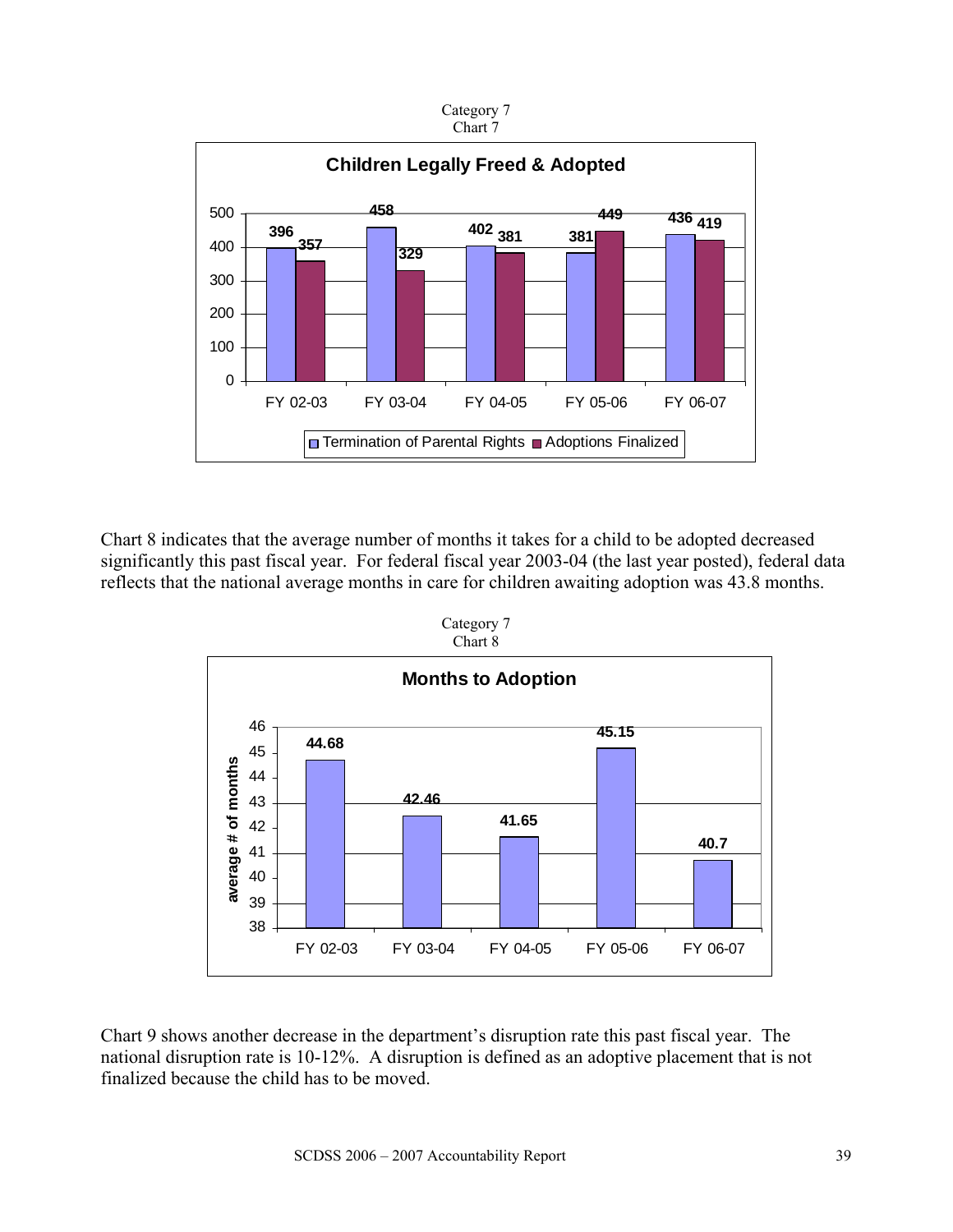Category 7
Chart 7

**Children Legally Freed & Adopted**

| | FY 02-03 | FY 03-04 | FY 04-05 | FY 05-06 | FY 06-07 |
|---|---|---|---|---|---|
| Termination of Parental Rights | 396 | 458 | 402 | 381 | 436 |
| Adoptions Finalized | 357 | 329 | 381 | 449 | 419 |

Chart 8 indicates that the average number of months it takes for a child to be adopted decreased significantly this past fiscal year. For federal fiscal year 2003-04 (the last year posted), federal data reflects that the national average months in care for children awaiting adoption was 43.8 months.

Category 7
Chart 8

**Months to Adoption**

| | FY 02-03 | FY 03-04 | FY 04-05 | FY 05-06 | FY 06-07 |
|---|---|---|---|---|---|
| average # of months | 44.68 | 42.46 | 41.65 | 45.15 | 40.7 |

Chart 9 shows another decrease in the department's disruption rate this past fiscal year. The national disruption rate is 10-12%. A disruption is defined as an adoptive placement that is not finalized because the child has to be moved.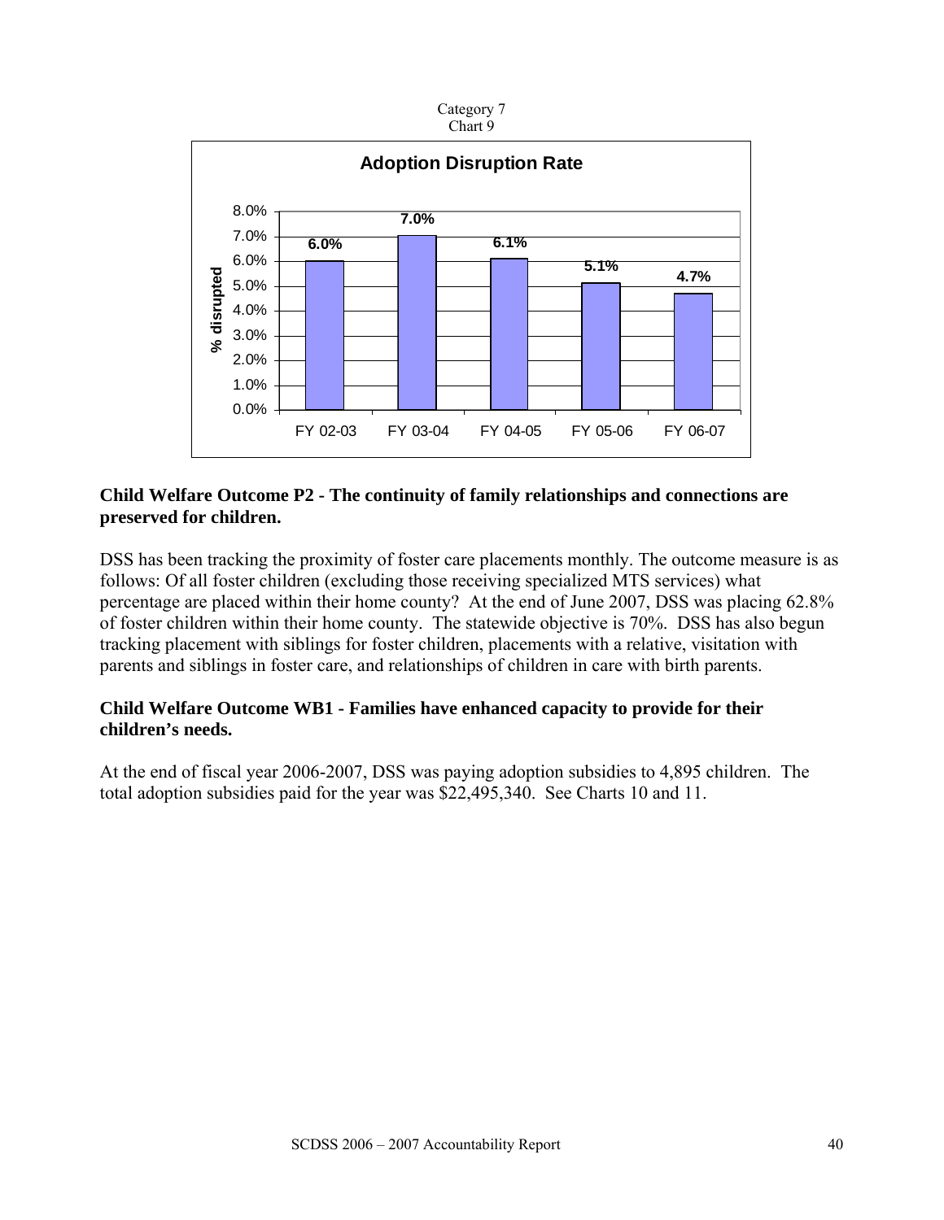Category 7
Chart 9

**Adoption Disruption Rate**

| | FY 02-03 | FY 03-04 | FY 04-05 | FY 05-06 | FY 06-07 |
|---|---|---|---|---|---|
| % disrupted | 6.0% | 7.0% | 6.1% | 5.1% | 4.7% |

**Child Welfare Outcome P2 - The continuity of family relationships and connections are preserved for children.**

DSS has been tracking the proximity of foster care placements monthly. The outcome measure is as follows: Of all foster children (excluding those receiving specialized MTS services) what percentage are placed within their home county? At the end of June 2007, DSS was placing 62.8% of foster children within their home county. The statewide objective is 70%. DSS has also begun tracking placement with siblings for foster children, placements with a relative, visitation with parents and siblings in foster care, and relationships of children in care with birth parents.

**Child Welfare Outcome WB1 - Families have enhanced capacity to provide for their children's needs.**

At the end of fiscal year 2006-2007, DSS was paying adoption subsidies to 4,895 children. The total adoption subsidies paid for the year was $22,495,340. See Charts 10 and 11.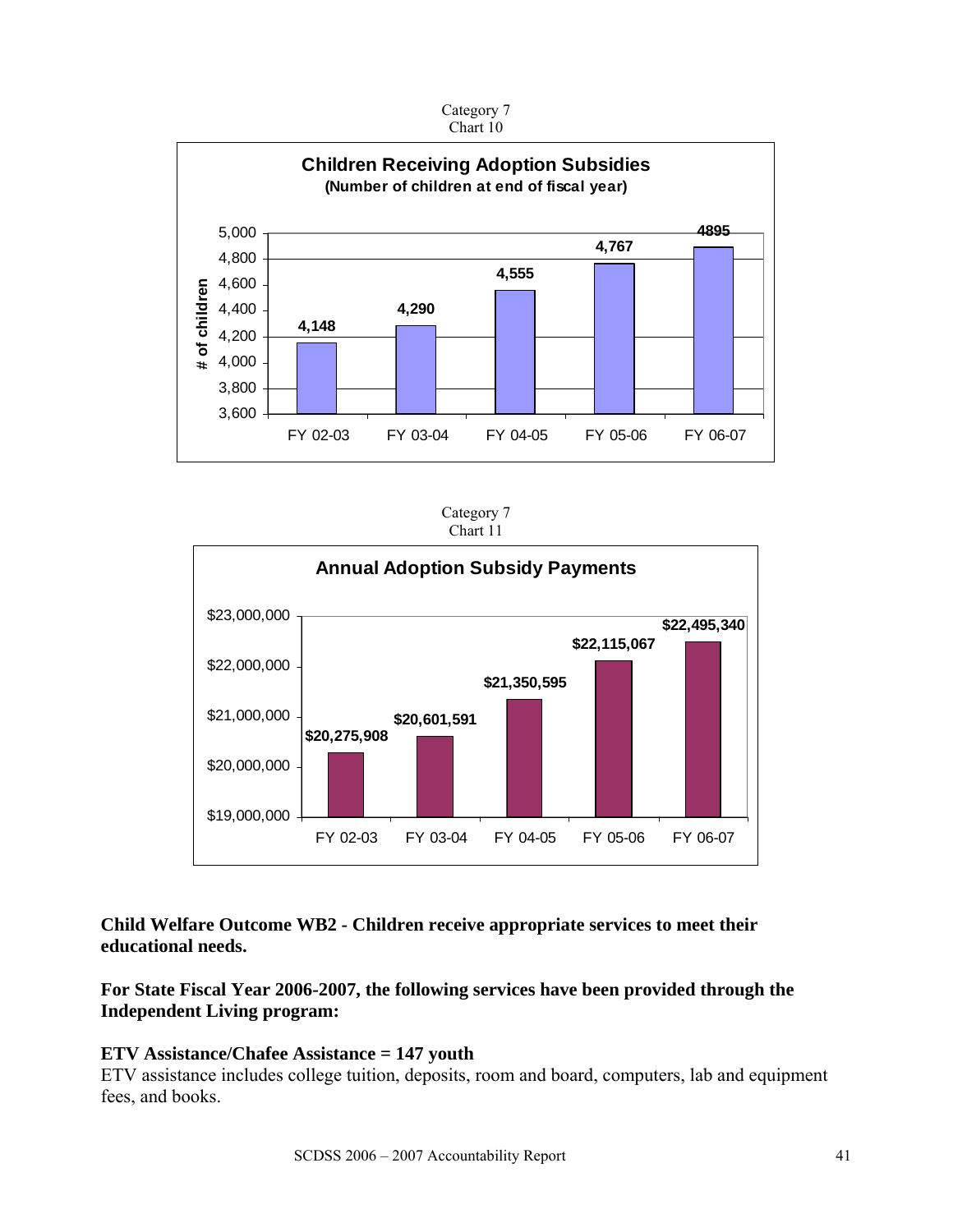Category 7
Chart 10

**Children Receiving Adoption Subsidies**
**(Number of children at end of fiscal year)**

| Fiscal Year | # of children |
|---|---|
| FY 02-03 | 4,148 |
| FY 03-04 | 4,290 |
| FY 04-05 | 4,555 |
| FY 05-06 | 4,767 |
| FY 06-07 | 4895 |

Category 7
Chart 11

**Annual Adoption Subsidy Payments**

| Fiscal Year | Payments |
|---|---|
| FY 02-03 | $20,275,908 |
| FY 03-04 | $20,601,591 |
| FY 04-05 | $21,350,595 |
| FY 05-06 | $22,115,067 |
| FY 06-07 | $22,495,340 |

**Child Welfare Outcome WB2 - Children receive appropriate services to meet their educational needs.**

**For State Fiscal Year 2006-2007, the following services have been provided through the Independent Living program:**

**ETV Assistance/Chafee Assistance = 147 youth**
ETV assistance includes college tuition, deposits, room and board, computers, lab and equipment fees, and books.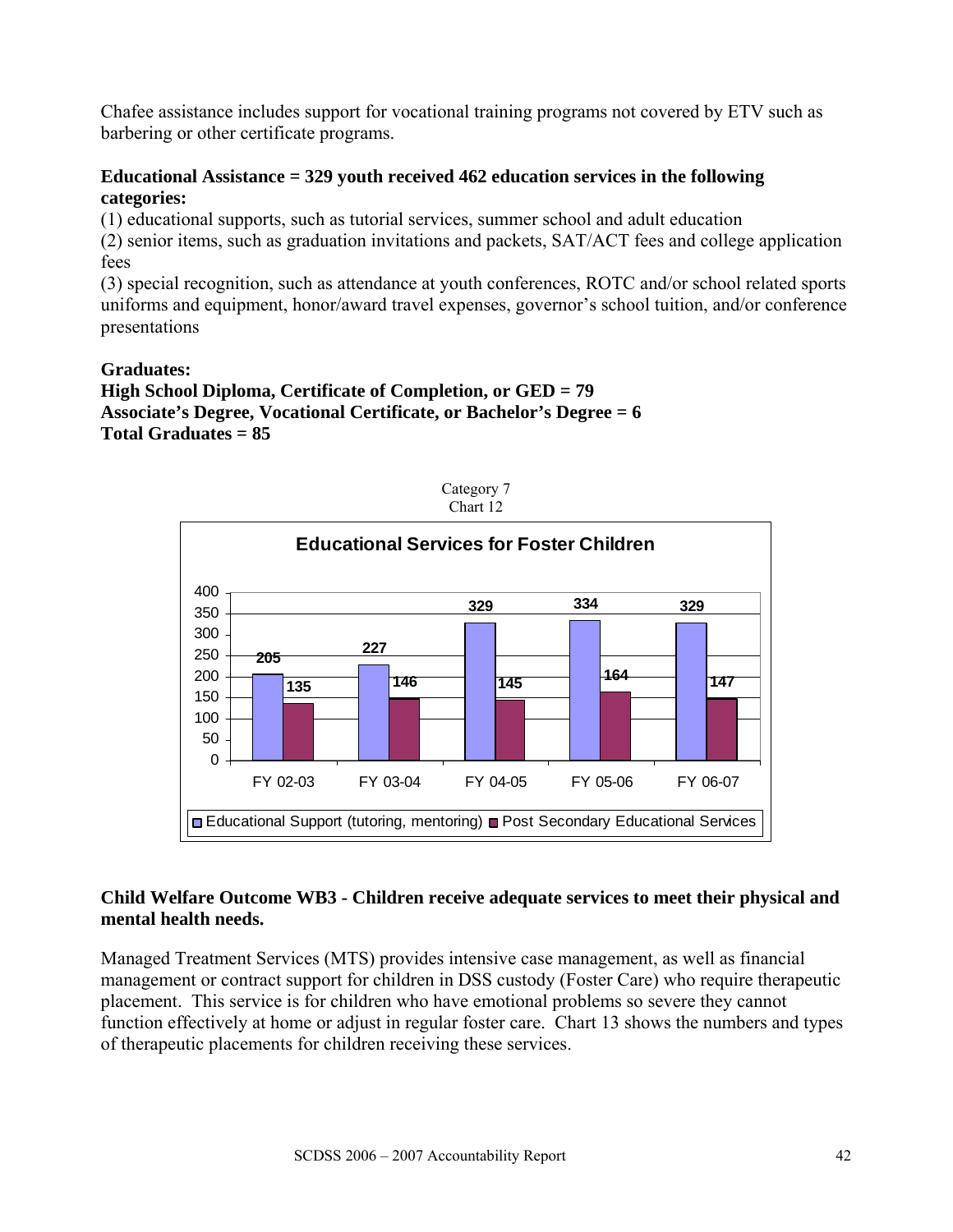Chafee assistance includes support for vocational training programs not covered by ETV such as barbering or other certificate programs.

**Educational Assistance = 329 youth received 462 education services in the following categories:**

(1) educational supports, such as tutorial services, summer school and adult education
(2) senior items, such as graduation invitations and packets, SAT/ACT fees and college application fees
(3) special recognition, such as attendance at youth conferences, ROTC and/or school related sports uniforms and equipment, honor/award travel expenses, governor's school tuition, and/or conference presentations

**Graduates:**
**High School Diploma, Certificate of Completion, or GED = 79**
**Associate's Degree, Vocational Certificate, or Bachelor's Degree = 6**
**Total Graduates = 85**

Category 7
Chart 12

**Educational Services for Foster Children**

| | FY 02-03 | FY 03-04 | FY 04-05 | FY 05-06 | FY 06-07 |
|---|---|---|---|---|---|
| Educational Support (tutoring, mentoring) | 205 | 227 | 329 | 334 | 329 |
| Post Secondary Educational Services | 135 | 146 | 145 | 164 | 147 |

**Child Welfare Outcome WB3 - Children receive adequate services to meet their physical and mental health needs.**

Managed Treatment Services (MTS) provides intensive case management, as well as financial management or contract support for children in DSS custody (Foster Care) who require therapeutic placement. This service is for children who have emotional problems so severe they cannot function effectively at home or adjust in regular foster care. Chart 13 shows the numbers and types of therapeutic placements for children receiving these services.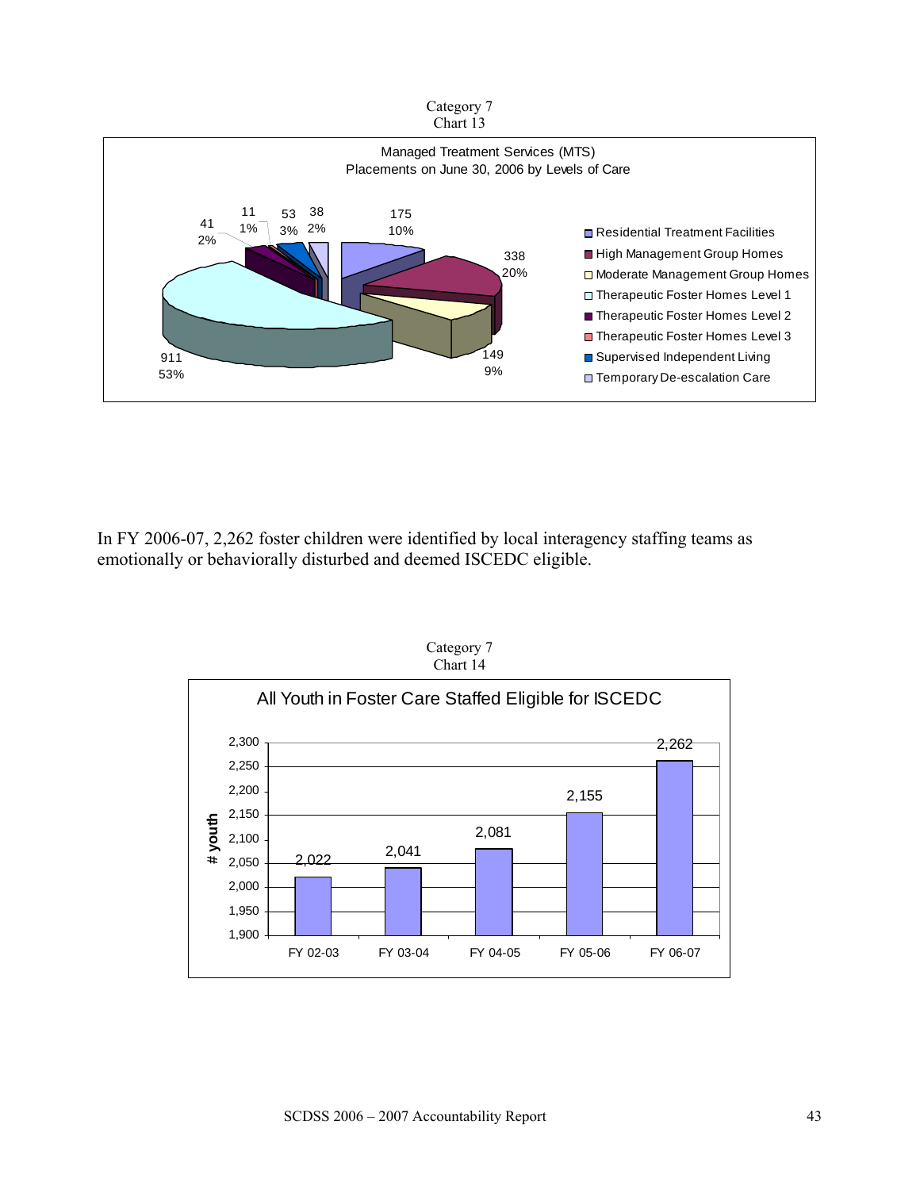Category 7
Chart 13

Managed Treatment Services (MTS)
Placements on June 30, 2006 by Levels of Care

| Level of Care | Placements | Percent |
|---|---|---|
| Residential Treatment Facilities | 175 | 10% |
| High Management Group Homes | 338 | 20% |
| Moderate Management Group Homes | 149 | 9% |
| Therapeutic Foster Homes Level 1 | 911 | 53% |
| Therapeutic Foster Homes Level 2 | 41 | 2% |
| Therapeutic Foster Homes Level 3 | 11 | 1% |
| Supervised Independent Living | 53 | 3% |
| Temporary De-escalation Care | 38 | 2% |

In FY 2006-07, 2,262 foster children were identified by local interagency staffing teams as emotionally or behaviorally disturbed and deemed ISCEDC eligible.

Category 7
Chart 14

All Youth in Foster Care Staffed Eligible for ISCEDC

| Fiscal Year | # youth |
|---|---|
| FY 02-03 | 2,022 |
| FY 03-04 | 2,041 |
| FY 04-05 | 2,081 |
| FY 05-06 | 2,155 |
| FY 06-07 | 2,262 |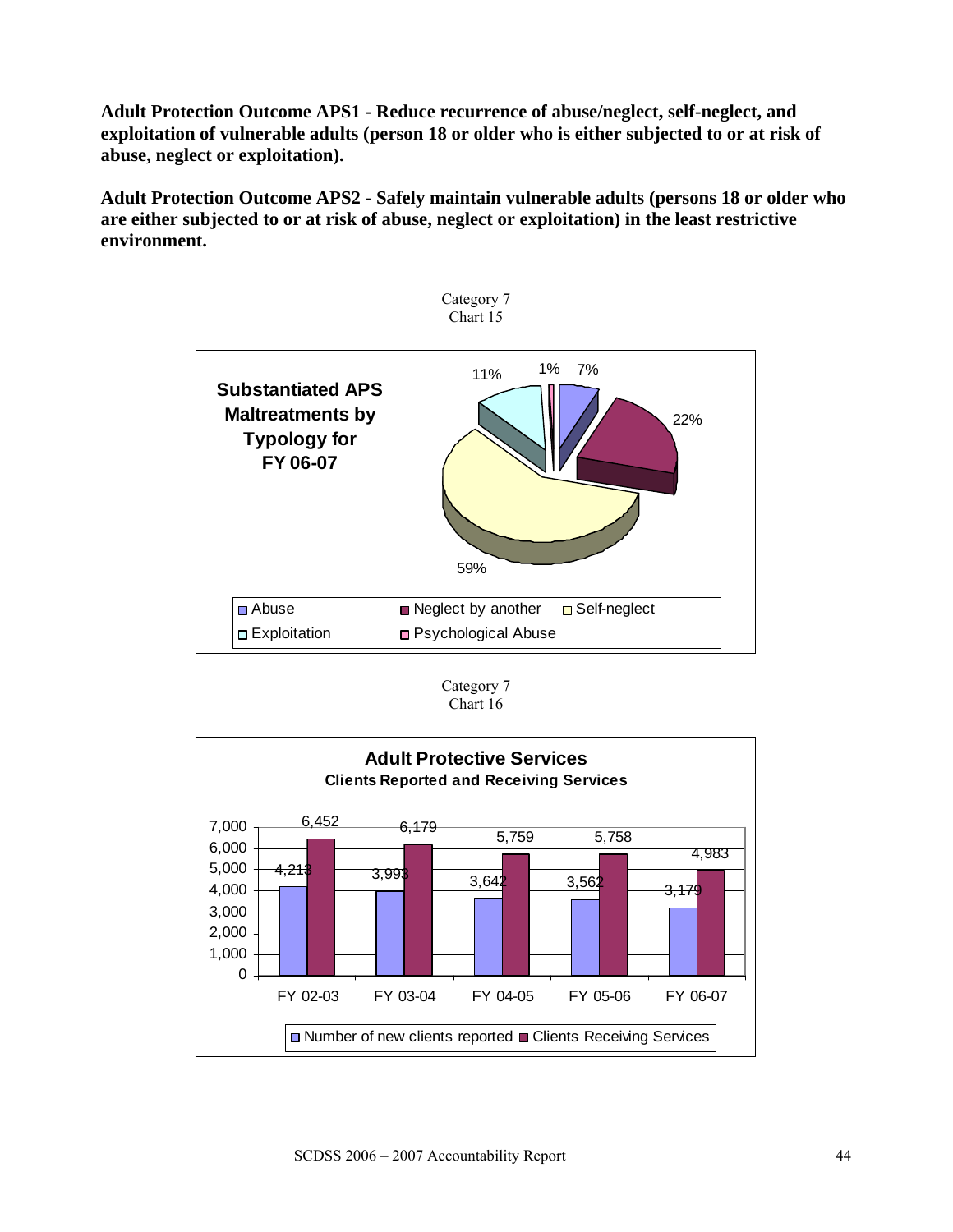**Adult Protection Outcome APS1 - Reduce recurrence of abuse/neglect, self-neglect, and exploitation of vulnerable adults (person 18 or older who is either subjected to or at risk of abuse, neglect or exploitation).**

**Adult Protection Outcome APS2 - Safely maintain vulnerable adults (persons 18 or older who are either subjected to or at risk of abuse, neglect or exploitation) in the least restrictive environment.**

Category 7
Chart 15

**Substantiated APS Maltreatments by Typology for FY 06-07**

| Typology | Percent |
|---|---|
| Abuse | 7% |
| Neglect by another | 22% |
| Self-neglect | 59% |
| Exploitation | 11% |
| Psychological Abuse | 1% |

Category 7
Chart 16

**Adult Protective Services**
**Clients Reported and Receiving Services**

| | FY 02-03 | FY 03-04 | FY 04-05 | FY 05-06 | FY 06-07 |
|---|---|---|---|---|---|
| Number of new clients reported | 4,213 | 3,993 | 3,642 | 3,562 | 3,179 |
| Clients Receiving Services | 6,452 | 6,179 | 5,759 | 5,758 | 4,983 |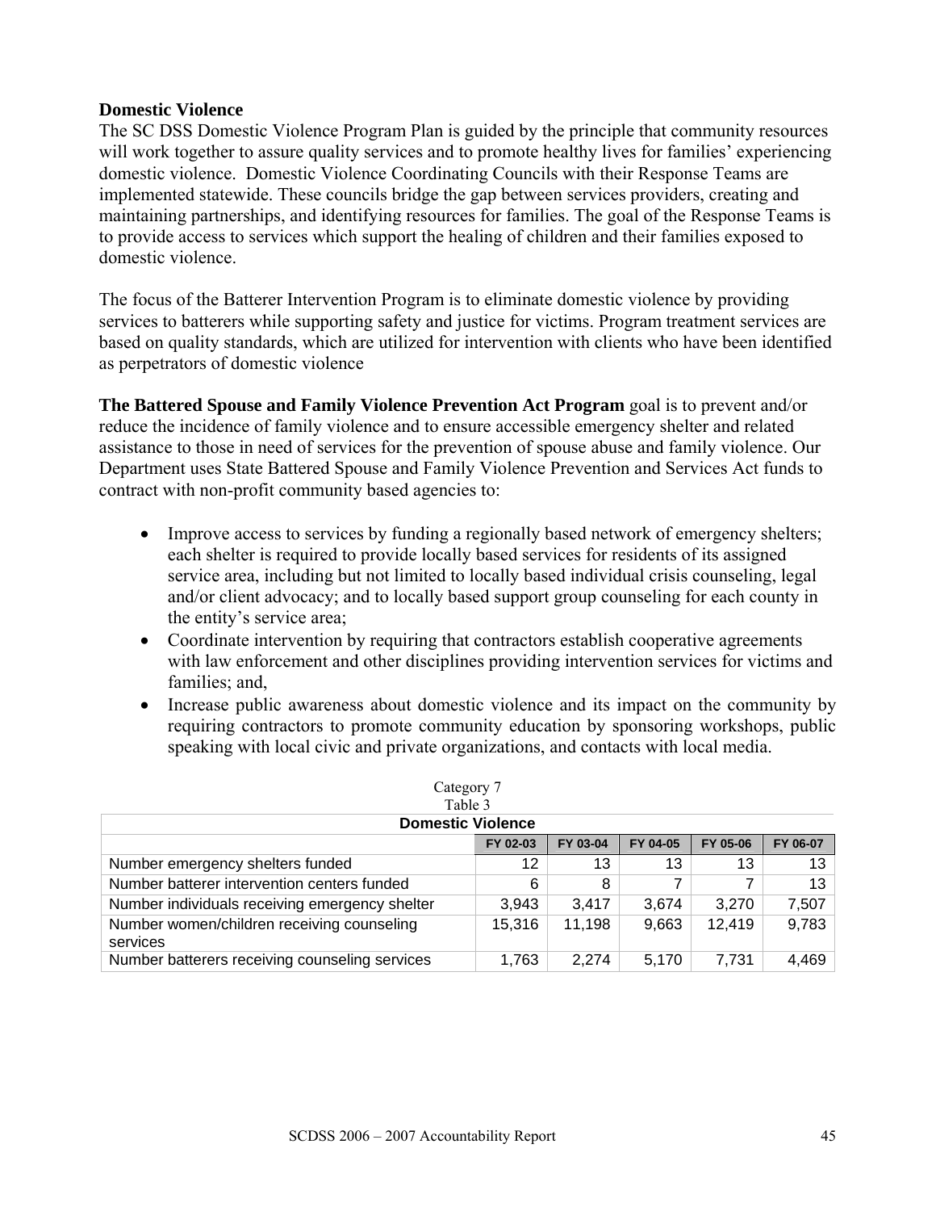## Domestic Violence

The SC DSS Domestic Violence Program Plan is guided by the principle that community resources will work together to assure quality services and to promote healthy lives for families' experiencing domestic violence. Domestic Violence Coordinating Councils with their Response Teams are implemented statewide. These councils bridge the gap between services providers, creating and maintaining partnerships, and identifying resources for families. The goal of the Response Teams is to provide access to services which support the healing of children and their families exposed to domestic violence.

The focus of the Batterer Intervention Program is to eliminate domestic violence by providing services to batterers while supporting safety and justice for victims. Program treatment services are based on quality standards, which are utilized for intervention with clients who have been identified as perpetrators of domestic violence

**The Battered Spouse and Family Violence Prevention Act Program** goal is to prevent and/or reduce the incidence of family violence and to ensure accessible emergency shelter and related assistance to those in need of services for the prevention of spouse abuse and family violence. Our Department uses State Battered Spouse and Family Violence Prevention and Services Act funds to contract with non-profit community based agencies to:

- Improve access to services by funding a regionally based network of emergency shelters; each shelter is required to provide locally based services for residents of its assigned service area, including but not limited to locally based individual crisis counseling, legal and/or client advocacy; and to locally based support group counseling for each county in the entity's service area;
- Coordinate intervention by requiring that contractors establish cooperative agreements with law enforcement and other disciplines providing intervention services for victims and families; and,
- Increase public awareness about domestic violence and its impact on the community by requiring contractors to promote community education by sponsoring workshops, public speaking with local civic and private organizations, and contacts with local media.

Category 7
Table 3

| Domestic Violence | FY 02-03 | FY 03-04 | FY 04-05 | FY 05-06 | FY 06-07 |
|---|---|---|---|---|---|
| Number emergency shelters funded | 12 | 13 | 13 | 13 | 13 |
| Number batterer intervention centers funded | 6 | 8 | 7 | 7 | 13 |
| Number individuals receiving emergency shelter | 3,943 | 3,417 | 3,674 | 3,270 | 7,507 |
| Number women/children receiving counseling services | 15,316 | 11,198 | 9,663 | 12,419 | 9,783 |
| Number batterers receiving counseling services | 1,763 | 2,274 | 5,170 | 7,731 | 4,469 |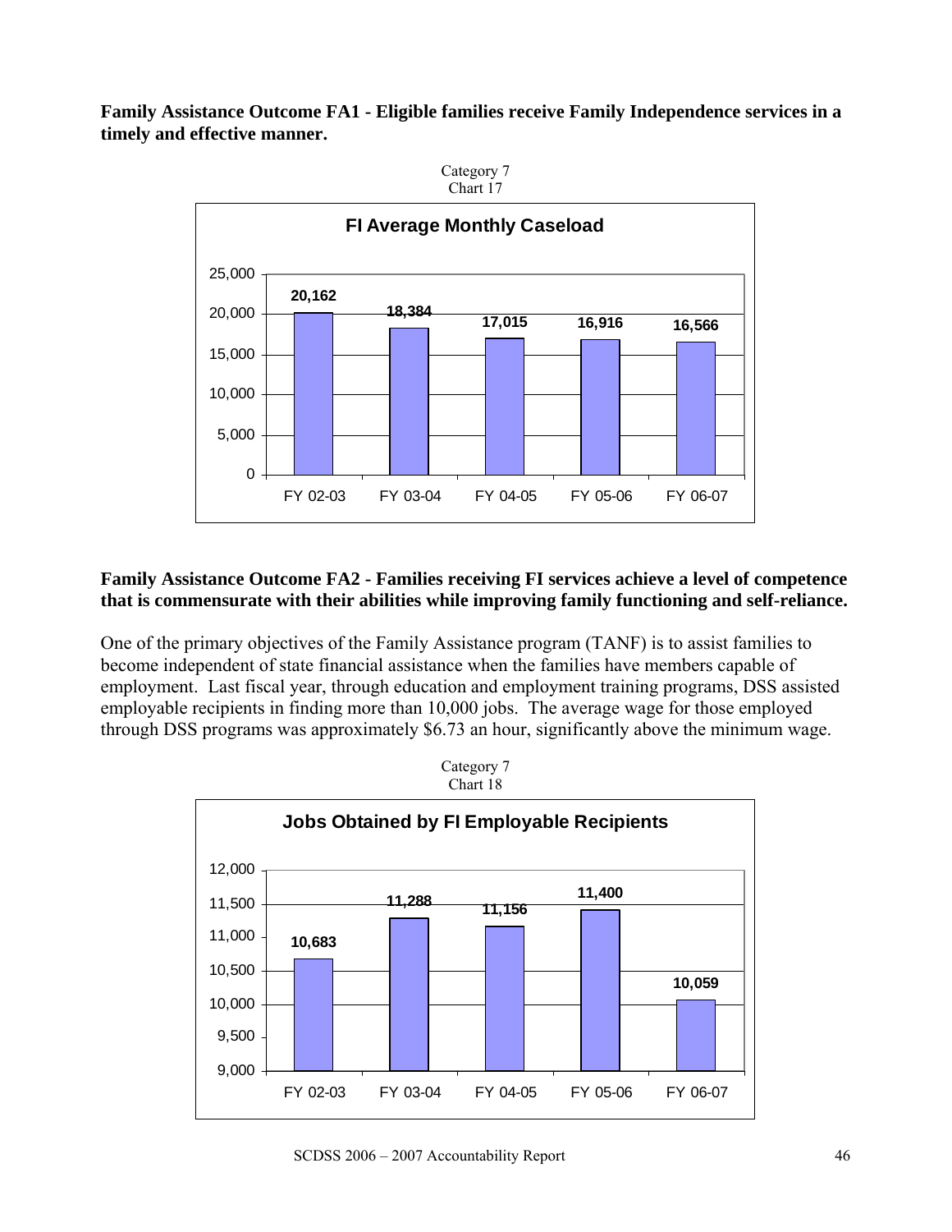**Family Assistance Outcome FA1 - Eligible families receive Family Independence services in a timely and effective manner.**

Category 7
Chart 17

**FI Average Monthly Caseload**

| | FY 02-03 | FY 03-04 | FY 04-05 | FY 05-06 | FY 06-07 |
|---|---|---|---|---|---|
| Caseload | 20,162 | 18,384 | 17,015 | 16,916 | 16,566 |

**Family Assistance Outcome FA2 - Families receiving FI services achieve a level of competence that is commensurate with their abilities while improving family functioning and self-reliance.**

One of the primary objectives of the Family Assistance program (TANF) is to assist families to become independent of state financial assistance when the families have members capable of employment. Last fiscal year, through education and employment training programs, DSS assisted employable recipients in finding more than 10,000 jobs. The average wage for those employed through DSS programs was approximately $6.73 an hour, significantly above the minimum wage.

Category 7
Chart 18

**Jobs Obtained by FI Employable Recipients**

| | FY 02-03 | FY 03-04 | FY 04-05 | FY 05-06 | FY 06-07 |
|---|---|---|---|---|---|
| Jobs | 10,683 | 11,288 | 11,156 | 11,400 | 10,059 |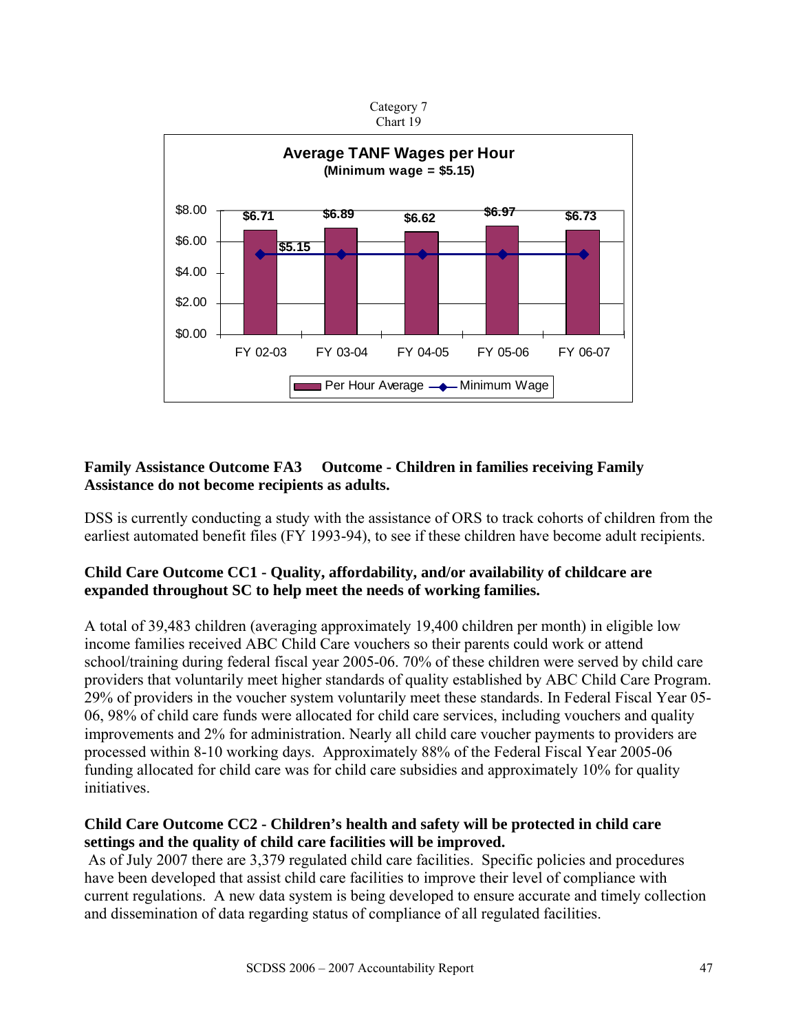Category 7
Chart 19

**Average TANF Wages per Hour**
**(Minimum wage = $5.15)**

| | FY 02-03 | FY 03-04 | FY 04-05 | FY 05-06 | FY 06-07 |
|---|---|---|---|---|---|
| Per Hour Average | $6.71 | $6.89 | $6.62 | $6.97 | $6.73 |
| Minimum Wage | $5.15 | $5.15 | $5.15 | $5.15 | $5.15 |

**Family Assistance Outcome FA3 Outcome - Children in families receiving Family Assistance do not become recipients as adults.**

DSS is currently conducting a study with the assistance of ORS to track cohorts of children from the earliest automated benefit files (FY 1993-94), to see if these children have become adult recipients.

**Child Care Outcome CC1 - Quality, affordability, and/or availability of childcare are expanded throughout SC to help meet the needs of working families.**

A total of 39,483 children (averaging approximately 19,400 children per month) in eligible low income families received ABC Child Care vouchers so their parents could work or attend school/training during federal fiscal year 2005-06. 70% of these children were served by child care providers that voluntarily meet higher standards of quality established by ABC Child Care Program. 29% of providers in the voucher system voluntarily meet these standards. In Federal Fiscal Year 05-06, 98% of child care funds were allocated for child care services, including vouchers and quality improvements and 2% for administration. Nearly all child care voucher payments to providers are processed within 8-10 working days. Approximately 88% of the Federal Fiscal Year 2005-06 funding allocated for child care was for child care subsidies and approximately 10% for quality initiatives.

**Child Care Outcome CC2 - Children's health and safety will be protected in child care settings and the quality of child care facilities will be improved.**

As of July 2007 there are 3,379 regulated child care facilities. Specific policies and procedures have been developed that assist child care facilities to improve their level of compliance with current regulations. A new data system is being developed to ensure accurate and timely collection and dissemination of data regarding status of compliance of all regulated facilities.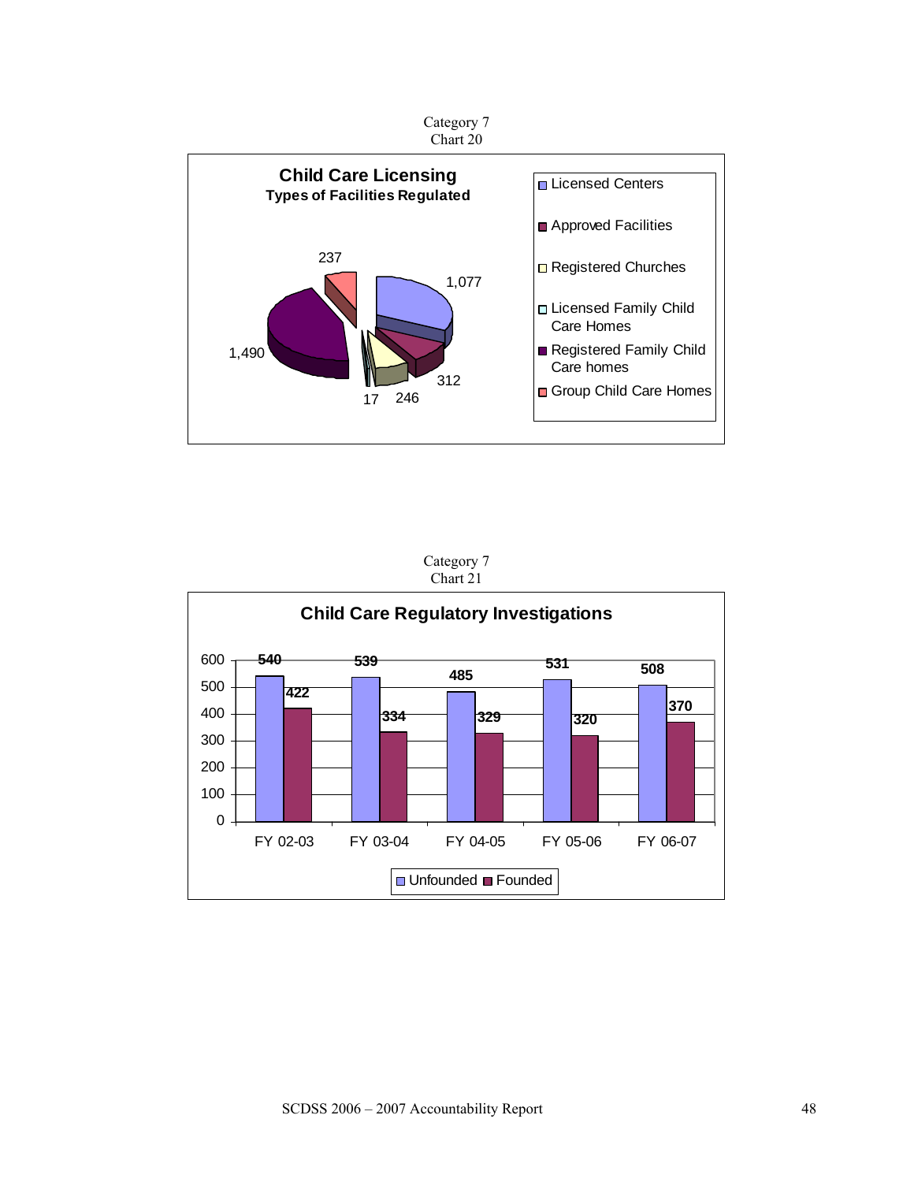Category 7
Chart 20

**Child Care Licensing**
**Types of Facilities Regulated**

| Type of Facility | Number |
|---|---|
| Licensed Centers | 1,077 |
| Approved Facilities | 312 |
| Registered Churches | 246 |
| Licensed Family Child Care Homes | 17 |
| Registered Family Child Care homes | 1,490 |
| Group Child Care Homes | 237 |

Category 7
Chart 21

**Child Care Regulatory Investigations**

| | FY 02-03 | FY 03-04 | FY 04-05 | FY 05-06 | FY 06-07 |
|---|---|---|---|---|---|
| Unfounded | 540 | 539 | 485 | 531 | 508 |
| Founded | 422 | 334 | 329 | 320 | 370 |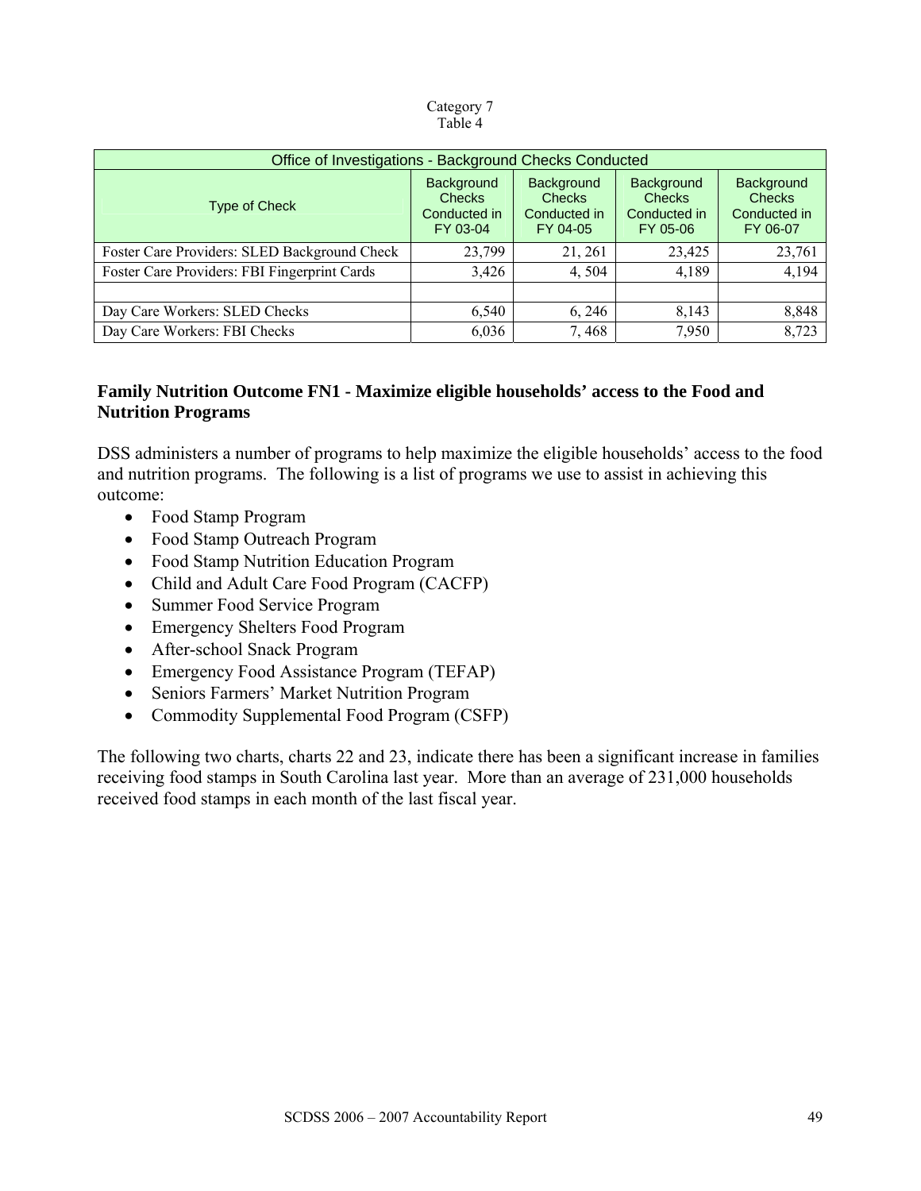Category 7
Table 4

| Office of Investigations - Background Checks Conducted | | | | |
|---|---|---|---|---|
| Type of Check | Background Checks Conducted in FY 03-04 | Background Checks Conducted in FY 04-05 | Background Checks Conducted in FY 05-06 | Background Checks Conducted in FY 06-07 |
| Foster Care Providers: SLED Background Check | 23,799 | 21, 261 | 23,425 | 23,761 |
| Foster Care Providers: FBI Fingerprint Cards | 3,426 | 4, 504 | 4,189 | 4,194 |
| | | | | |
| Day Care Workers: SLED Checks | 6,540 | 6, 246 | 8,143 | 8,848 |
| Day Care Workers: FBI Checks | 6,036 | 7, 468 | 7,950 | 8,723 |

**Family Nutrition Outcome FN1 - Maximize eligible households' access to the Food and Nutrition Programs**

DSS administers a number of programs to help maximize the eligible households' access to the food and nutrition programs. The following is a list of programs we use to assist in achieving this outcome:

- Food Stamp Program
- Food Stamp Outreach Program
- Food Stamp Nutrition Education Program
- Child and Adult Care Food Program (CACFP)
- Summer Food Service Program
- Emergency Shelters Food Program
- After-school Snack Program
- Emergency Food Assistance Program (TEFAP)
- Seniors Farmers' Market Nutrition Program
- Commodity Supplemental Food Program (CSFP)

The following two charts, charts 22 and 23, indicate there has been a significant increase in families receiving food stamps in South Carolina last year. More than an average of 231,000 households received food stamps in each month of the last fiscal year.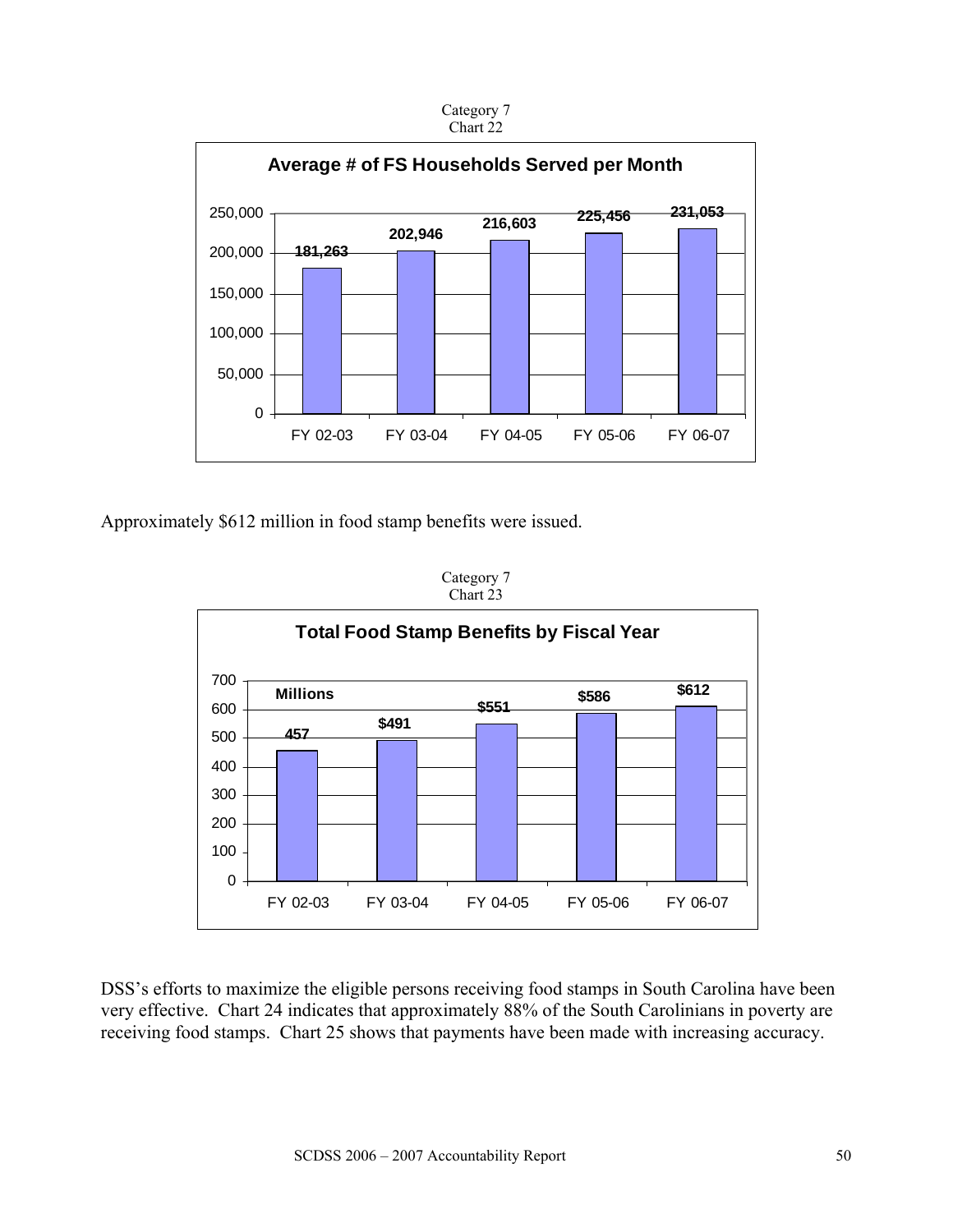Category 7
Chart 22

**Average # of FS Households Served per Month**

| Fiscal Year | Households |
|---|---|
| FY 02-03 | 181,263 |
| FY 03-04 | 202,946 |
| FY 04-05 | 216,603 |
| FY 05-06 | 225,456 |
| FY 06-07 | 231,053 |

Approximately $612 million in food stamp benefits were issued.

Category 7
Chart 23

**Total Food Stamp Benefits by Fiscal Year**

| Fiscal Year | Millions |
|---|---|
| FY 02-03 | 457 |
| FY 03-04 | $491 |
| FY 04-05 | $551 |
| FY 05-06 | $586 |
| FY 06-07 | $612 |

DSS's efforts to maximize the eligible persons receiving food stamps in South Carolina have been very effective. Chart 24 indicates that approximately 88% of the South Carolinians in poverty are receiving food stamps. Chart 25 shows that payments have been made with increasing accuracy.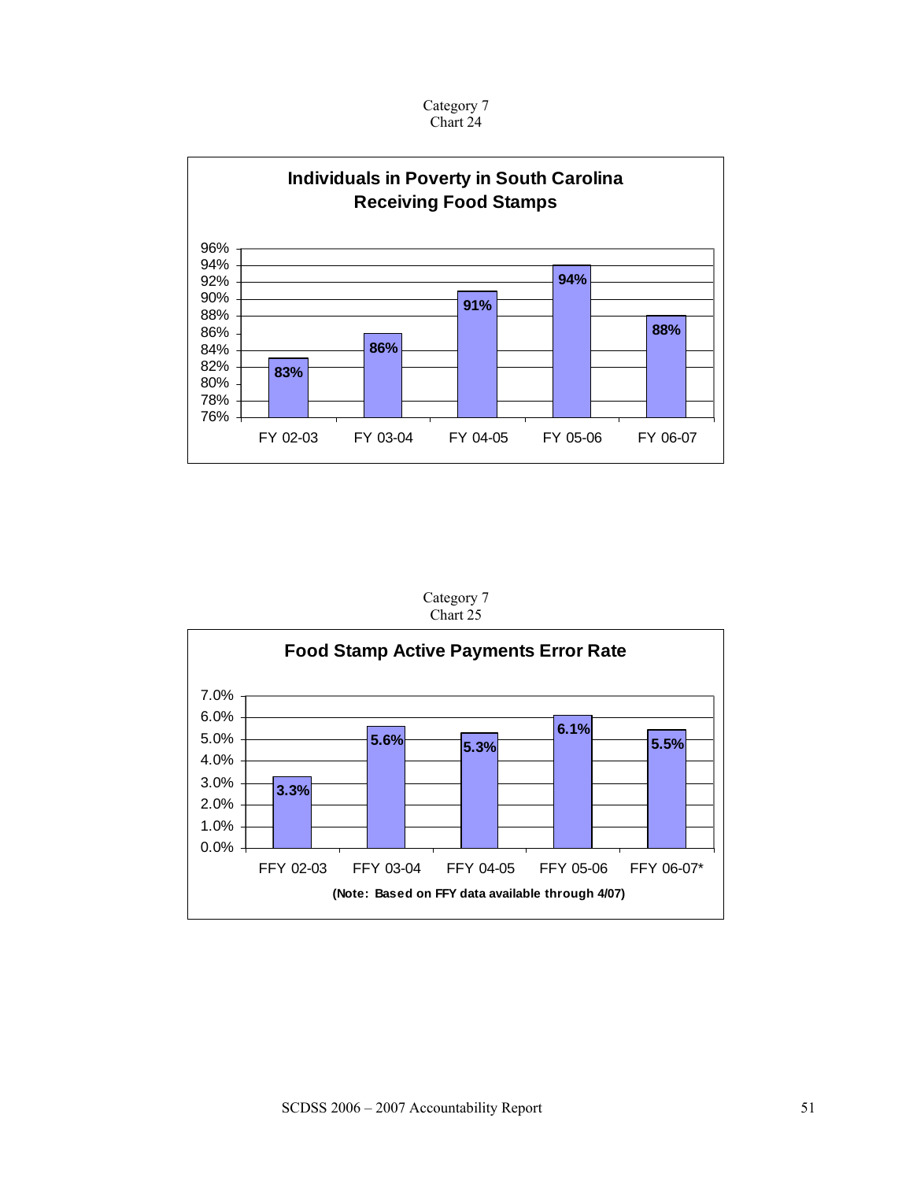Category 7
Chart 24

**Individuals in Poverty in South Carolina Receiving Food Stamps**

| | FY 02-03 | FY 03-04 | FY 04-05 | FY 05-06 | FY 06-07 |
|---|---|---|---|---|---|
| Percent | 83% | 86% | 91% | 94% | 88% |

Category 7
Chart 25

**Food Stamp Active Payments Error Rate**

| | FFY 02-03 | FFY 03-04 | FFY 04-05 | FFY 05-06 | FFY 06-07* |
|---|---|---|---|---|---|
| Error Rate | 3.3% | 5.6% | 5.3% | 6.1% | 5.5% |

**(Note: Based on FFY data available through 4/07)**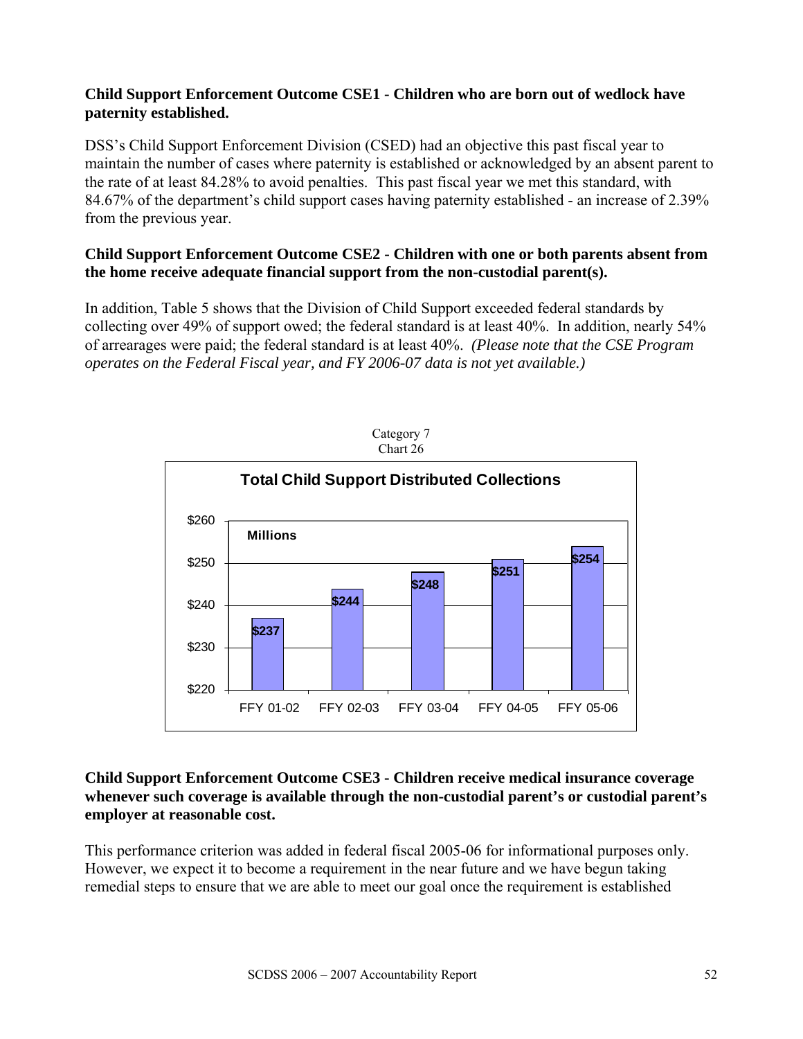**Child Support Enforcement Outcome CSE1 - Children who are born out of wedlock have paternity established.**

DSS's Child Support Enforcement Division (CSED) had an objective this past fiscal year to maintain the number of cases where paternity is established or acknowledged by an absent parent to the rate of at least 84.28% to avoid penalties. This past fiscal year we met this standard, with 84.67% of the department's child support cases having paternity established - an increase of 2.39% from the previous year.

**Child Support Enforcement Outcome CSE2 - Children with one or both parents absent from the home receive adequate financial support from the non-custodial parent(s).**

In addition, Table 5 shows that the Division of Child Support exceeded federal standards by collecting over 49% of support owed; the federal standard is at least 40%. In addition, nearly 54% of arrearages were paid; the federal standard is at least 40%. *(Please note that the CSE Program operates on the Federal Fiscal year, and FY 2006-07 data is not yet available.)*

Category 7
Chart 26

**Total Child Support Distributed Collections**

Millions

| Year | Collections |
|---|---|
| FFY 01-02 | $237 |
| FFY 02-03 | $244 |
| FFY 03-04 | $248 |
| FFY 04-05 | $251 |
| FFY 05-06 | $254 |

**Child Support Enforcement Outcome CSE3 - Children receive medical insurance coverage whenever such coverage is available through the non-custodial parent's or custodial parent's employer at reasonable cost.**

This performance criterion was added in federal fiscal 2005-06 for informational purposes only. However, we expect it to become a requirement in the near future and we have begun taking remedial steps to ensure that we are able to meet our goal once the requirement is established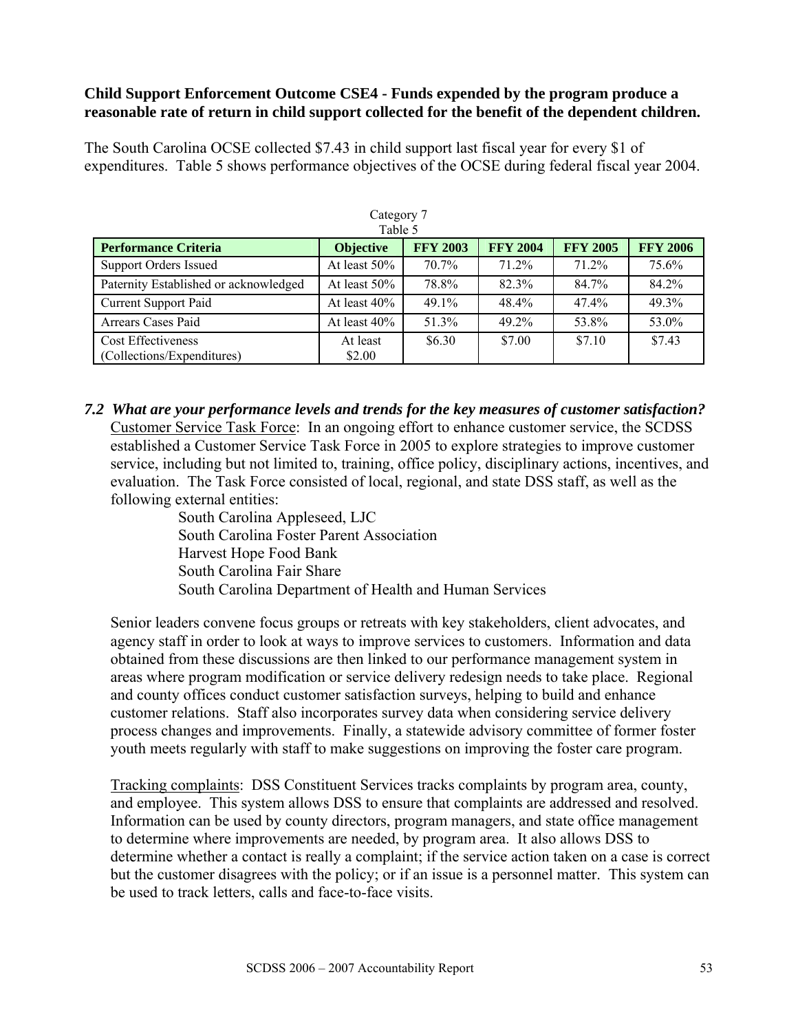**Child Support Enforcement Outcome CSE4 - Funds expended by the program produce a reasonable rate of return in child support collected for the benefit of the dependent children.**

The South Carolina OCSE collected $7.43 in child support last fiscal year for every $1 of expenditures. Table 5 shows performance objectives of the OCSE during federal fiscal year 2004.

Category 7
Table 5

| Performance Criteria | Objective | FFY 2003 | FFY 2004 | FFY 2005 | FFY 2006 |
|---|---|---|---|---|---|
| Support Orders Issued | At least 50% | 70.7% | 71.2% | 71.2% | 75.6% |
| Paternity Established or acknowledged | At least 50% | 78.8% | 82.3% | 84.7% | 84.2% |
| Current Support Paid | At least 40% | 49.1% | 48.4% | 47.4% | 49.3% |
| Arrears Cases Paid | At least 40% | 51.3% | 49.2% | 53.8% | 53.0% |
| Cost Effectiveness (Collections/Expenditures) | At least $2.00 | $6.30 | $7.00 | $7.10 | $7.43 |

***7.2 What are your performance levels and trends for the key measures of customer satisfaction?***

Customer Service Task Force: In an ongoing effort to enhance customer service, the SCDSS established a Customer Service Task Force in 2005 to explore strategies to improve customer service, including but not limited to, training, office policy, disciplinary actions, incentives, and evaluation. The Task Force consisted of local, regional, and state DSS staff, as well as the following external entities:

South Carolina Appleseed, LJC
South Carolina Foster Parent Association
Harvest Hope Food Bank
South Carolina Fair Share
South Carolina Department of Health and Human Services

Senior leaders convene focus groups or retreats with key stakeholders, client advocates, and agency staff in order to look at ways to improve services to customers. Information and data obtained from these discussions are then linked to our performance management system in areas where program modification or service delivery redesign needs to take place. Regional and county offices conduct customer satisfaction surveys, helping to build and enhance customer relations. Staff also incorporates survey data when considering service delivery process changes and improvements. Finally, a statewide advisory committee of former foster youth meets regularly with staff to make suggestions on improving the foster care program.

Tracking complaints: DSS Constituent Services tracks complaints by program area, county, and employee. This system allows DSS to ensure that complaints are addressed and resolved. Information can be used by county directors, program managers, and state office management to determine where improvements are needed, by program area. It also allows DSS to determine whether a contact is really a complaint; if the service action taken on a case is correct but the customer disagrees with the policy; or if an issue is a personnel matter. This system can be used to track letters, calls and face-to-face visits.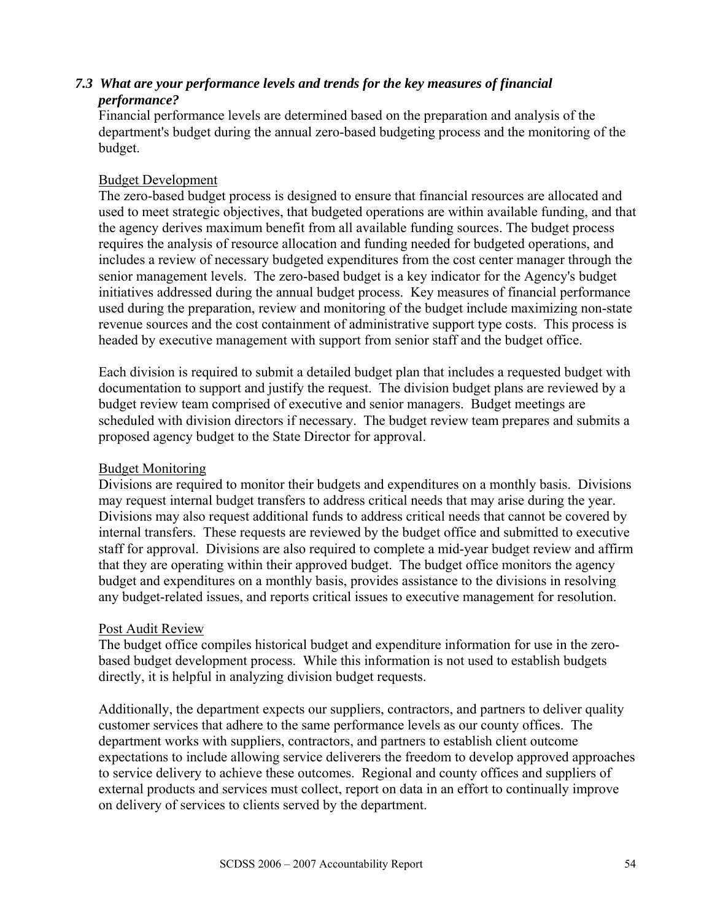### *7.3 What are your performance levels and trends for the key measures of financial performance?*

Financial performance levels are determined based on the preparation and analysis of the department's budget during the annual zero-based budgeting process and the monitoring of the budget.

Budget Development

The zero-based budget process is designed to ensure that financial resources are allocated and used to meet strategic objectives, that budgeted operations are within available funding, and that the agency derives maximum benefit from all available funding sources. The budget process requires the analysis of resource allocation and funding needed for budgeted operations, and includes a review of necessary budgeted expenditures from the cost center manager through the senior management levels. The zero-based budget is a key indicator for the Agency's budget initiatives addressed during the annual budget process. Key measures of financial performance used during the preparation, review and monitoring of the budget include maximizing non-state revenue sources and the cost containment of administrative support type costs. This process is headed by executive management with support from senior staff and the budget office.

Each division is required to submit a detailed budget plan that includes a requested budget with documentation to support and justify the request. The division budget plans are reviewed by a budget review team comprised of executive and senior managers. Budget meetings are scheduled with division directors if necessary. The budget review team prepares and submits a proposed agency budget to the State Director for approval.

Budget Monitoring

Divisions are required to monitor their budgets and expenditures on a monthly basis. Divisions may request internal budget transfers to address critical needs that may arise during the year. Divisions may also request additional funds to address critical needs that cannot be covered by internal transfers. These requests are reviewed by the budget office and submitted to executive staff for approval. Divisions are also required to complete a mid-year budget review and affirm that they are operating within their approved budget. The budget office monitors the agency budget and expenditures on a monthly basis, provides assistance to the divisions in resolving any budget-related issues, and reports critical issues to executive management for resolution.

Post Audit Review

The budget office compiles historical budget and expenditure information for use in the zero-based budget development process. While this information is not used to establish budgets directly, it is helpful in analyzing division budget requests.

Additionally, the department expects our suppliers, contractors, and partners to deliver quality customer services that adhere to the same performance levels as our county offices. The department works with suppliers, contractors, and partners to establish client outcome expectations to include allowing service deliverers the freedom to develop approved approaches to service delivery to achieve these outcomes. Regional and county offices and suppliers of external products and services must collect, report on data in an effort to continually improve on delivery of services to clients served by the department.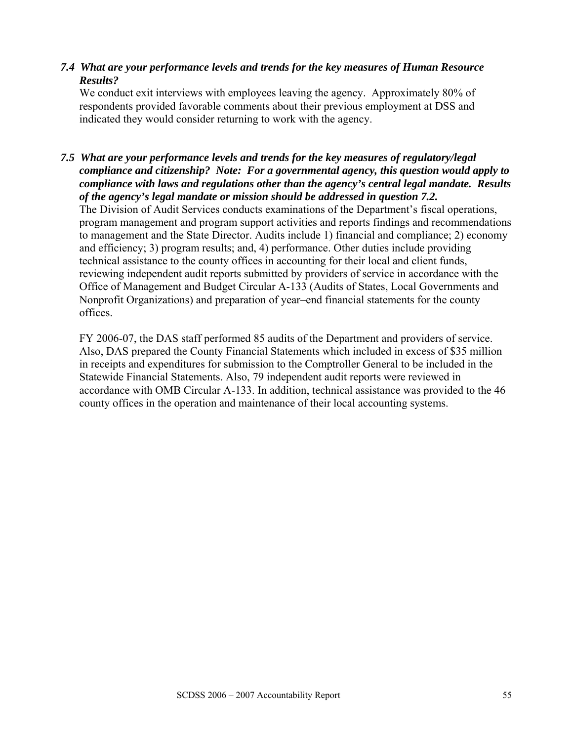### *7.4 What are your performance levels and trends for the key measures of Human Resource Results?*

We conduct exit interviews with employees leaving the agency. Approximately 80% of respondents provided favorable comments about their previous employment at DSS and indicated they would consider returning to work with the agency.

### *7.5 What are your performance levels and trends for the key measures of regulatory/legal compliance and citizenship? Note: For a governmental agency, this question would apply to compliance with laws and regulations other than the agency's central legal mandate. Results of the agency's legal mandate or mission should be addressed in question 7.2.*

The Division of Audit Services conducts examinations of the Department's fiscal operations, program management and program support activities and reports findings and recommendations to management and the State Director. Audits include 1) financial and compliance; 2) economy and efficiency; 3) program results; and, 4) performance. Other duties include providing technical assistance to the county offices in accounting for their local and client funds, reviewing independent audit reports submitted by providers of service in accordance with the Office of Management and Budget Circular A-133 (Audits of States, Local Governments and Nonprofit Organizations) and preparation of year–end financial statements for the county offices.

FY 2006-07, the DAS staff performed 85 audits of the Department and providers of service. Also, DAS prepared the County Financial Statements which included in excess of $35 million in receipts and expenditures for submission to the Comptroller General to be included in the Statewide Financial Statements. Also, 79 independent audit reports were reviewed in accordance with OMB Circular A-133. In addition, technical assistance was provided to the 46 county offices in the operation and maintenance of their local accounting systems.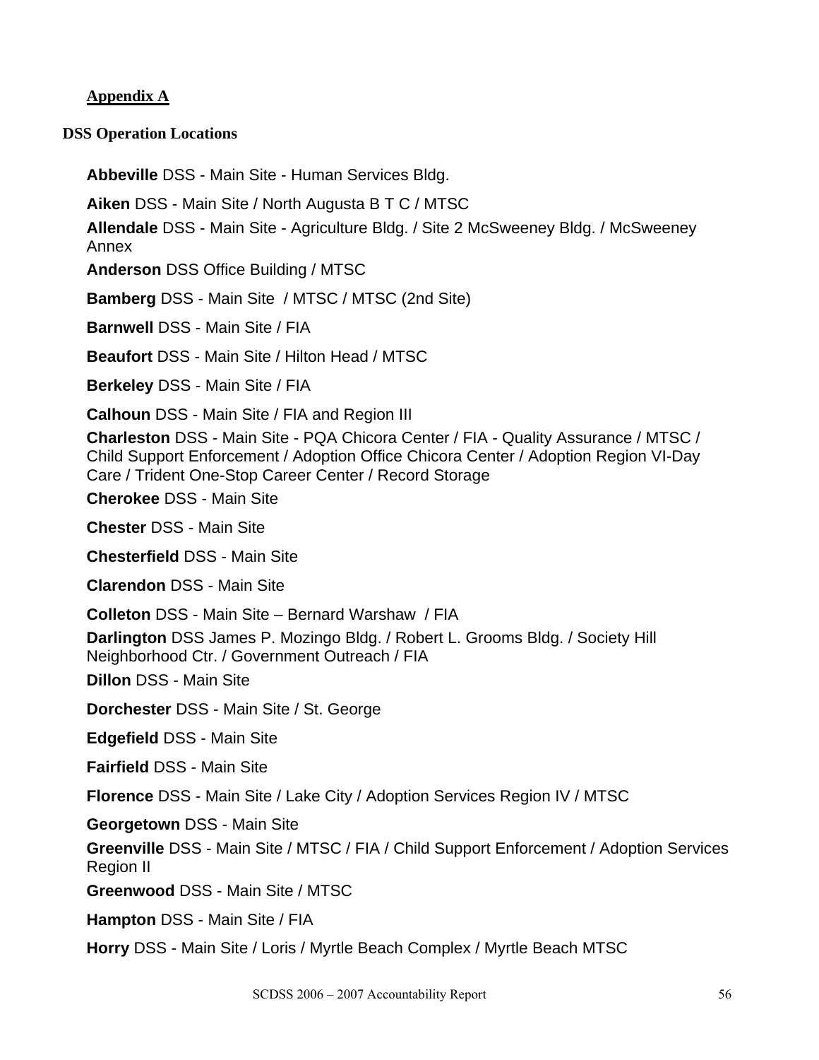## Appendix A

### DSS Operation Locations

**Abbeville** DSS - Main Site - Human Services Bldg.

**Aiken** DSS - Main Site / North Augusta B T C / MTSC

**Allendale** DSS - Main Site - Agriculture Bldg. / Site 2 McSweeney Bldg. / McSweeney Annex

**Anderson** DSS Office Building / MTSC

**Bamberg** DSS - Main Site / MTSC / MTSC (2nd Site)

**Barnwell** DSS - Main Site / FIA

**Beaufort** DSS - Main Site / Hilton Head / MTSC

**Berkeley** DSS - Main Site / FIA

**Calhoun** DSS - Main Site / FIA and Region III

**Charleston** DSS - Main Site - PQA Chicora Center / FIA - Quality Assurance / MTSC / Child Support Enforcement / Adoption Office Chicora Center / Adoption Region VI-Day Care / Trident One-Stop Career Center / Record Storage

**Cherokee** DSS - Main Site

**Chester** DSS - Main Site

**Chesterfield** DSS - Main Site

**Clarendon** DSS - Main Site

**Colleton** DSS - Main Site – Bernard Warshaw / FIA

**Darlington** DSS James P. Mozingo Bldg. / Robert L. Grooms Bldg. / Society Hill Neighborhood Ctr. / Government Outreach / FIA

**Dillon** DSS - Main Site

**Dorchester** DSS - Main Site / St. George

**Edgefield** DSS - Main Site

**Fairfield** DSS - Main Site

**Florence** DSS - Main Site / Lake City / Adoption Services Region IV / MTSC

**Georgetown** DSS - Main Site

**Greenville** DSS - Main Site / MTSC / FIA / Child Support Enforcement / Adoption Services Region II

**Greenwood** DSS - Main Site / MTSC

**Hampton** DSS - Main Site / FIA

**Horry** DSS - Main Site / Loris / Myrtle Beach Complex / Myrtle Beach MTSC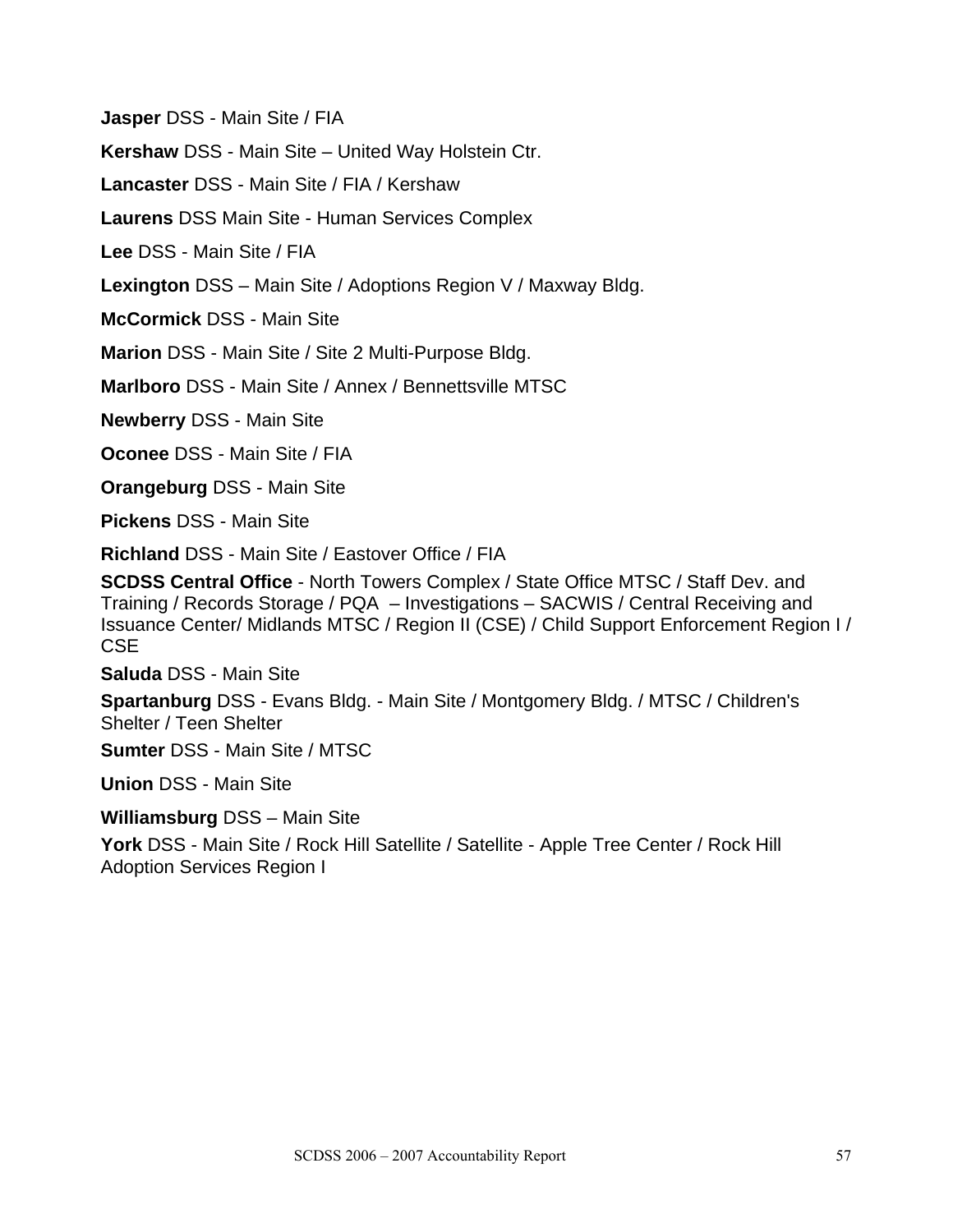**Jasper** DSS - Main Site / FIA

**Kershaw** DSS - Main Site – United Way Holstein Ctr.

**Lancaster** DSS - Main Site / FIA / Kershaw

**Laurens** DSS Main Site - Human Services Complex

**Lee** DSS - Main Site / FIA

**Lexington** DSS – Main Site / Adoptions Region V / Maxway Bldg.

**McCormick** DSS - Main Site

**Marion** DSS - Main Site / Site 2 Multi-Purpose Bldg.

**Marlboro** DSS - Main Site / Annex / Bennettsville MTSC

**Newberry** DSS - Main Site

**Oconee** DSS - Main Site / FIA

**Orangeburg** DSS - Main Site

**Pickens** DSS - Main Site

**Richland** DSS - Main Site / Eastover Office / FIA

**SCDSS Central Office** - North Towers Complex / State Office MTSC / Staff Dev. and Training / Records Storage / PQA – Investigations – SACWIS / Central Receiving and Issuance Center/ Midlands MTSC / Region II (CSE) / Child Support Enforcement Region I / CSE

**Saluda** DSS - Main Site

**Spartanburg** DSS - Evans Bldg. - Main Site / Montgomery Bldg. / MTSC / Children's Shelter / Teen Shelter

**Sumter** DSS - Main Site / MTSC

**Union** DSS - Main Site

**Williamsburg** DSS – Main Site

**York** DSS - Main Site / Rock Hill Satellite / Satellite - Apple Tree Center / Rock Hill Adoption Services Region I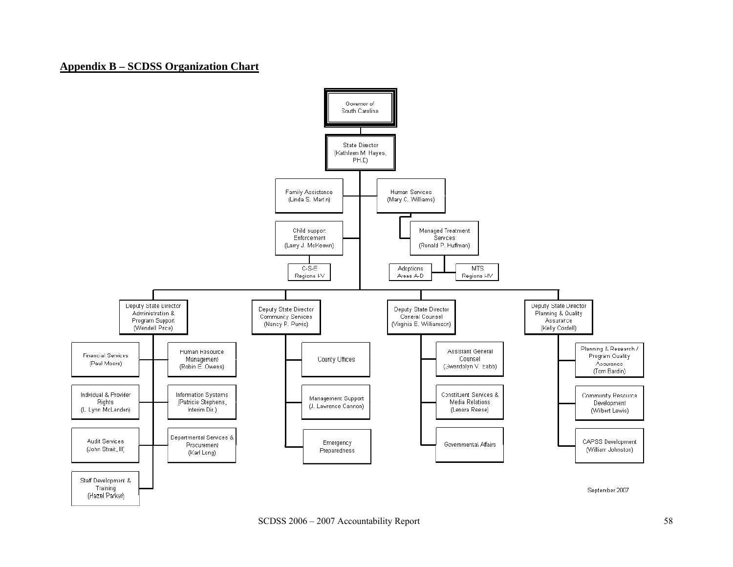## Appendix B – SCDSS Organization Chart

Governor of South Carolina

State Director (Kathleen M. Hayes, PH.D)

Family Assistance (Linda S. Martin)

Human Services (Mary C. Williams)

Child support Enforcement (Larry J. McKeown)

Managed Treatment Services (Ronald P. Huffman)

C-S-E Regions I-V

Adoptions Areas A-D

MTS Regions I-IV

Deputy State Director Administration & Program Support (Wendell Price)

Financial Services (Paul Moore)

Human Resource Management (Robin E. Owens)

Individual & Provider Rights (L. Lynn McLendon)

Information Systems (Patricia Stephens, Interim Dir.)

Audit Services (John Strait, III)

Departmental Services & Procurement (Karl Long)

Staff Development & Training (Hazel Parker)

Deputy State Director Community Services (Nancy P. Purvis)

County Offices

Management Support (J. Lawrence Cannon)

Emergency Preparedness

Deputy State Director General Counsel (Virginia E. Williamson)

Assistant General Counsel (Gwendolyn V. Babb)

Constituent Services & Media Relations (Lenora Reese)

Governmental Affairs

Deputy State Director Planning & Quality Assurance (Kelly Cordell)

Planning & Research / Program Quality Assurance (Tom Bardin)

Community Resource Development (Wilbert Lewis)

CAPSS Development (William Johnston)

September 2007